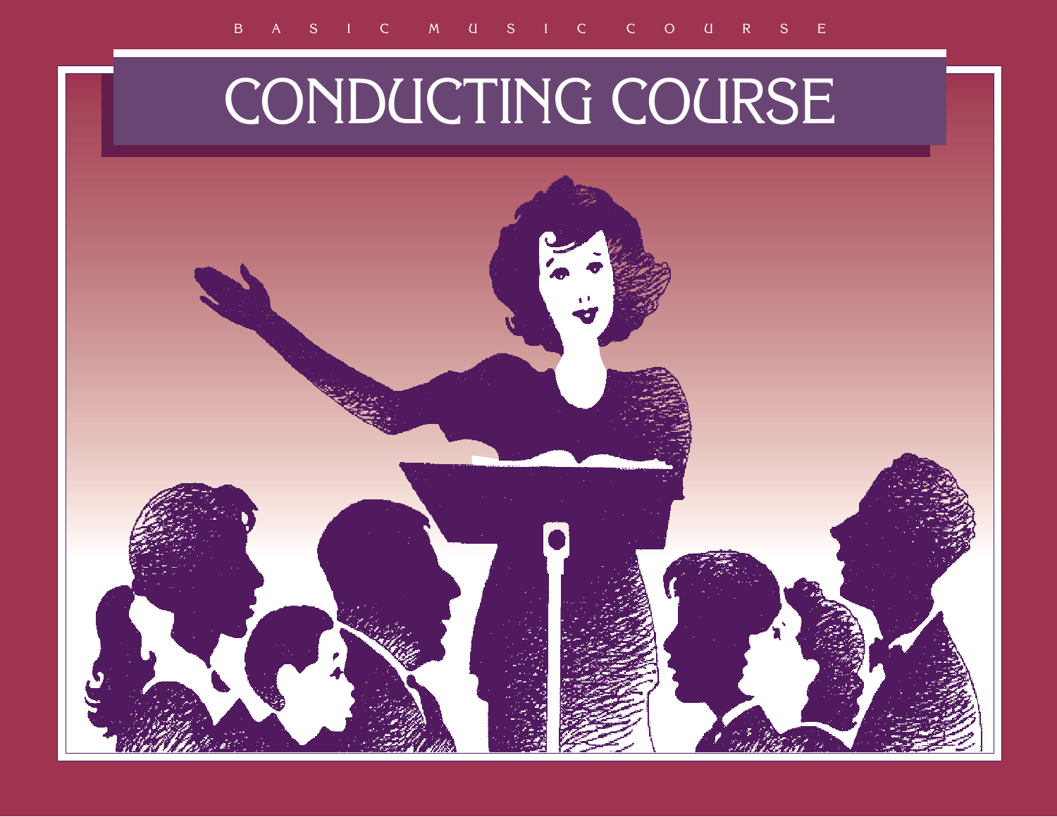BASIC MUSIC COURSE

# CONDUCTING COURSE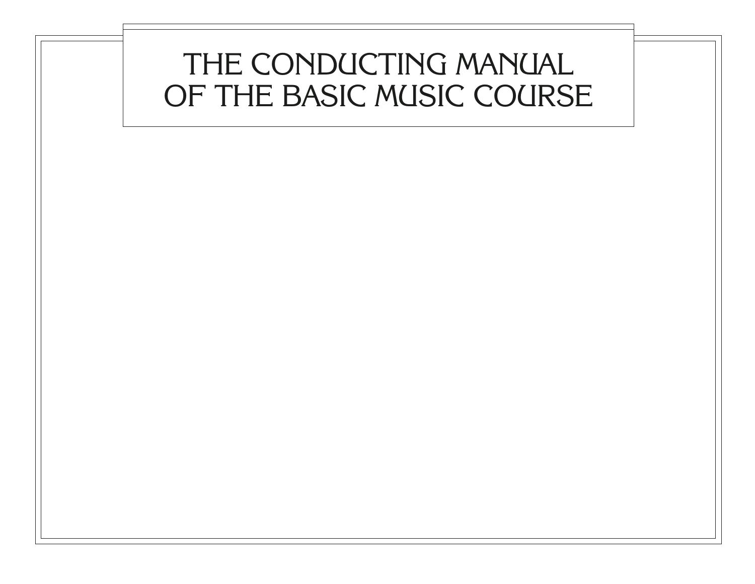# THE CONDUCTING MANUAL OF THE BASIC MUSIC COURSE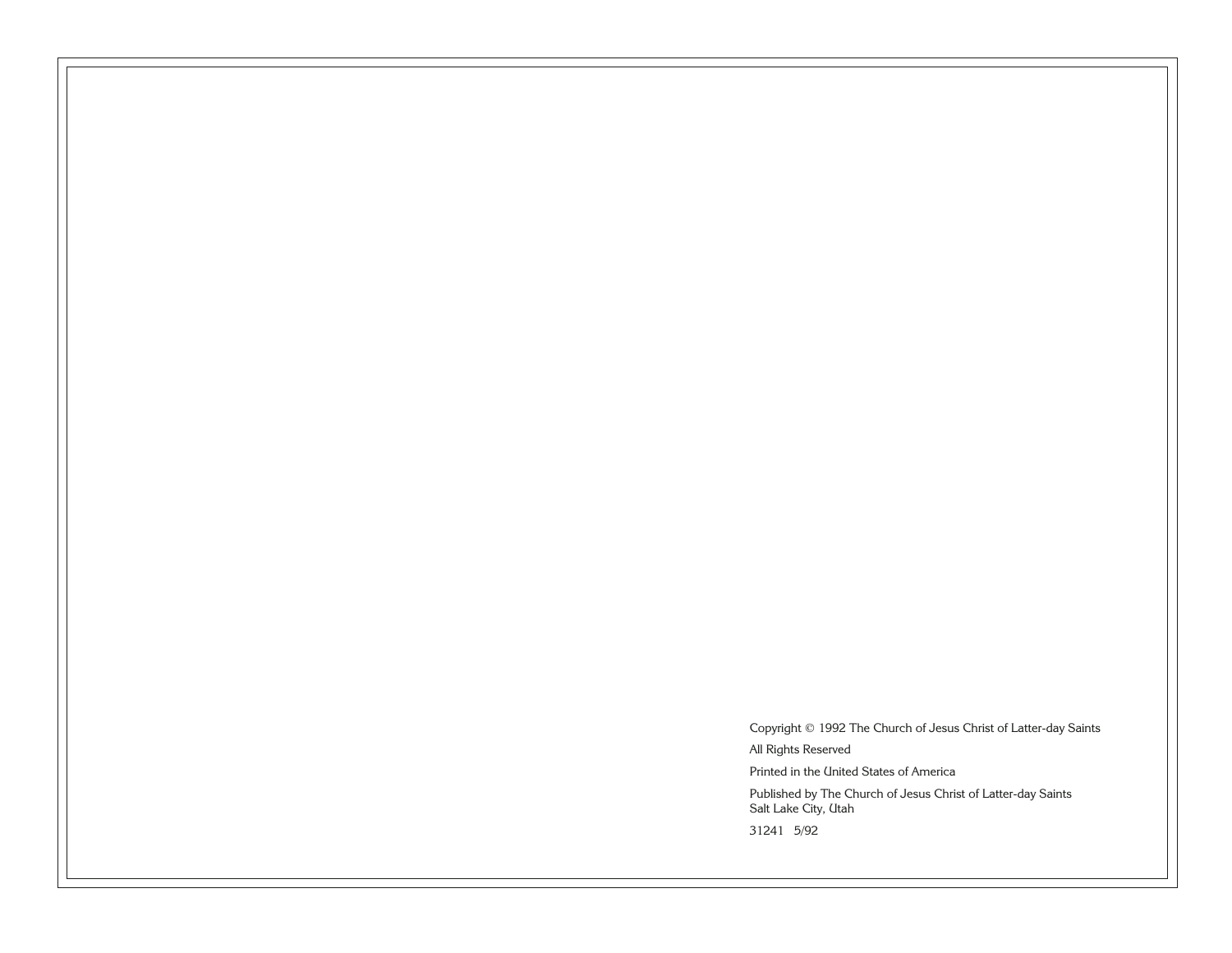Copyright © 1992 The Church of Jesus Christ of Latter-day Saints

All Rights Reserved

Printed in the United States of America

Published by The Church of Jesus Christ of Latter-day Saints
Salt Lake City, Utah

31241 5/92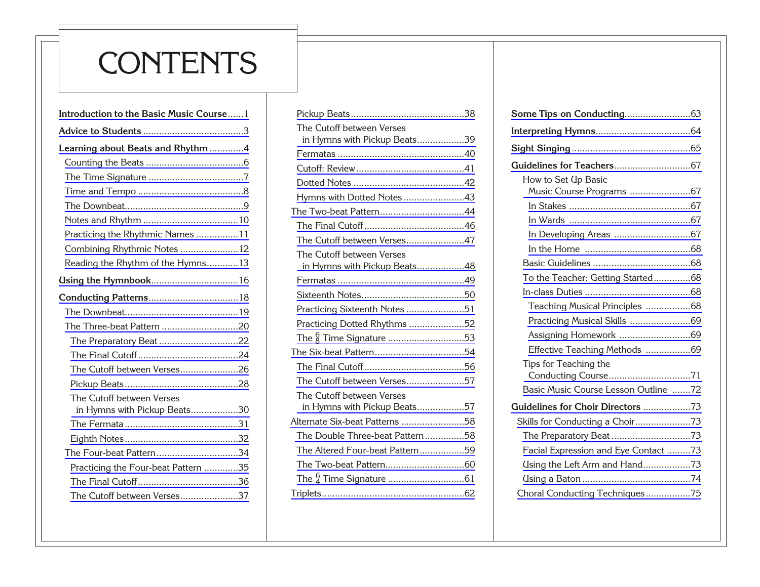# CONTENTS

**Introduction to the Basic Music Course** ...... 1

**Advice to Students** ...... 3

**Learning about Beats and Rhythm** ...... 4

- Counting the Beats ...... 6
- The Time Signature ...... 7
- Time and Tempo ...... 8
- The Downbeat ...... 9
- Notes and Rhythm ...... 10
- Practicing the Rhythmic Names ...... 11
- Combining Rhythmic Notes ...... 12
- Reading the Rhythm of the Hymns ...... 13

**Using the Hymnbook** ...... 16

**Conducting Patterns** ...... 18

- The Downbeat ...... 19
- The Three-beat Pattern ...... 20
  - The Preparatory Beat ...... 22
  - The Final Cutoff ...... 24
  - The Cutoff between Verses ...... 26
  - Pickup Beats ...... 28
  - The Cutoff between Verses in Hymns with Pickup Beats ...... 30
  - The Fermata ...... 31
  - Eighth Notes ...... 32
- The Four-beat Pattern ...... 34
  - Practicing the Four-beat Pattern ...... 35
  - The Final Cutoff ...... 36
  - The Cutoff between Verses ...... 37
  - Pickup Beats ...... 38
  - The Cutoff between Verses in Hymns with Pickup Beats ...... 39
  - Fermatas ...... 40
  - Cutoff: Review ...... 41
  - Dotted Notes ...... 42
  - Hymns with Dotted Notes ...... 43
- The Two-beat Pattern ...... 44
  - The Final Cutoff ...... 46
  - The Cutoff between Verses ...... 47
  - The Cutoff between Verses in Hymns with Pickup Beats ...... 48
  - Fermatas ...... 49
  - Sixteenth Notes ...... 50
  - Practicing Sixteenth Notes ...... 51
  - Practicing Dotted Rhythms ...... 52
  - The $\frac{6}{8}$ Time Signature ...... 53
- The Six-beat Pattern ...... 54
  - The Final Cutoff ...... 56
  - The Cutoff between Verses ...... 57
  - The Cutoff between Verses in Hymns with Pickup Beats ...... 57
- Alternate Six-beat Patterns ...... 58
  - The Double Three-beat Pattern ...... 58
  - The Altered Four-beat Pattern ...... 59
  - The Two-beat Pattern ...... 60
  - The $\frac{6}{4}$ Time Signature ...... 61
- Triplets ...... 62

**Some Tips on Conducting** ...... 63

**Interpreting Hymns** ...... 64

**Sight Singing** ...... 65

**Guidelines for Teachers** ...... 67

- How to Set Up Basic Music Course Programs ...... 67
  - In Stakes ...... 67
  - In Wards ...... 67
  - In Developing Areas ...... 67
  - In the Home ...... 68
- Basic Guidelines ...... 68
- To the Teacher: Getting Started ...... 68
- In-class Duties ...... 68
  - Teaching Musical Principles ...... 68
  - Practicing Musical Skills ...... 69
  - Assigning Homework ...... 69
  - Effective Teaching Methods ...... 69
- Tips for Teaching the Conducting Course ...... 71
- Basic Music Course Lesson Outline ...... 72

**Guidelines for Choir Directors** ...... 73

- Skills for Conducting a Choir ...... 73
  - The Preparatory Beat ...... 73
  - Facial Expression and Eye Contact ...... 73
  - Using the Left Arm and Hand ...... 73
  - Using a Baton ...... 74
- Choral Conducting Techniques ...... 75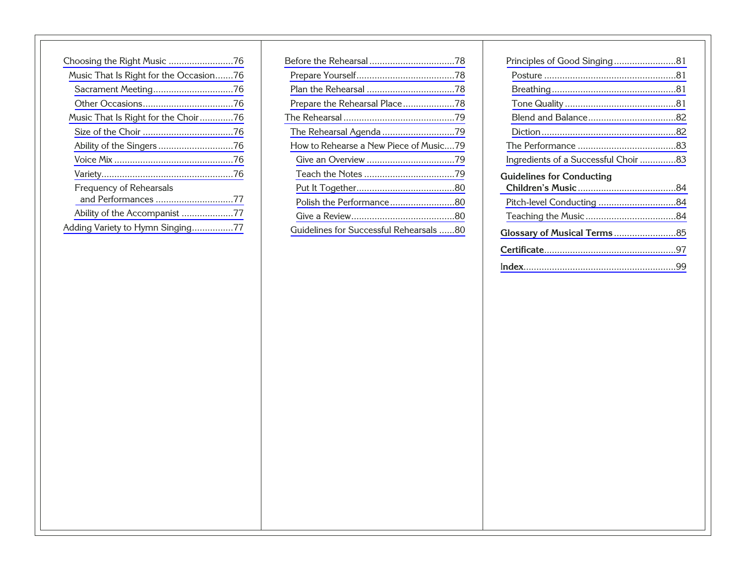- Choosing the Right Music ......................... 76
  - Music That Is Right for the Occasion ....... 76
    - Sacrament Meeting .............................. 76
    - Other Occasions ................................... 76
  - Music That Is Right for the Choir ............. 76
    - Size of the Choir ................................... 76
    - Ability of the Singers ............................. 76
    - Voice Mix .............................................. 76
    - Variety ................................................... 76
    - Frequency of Rehearsals and Performances .............................. 77
    - Ability of the Accompanist .................... 77
- Adding Variety to Hymn Singing ................ 77
- Before the Rehearsal ................................ 78
  - Prepare Yourself ...................................... 78
  - Plan the Rehearsal .................................. 78
  - Prepare the Rehearsal Place .................... 78
- The Rehearsal ........................................... 79
  - The Rehearsal Agenda ............................ 79
  - How to Rehearse a New Piece of Music .... 79
    - Give an Overview .................................. 79
    - Teach the Notes ................................... 79
    - Put It Together ...................................... 80
    - Polish the Performance ......................... 80
    - Give a Review ........................................ 80
  - Guidelines for Successful Rehearsals ...... 80
- Principles of Good Singing ....................... 81
  - Posture .................................................. 81
  - Breathing ............................................... 81
  - Tone Quality .......................................... 81
  - Blend and Balance ................................. 82
  - Diction ................................................... 82
- The Performance ...................................... 83
- Ingredients of a Successful Choir ............. 83

**Guidelines for Conducting Children's Music** ..................................... 84
- Pitch-level Conducting .............................. 84
- Teaching the Music .................................. 84

**Glossary of Musical Terms** ........................ 85

**Certificate** .................................................. 97

Index ........................................................... 99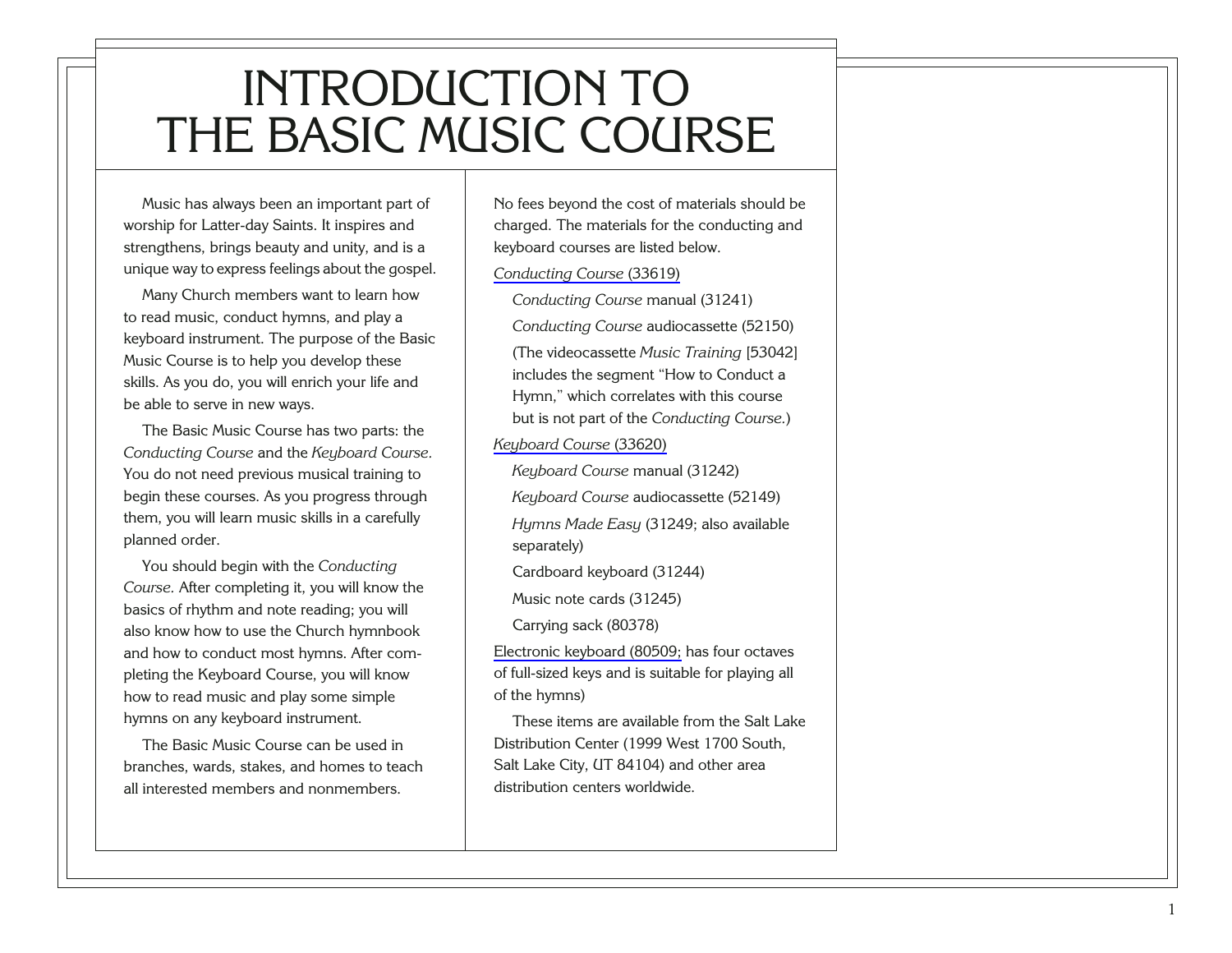# INTRODUCTION TO THE BASIC MUSIC COURSE

Music has always been an important part of worship for Latter-day Saints. It inspires and strengthens, brings beauty and unity, and is a unique way to express feelings about the gospel.

Many Church members want to learn how to read music, conduct hymns, and play a keyboard instrument. The purpose of the Basic Music Course is to help you develop these skills. As you do, you will enrich your life and be able to serve in new ways.

The Basic Music Course has two parts: the *Conducting Course* and the *Keyboard Course.* You do not need previous musical training to begin these courses. As you progress through them, you will learn music skills in a carefully planned order.

You should begin with the *Conducting Course.* After completing it, you will know the basics of rhythm and note reading; you will also know how to use the Church hymnbook and how to conduct most hymns. After completing the Keyboard Course, you will know how to read music and play some simple hymns on any keyboard instrument.

The Basic Music Course can be used in branches, wards, stakes, and homes to teach all interested members and nonmembers. No fees beyond the cost of materials should be charged. The materials for the conducting and keyboard courses are listed below.

*Conducting Course* (33619)

- *Conducting Course* manual (31241)
- *Conducting Course* audiocassette (52150)
- (The videocassette *Music Training* [53042] includes the segment "How to Conduct a Hymn," which correlates with this course but is not part of the *Conducting Course.*)

*Keyboard Course* (33620)

- *Keyboard Course* manual (31242)
- *Keyboard Course* audiocassette (52149)
- *Hymns Made Easy* (31249; also available separately)
- Cardboard keyboard (31244)
- Music note cards (31245)
- Carrying sack (80378)

Electronic keyboard (80509; has four octaves of full-sized keys and is suitable for playing all of the hymns)

These items are available from the Salt Lake Distribution Center (1999 West 1700 South, Salt Lake City, UT 84104) and other area distribution centers worldwide.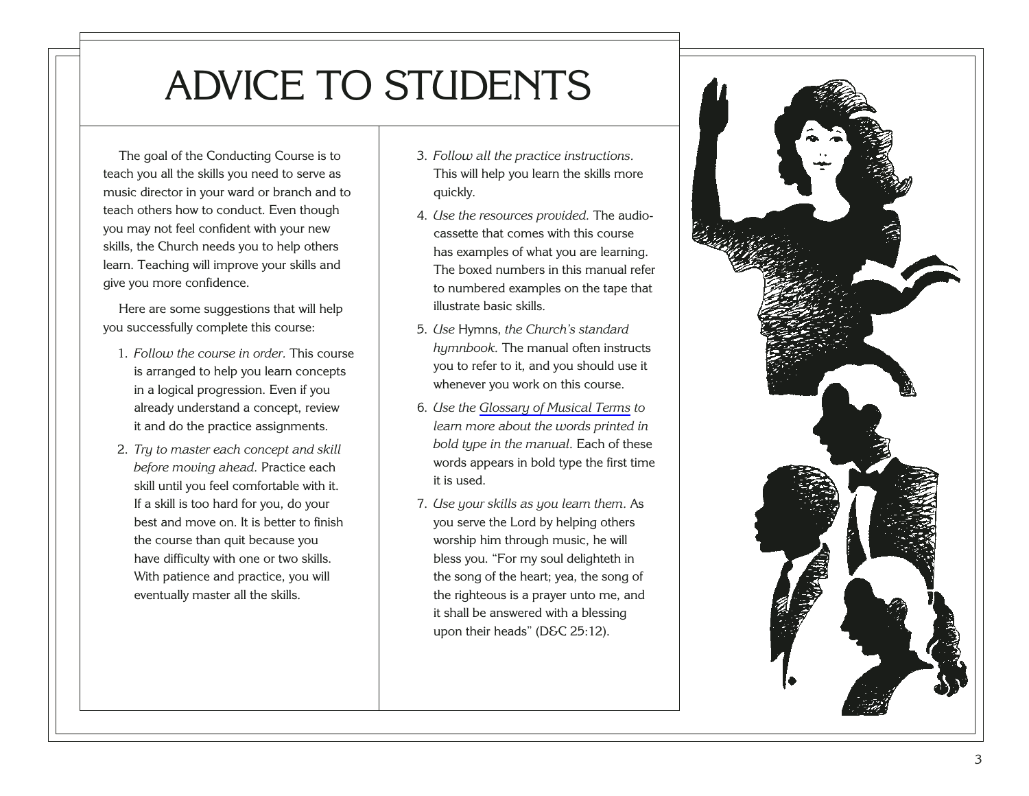# ADVICE TO STUDENTS

The goal of the Conducting Course is to teach you all the skills you need to serve as music director in your ward or branch and to teach others how to conduct. Even though you may not feel confident with your new skills, the Church needs you to help others learn. Teaching will improve your skills and give you more confidence.

Here are some suggestions that will help you successfully complete this course:

1. *Follow the course in order.* This course is arranged to help you learn concepts in a logical progression. Even if you already understand a concept, review it and do the practice assignments.
2. *Try to master each concept and skill before moving ahead.* Practice each skill until you feel comfortable with it. If a skill is too hard for you, do your best and move on. It is better to finish the course than quit because you have difficulty with one or two skills. With patience and practice, you will eventually master all the skills.
3. *Follow all the practice instructions.* This will help you learn the skills more quickly.
4. *Use the resources provided.* The audiocassette that comes with this course has examples of what you are learning. The boxed numbers in this manual refer to numbered examples on the tape that illustrate basic skills.
5. *Use* Hymns, *the Church's standard hymnbook.* The manual often instructs you to refer to it, and you should use it whenever you work on this course.
6. *Use the Glossary of Musical Terms to learn more about the words printed in bold type in the manual.* Each of these words appears in bold type the first time it is used.
7. *Use your skills as you learn them.* As you serve the Lord by helping others worship him through music, he will bless you. "For my soul delighteth in the song of the heart; yea, the song of the righteous is a prayer unto me, and it shall be answered with a blessing upon their heads" (D&C 25:12).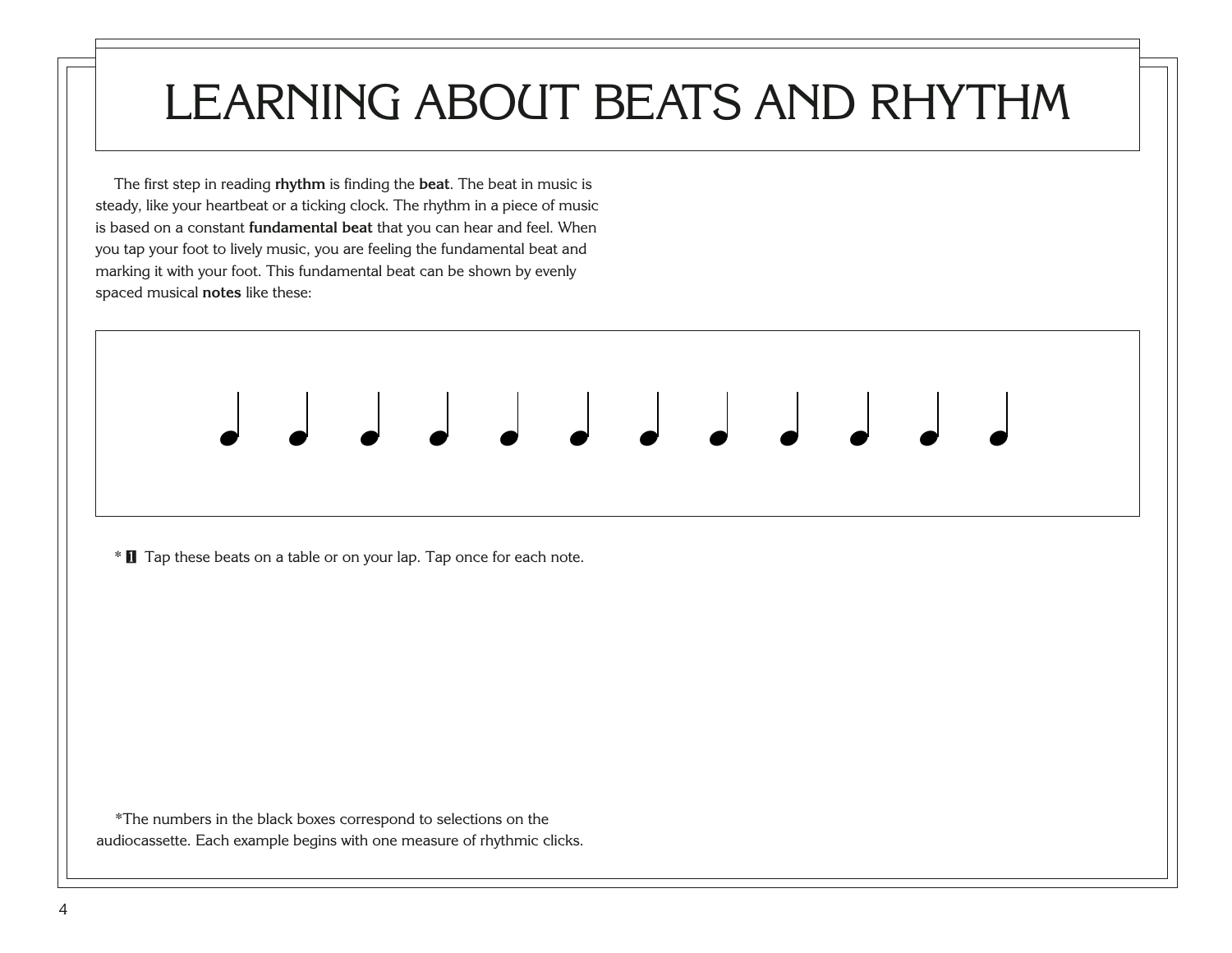# LEARNING ABOUT BEATS AND RHYTHM

The first step in reading **rhythm** is finding the **beat**. The beat in music is steady, like your heartbeat or a ticking clock. The rhythm in a piece of music is based on a constant **fundamental beat** that you can hear and feel. When you tap your foot to lively music, you are feeling the fundamental beat and marking it with your foot. This fundamental beat can be shown by evenly spaced musical **notes** like these:

*1 Tap these beats on a table or on your lap. Tap once for each note.

*The numbers in the black boxes correspond to selections on the audiocassette. Each example begins with one measure of rhythmic clicks.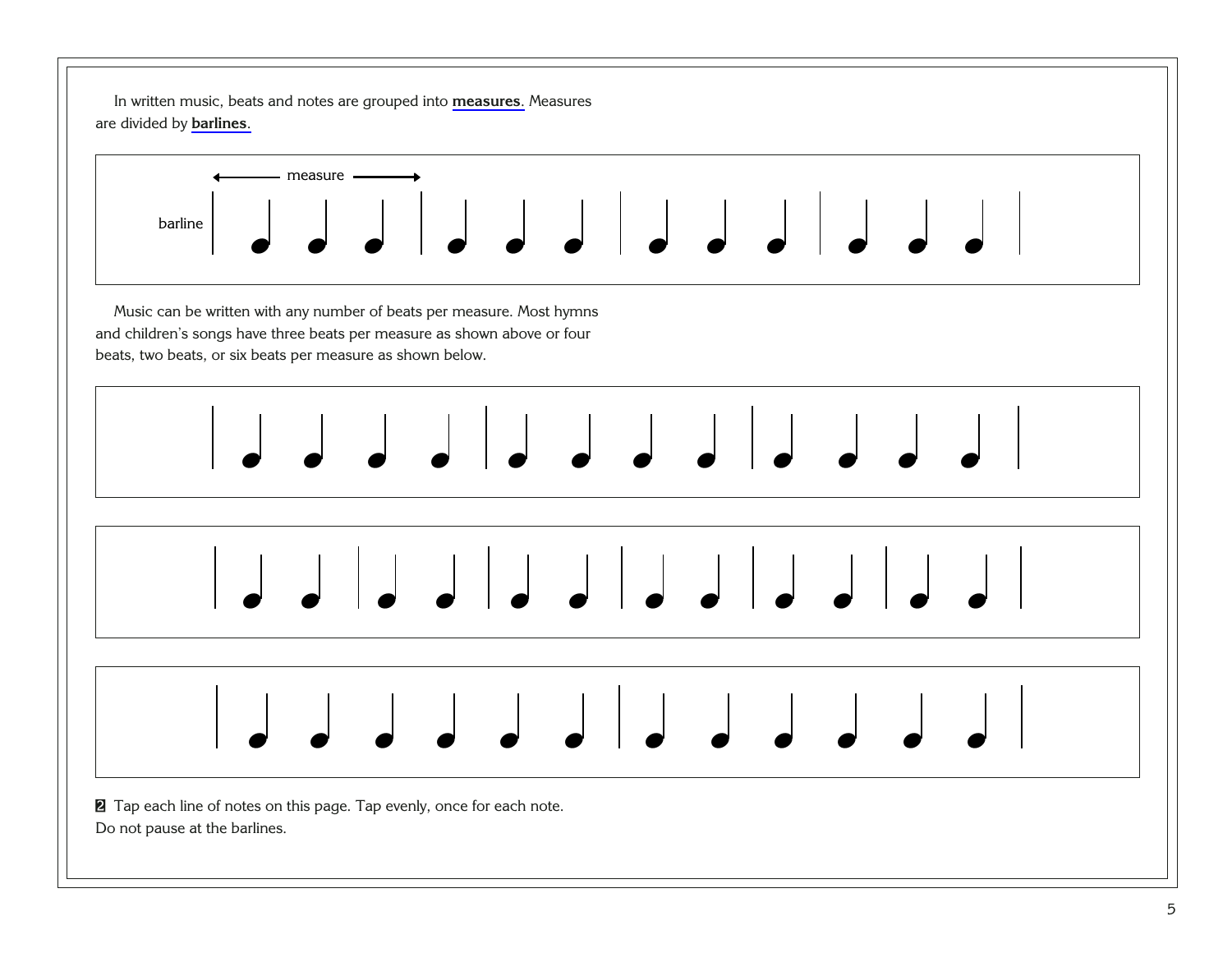In written music, beats and notes are grouped into **measures**. Measures are divided by **barlines**.

measure

barline

Music can be written with any number of beats per measure. Most hymns and children's songs have three beats per measure as shown above or four beats, two beats, or six beats per measure as shown below.

2 Tap each line of notes on this page. Tap evenly, once for each note. Do not pause at the barlines.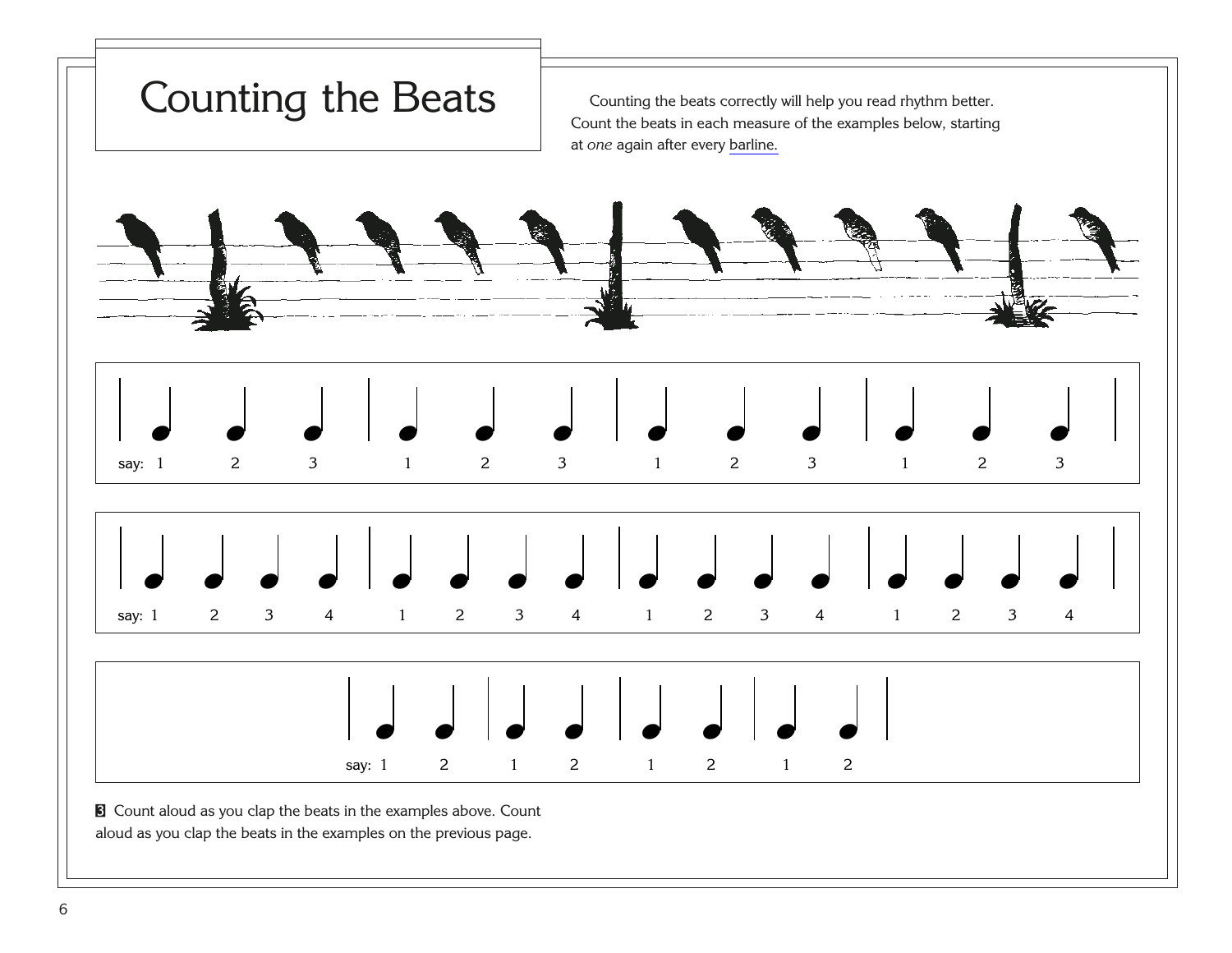# Counting the Beats

Counting the beats correctly will help you read rhythm better. Count the beats in each measure of the examples below, starting at *one* again after every barline.

say: 1 2 3 1 2 3 1 2 3 1 2 3

say: 1 2 3 4 1 2 3 4 1 2 3 4 1 2 3 4

say: 1 2 1 2 1 2 1 2

**3** Count aloud as you clap the beats in the examples above. Count aloud as you clap the beats in the examples on the previous page.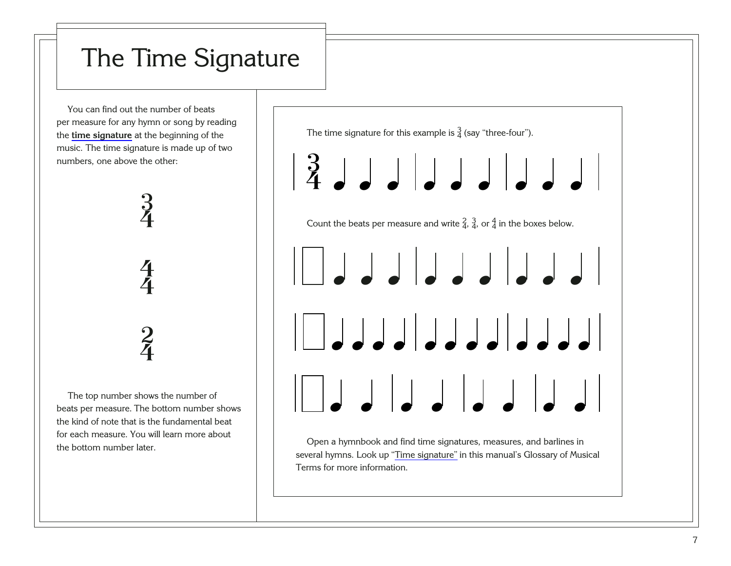# The Time Signature

You can find out the number of beats per measure for any hymn or song by reading the **time signature** at the beginning of the music. The time signature is made up of two numbers, one above the other:

$$\begin{matrix}3\\4\end{matrix}$$

$$\begin{matrix}4\\4\end{matrix}$$

$$\begin{matrix}2\\4\end{matrix}$$

The top number shows the number of beats per measure. The bottom number shows the kind of note that is the fundamental beat for each measure. You will learn more about the bottom number later.

The time signature for this example is $\frac{3}{4}$ (say "three-four").

Count the beats per measure and write $\frac{2}{4}$, $\frac{3}{4}$, or $\frac{4}{4}$ in the boxes below.

Open a hymnbook and find time signatures, measures, and barlines in several hymns. Look up "Time signature" in this manual's Glossary of Musical Terms for more information.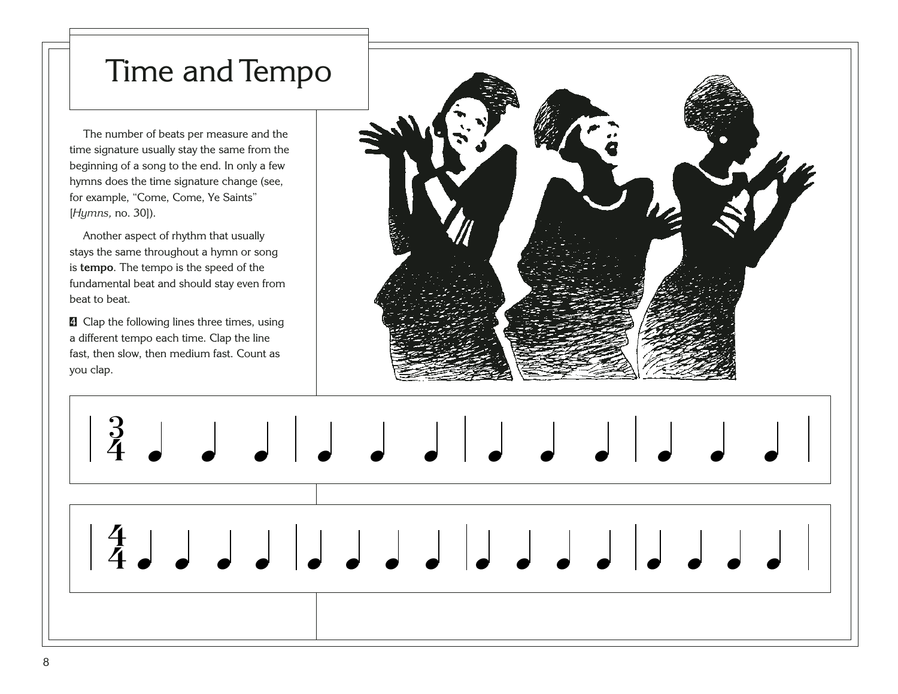# Time and Tempo

The number of beats per measure and the time signature usually stay the same from the beginning of a song to the end. In only a few hymns does the time signature change (see, for example, "Come, Come, Ye Saints" [*Hymns,* no. 30]).

Another aspect of rhythm that usually stays the same throughout a hymn or song is **tempo**. The tempo is the speed of the fundamental beat and should stay even from beat to beat.

**4** Clap the following lines three times, using a different tempo each time. Clap the line fast, then slow, then medium fast. Count as you clap.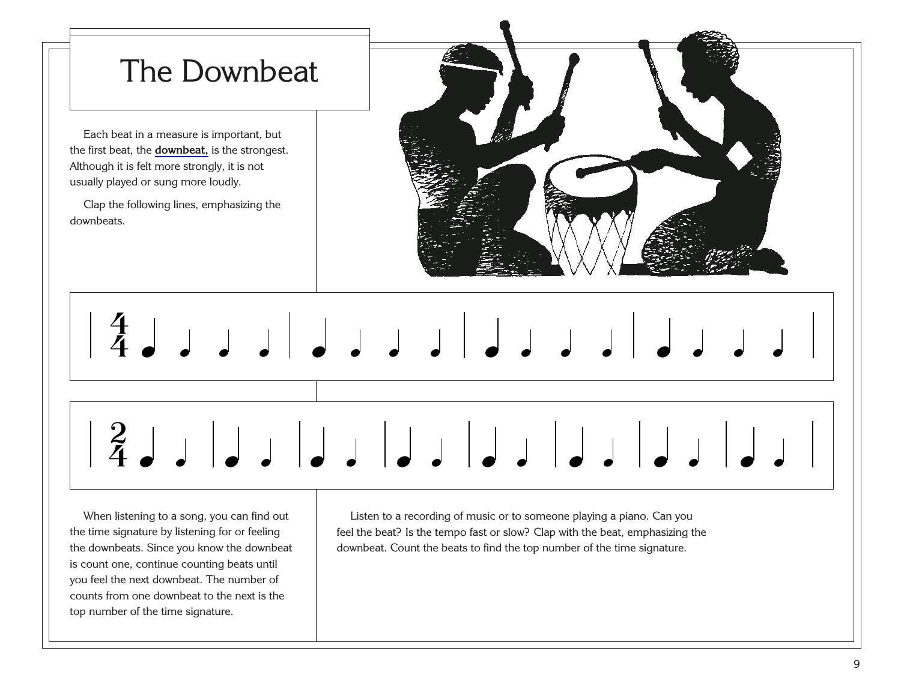# The Downbeat

Each beat in a measure is important, but the first beat, the **downbeat,** is the strongest. Although it is felt more strongly, it is not usually played or sung more loudly.

Clap the following lines, emphasizing the downbeats.

When listening to a song, you can find out the time signature by listening for or feeling the downbeats. Since you know the downbeat is count one, continue counting beats until you feel the next downbeat. The number of counts from one downbeat to the next is the top number of the time signature.

Listen to a recording of music or to someone playing a piano. Can you feel the beat? Is the tempo fast or slow? Clap with the beat, emphasizing the downbeat. Count the beats to find the top number of the time signature.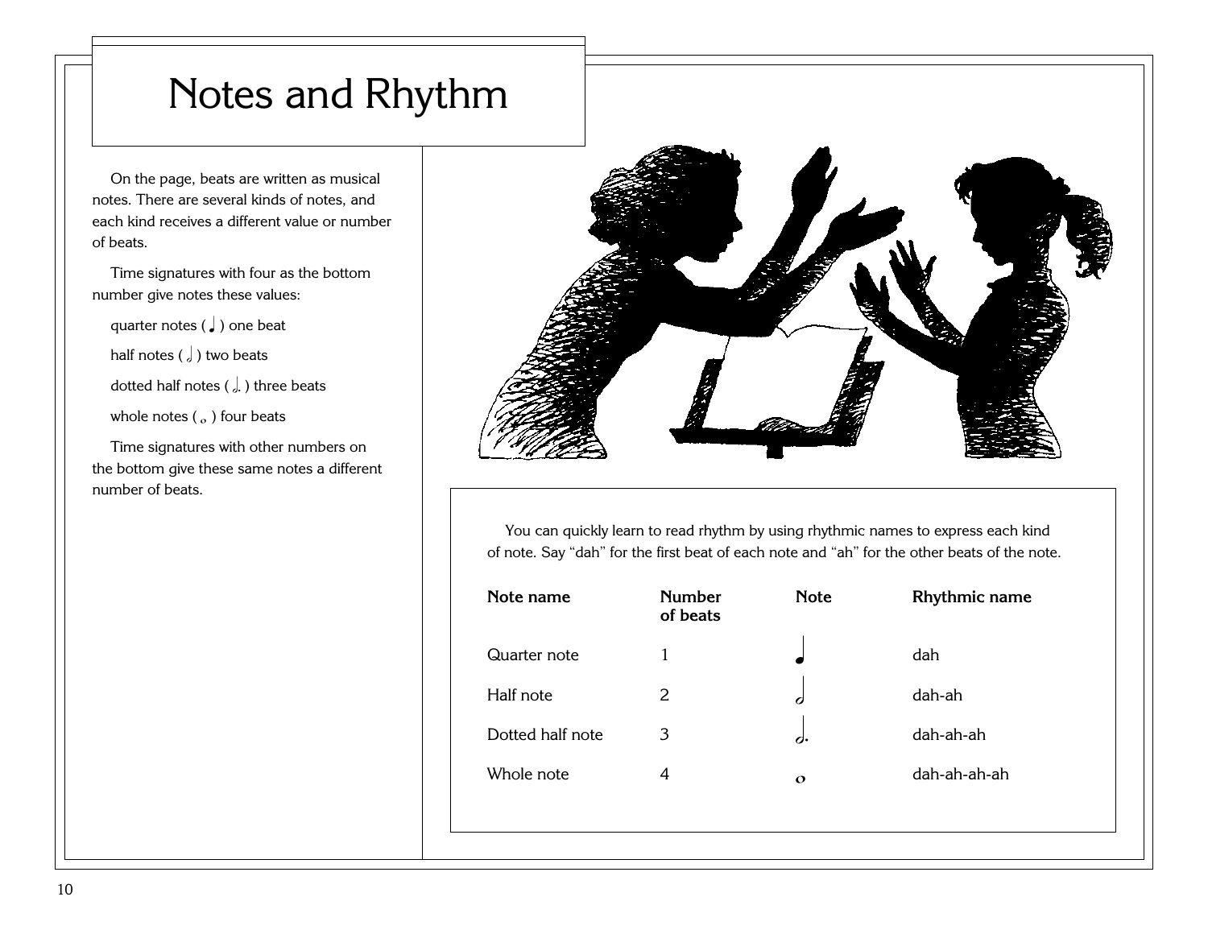# Notes and Rhythm

On the page, beats are written as musical notes. There are several kinds of notes, and each kind receives a different value or number of beats.

Time signatures with four as the bottom number give notes these values:

quarter notes (♩) one beat

half notes (𝅗𝅥) two beats

dotted half notes (𝅗𝅥.) three beats

whole notes (𝅝) four beats

Time signatures with other numbers on the bottom give these same notes a different number of beats.

You can quickly learn to read rhythm by using rhythmic names to express each kind of note. Say "dah" for the first beat of each note and "ah" for the other beats of the note.

| Note name | Number of beats | Note | Rhythmic name |
|---|---|---|---|
| Quarter note | 1 | ♩ | dah |
| Half note | 2 | 𝅗𝅥 | dah-ah |
| Dotted half note | 3 | 𝅗𝅥. | dah-ah-ah |
| Whole note | 4 | 𝅝 | dah-ah-ah-ah |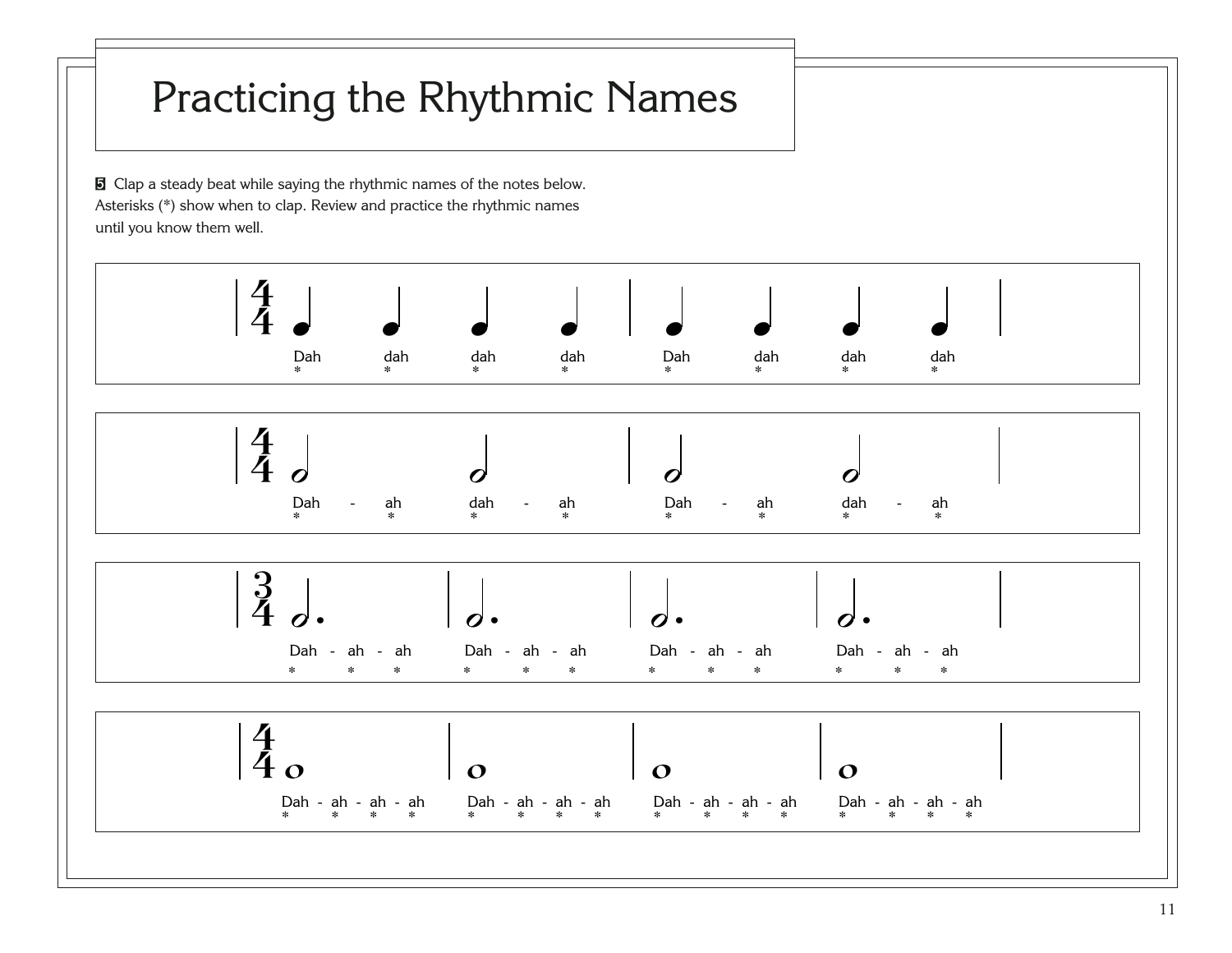# Practicing the Rhythmic Names

**5** Clap a steady beat while saying the rhythmic names of the notes below. Asterisks (*) show when to clap. Review and practice the rhythmic names until you know them well.

4/4

Dah dah dah dah | Dah dah dah dah

\* \* \* \* | \* \* \* \*

4/4

Dah - ah dah - ah | Dah - ah dah - ah

\* \* \* \* | \* \* \* \*

3/4

Dah - ah - ah | Dah - ah - ah | Dah - ah - ah | Dah - ah - ah

\* \* \* | \* \* \* | \* \* \* | \* \* \*

4/4

Dah - ah - ah - ah | Dah - ah - ah - ah | Dah - ah - ah - ah | Dah - ah - ah - ah

\* \* \* \* | \* \* \* \* | \* \* \* \* | \* \* \* \*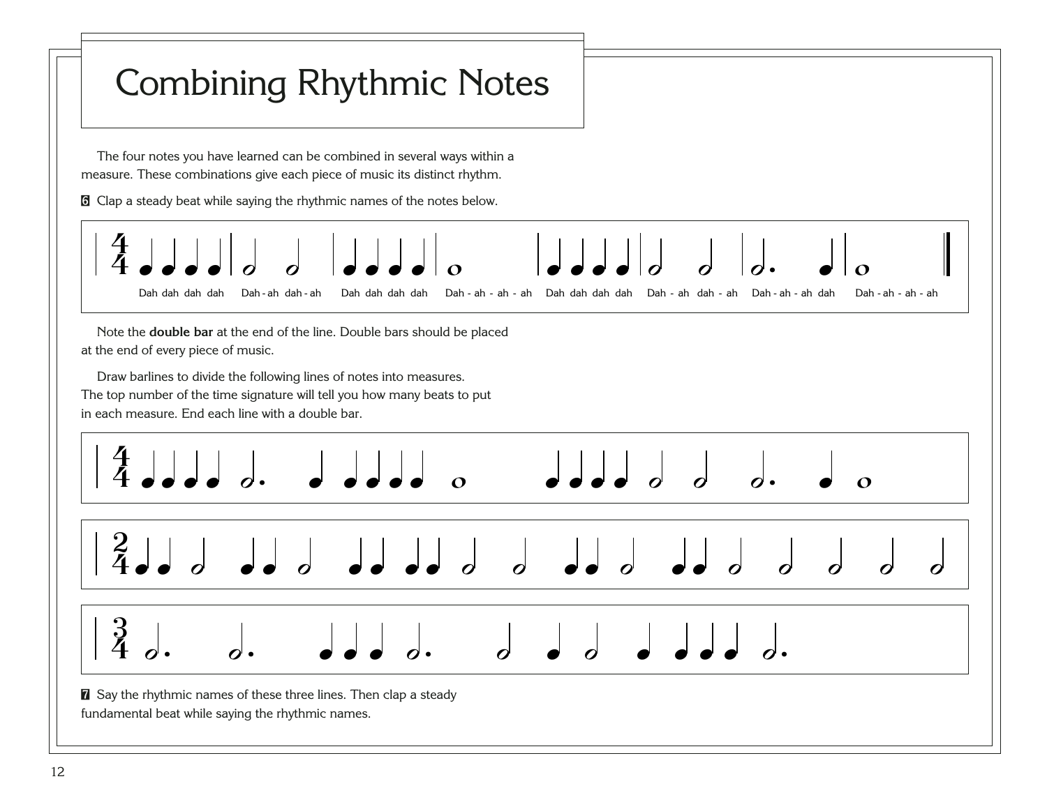# Combining Rhythmic Notes

The four notes you have learned can be combined in several ways within a measure. These combinations give each piece of music its distinct rhythm.

**6** Clap a steady beat while saying the rhythmic names of the notes below.

Dah dah dah dah | Dah-ah dah-ah | Dah dah dah dah | Dah - ah - ah - ah | Dah dah dah dah | Dah - ah dah - ah | Dah - ah - ah dah | Dah - ah - ah - ah

Note the **double bar** at the end of the line. Double bars should be placed at the end of every piece of music.

Draw barlines to divide the following lines of notes into measures. The top number of the time signature will tell you how many beats to put in each measure. End each line with a double bar.

**7** Say the rhythmic names of these three lines. Then clap a steady fundamental beat while saying the rhythmic names.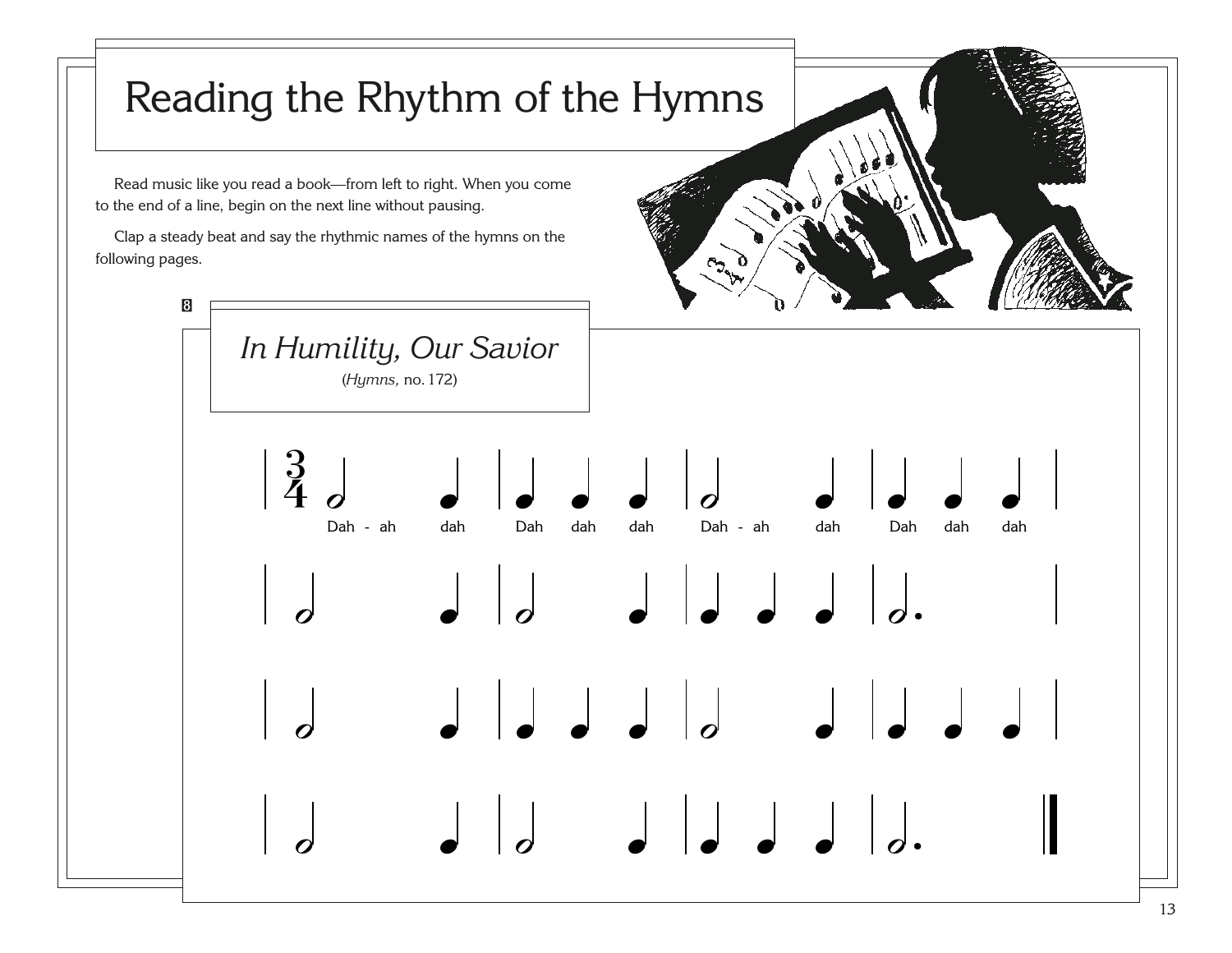# Reading the Rhythm of the Hymns

Read music like you read a book—from left to right. When you come to the end of a line, begin on the next line without pausing.

Clap a steady beat and say the rhythmic names of the hymns on the following pages.

8

## *In Humility, Our Savior*

(*Hymns,* no. 172)

Dah - ah dah Dah dah dah Dah - ah dah Dah dah dah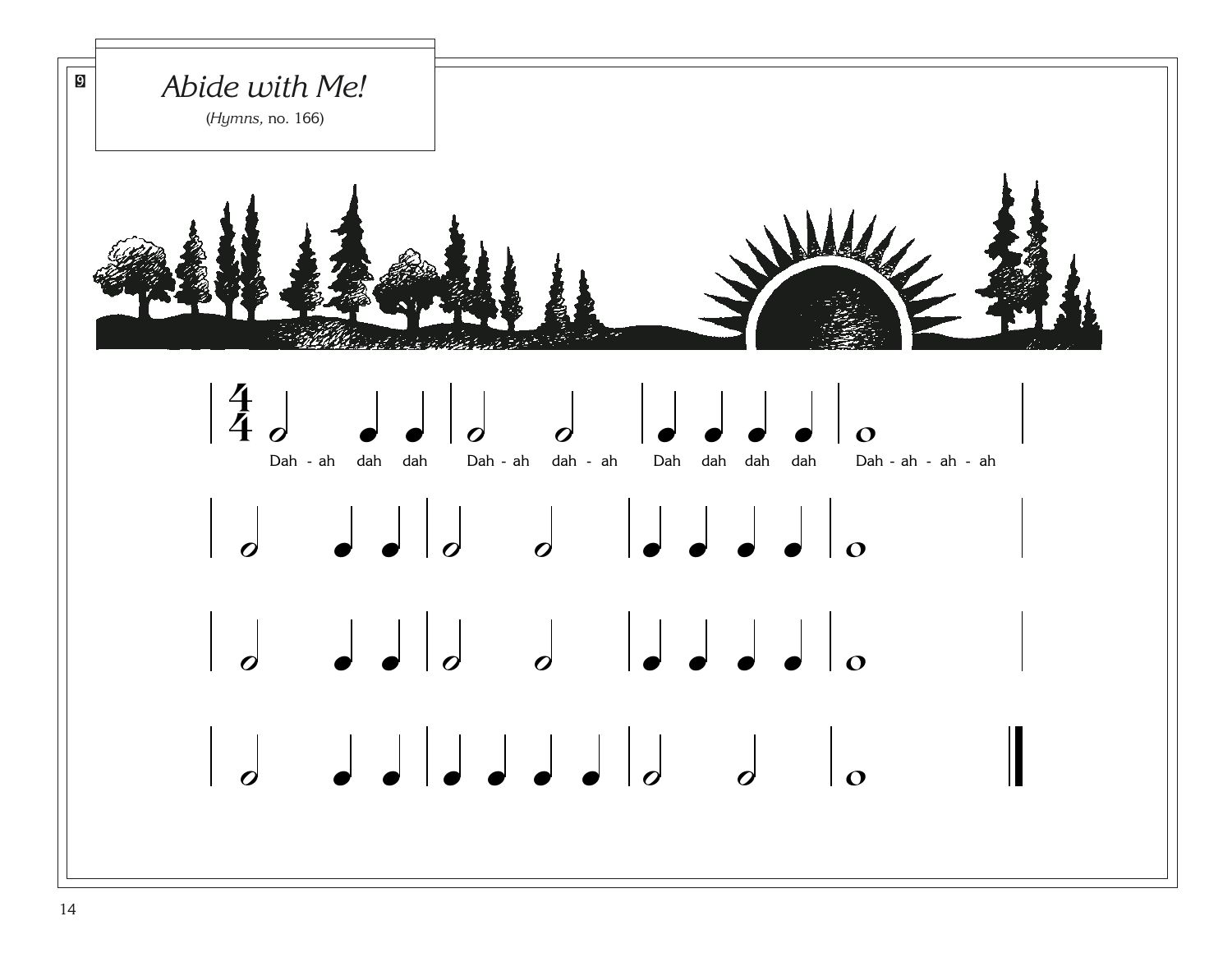9

# *Abide with Me!*

(*Hymns,* no. 166)

Dah - ah dah dah Dah - ah dah - ah Dah dah dah dah Dah - ah - ah - ah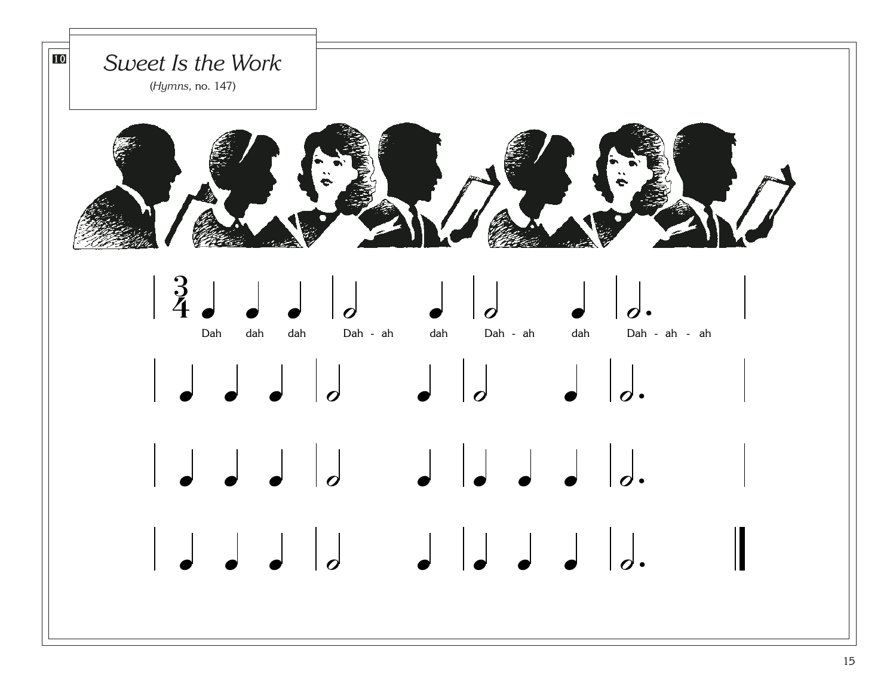10

# *Sweet Is the Work*

(*Hymns,* no. 147)

Dah dah dah Dah - ah dah Dah - ah dah Dah - ah - ah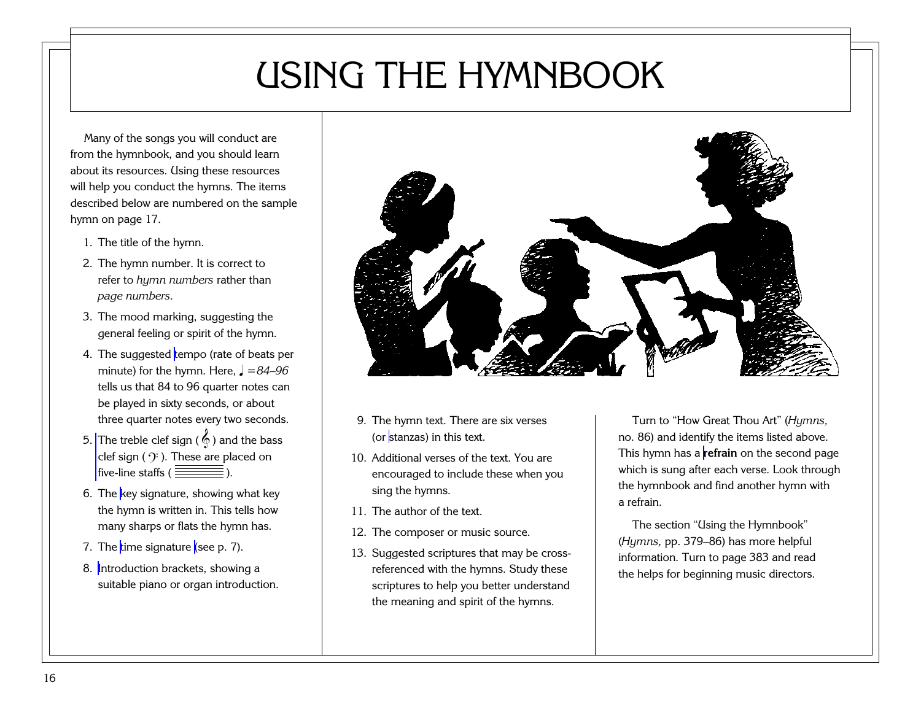# USING THE HYMNBOOK

Many of the songs you will conduct are from the hymnbook, and you should learn about its resources. Using these resources will help you conduct the hymns. The items described below are numbered on the sample hymn on page 17.

1. The title of the hymn.
2. The hymn number. It is correct to refer to *hymn numbers* rather than *page numbers*.
3. The mood marking, suggesting the general feeling or spirit of the hymn.
4. The suggested tempo (rate of beats per minute) for the hymn. Here, ♩ *=84–96* tells us that 84 to 96 quarter notes can be played in sixty seconds, or about three quarter notes every two seconds.
5. The treble clef sign ( 𝄞 ) and the bass clef sign ( 𝄢 ). These are placed on five-line staffs ( 𝄚 ).
6. The key signature, showing what key the hymn is written in. This tells how many sharps or flats the hymn has.
7. The time signature (see p. 7).
8. Introduction brackets, showing a suitable piano or organ introduction.
9. The hymn text. There are six verses (or stanzas) in this text.
10. Additional verses of the text. You are encouraged to include these when you sing the hymns.
11. The author of the text.
12. The composer or music source.
13. Suggested scriptures that may be cross-referenced with the hymns. Study these scriptures to help you better understand the meaning and spirit of the hymns.

Turn to “How Great Thou Art” (*Hymns,* no. 86) and identify the items listed above. This hymn has a **refrain** on the second page which is sung after each verse. Look through the hymnbook and find another hymn with a refrain.

The section “Using the Hymnbook” (*Hymns,* pp. 379–86) has more helpful information. Turn to page 383 and read the helps for beginning music directors.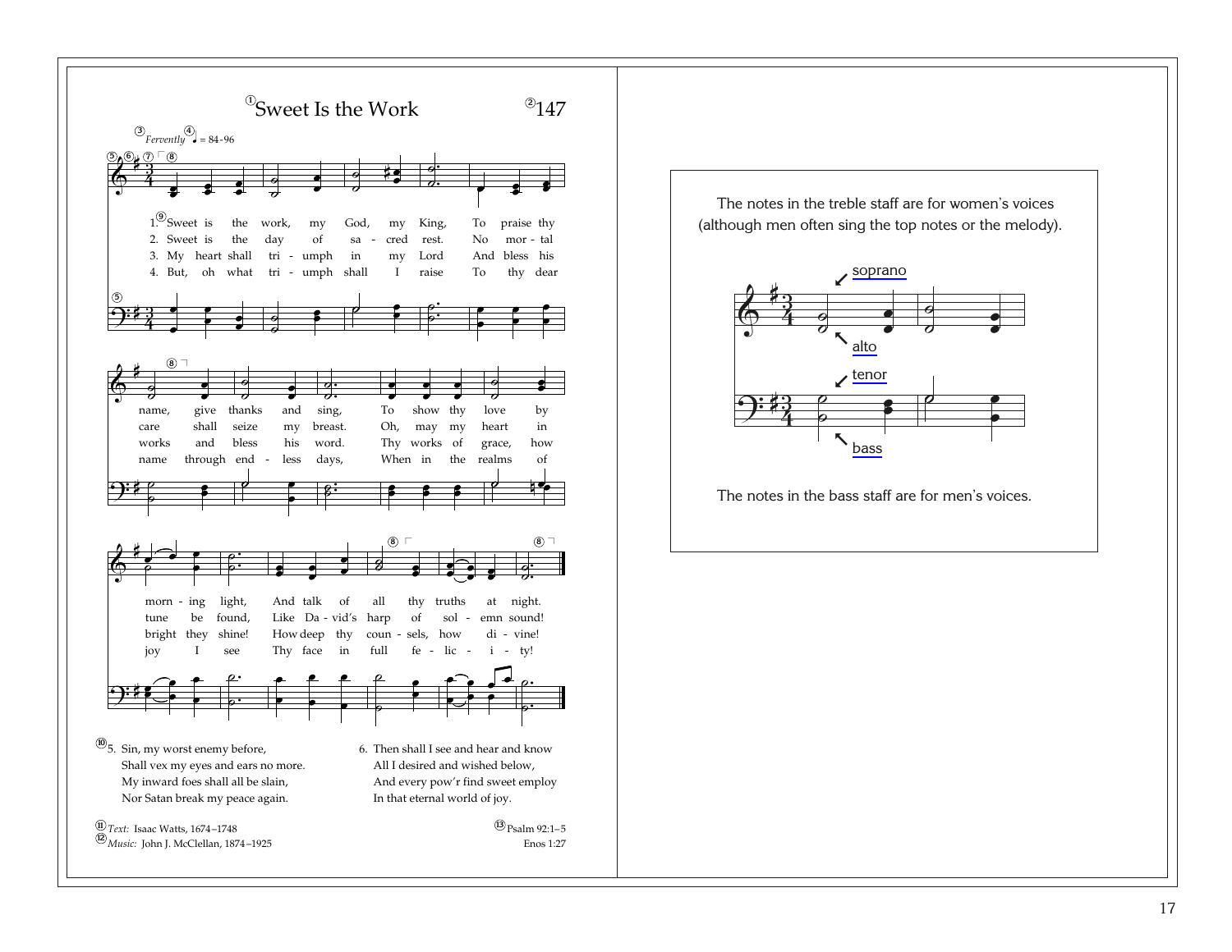# ①Sweet Is the Work ②147

③*Fervently* ④♩ = 84-96

⑤⑥⑦⑧

1. ⑨Sweet is the work, my God, my King, To praise thy name, give thanks and sing, To show thy love by morn - ing light, And talk of all thy truths at night.
2. Sweet is the day of sa - cred rest. No mor - tal care shall seize my breast. Oh, may my heart in tune be found, Like Da - vid's harp of sol - emn sound!
3. My heart shall tri - umph in my Lord And bless his works and bless his word. Thy works of grace, how bright they shine! How deep thy coun - sels, how di - vine!
4. But, oh what tri - umph shall I raise To thy dear name through end - less days, When in the realms of joy I see Thy face in full fe - lic - i - ty!

⑩5. Sin, my worst enemy before,
Shall vex my eyes and ears no more.
My inward foes shall all be slain,
Nor Satan break my peace again.

6. Then shall I see and hear and know
All I desired and wished below,
And every pow'r find sweet employ
In that eternal world of joy.

⑪*Text:* Isaac Watts, 1674–1748
⑫*Music:* John J. McClellan, 1874–1925

⑬Psalm 92:1–5
Enos 1:27

The notes in the treble staff are for women's voices (although men often sing the top notes or the melody).

soprano

alto

tenor

bass

The notes in the bass staff are for men's voices.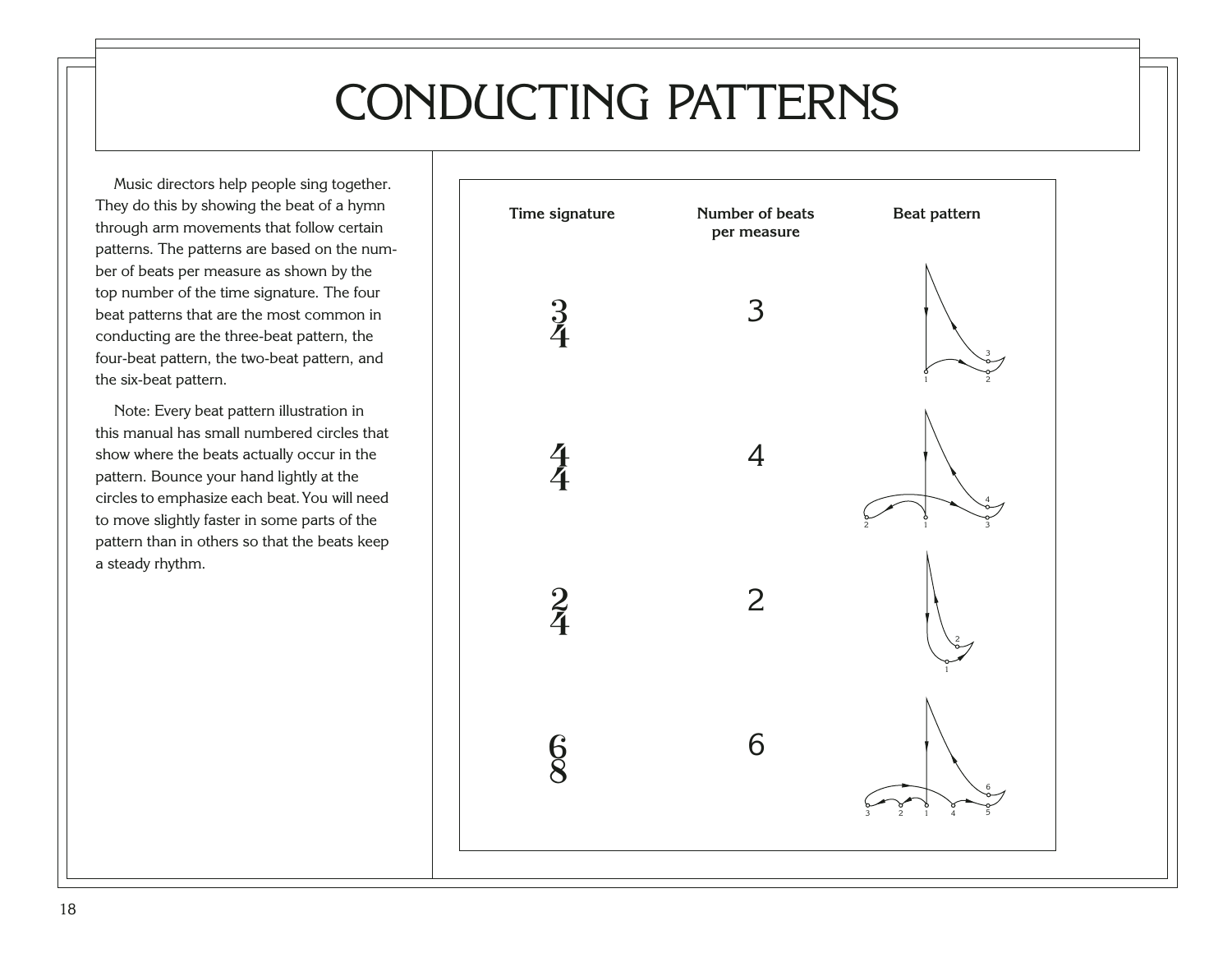# CONDUCTING PATTERNS

Music directors help people sing together. They do this by showing the beat of a hymn through arm movements that follow certain patterns. The patterns are based on the number of beats per measure as shown by the top number of the time signature. The four beat patterns that are the most common in conducting are the three-beat pattern, the four-beat pattern, the two-beat pattern, and the six-beat pattern.

Note: Every beat pattern illustration in this manual has small numbered circles that show where the beats actually occur in the pattern. Bounce your hand lightly at the circles to emphasize each beat. You will need to move slightly faster in some parts of the pattern than in others so that the beats keep a steady rhythm.

| Time signature | Number of beats per measure | Beat pattern |
|---|---|---|
| 3/4 | 3 | |
| 4/4 | 4 | |
| 2/4 | 2 | |
| 6/8 | 6 | |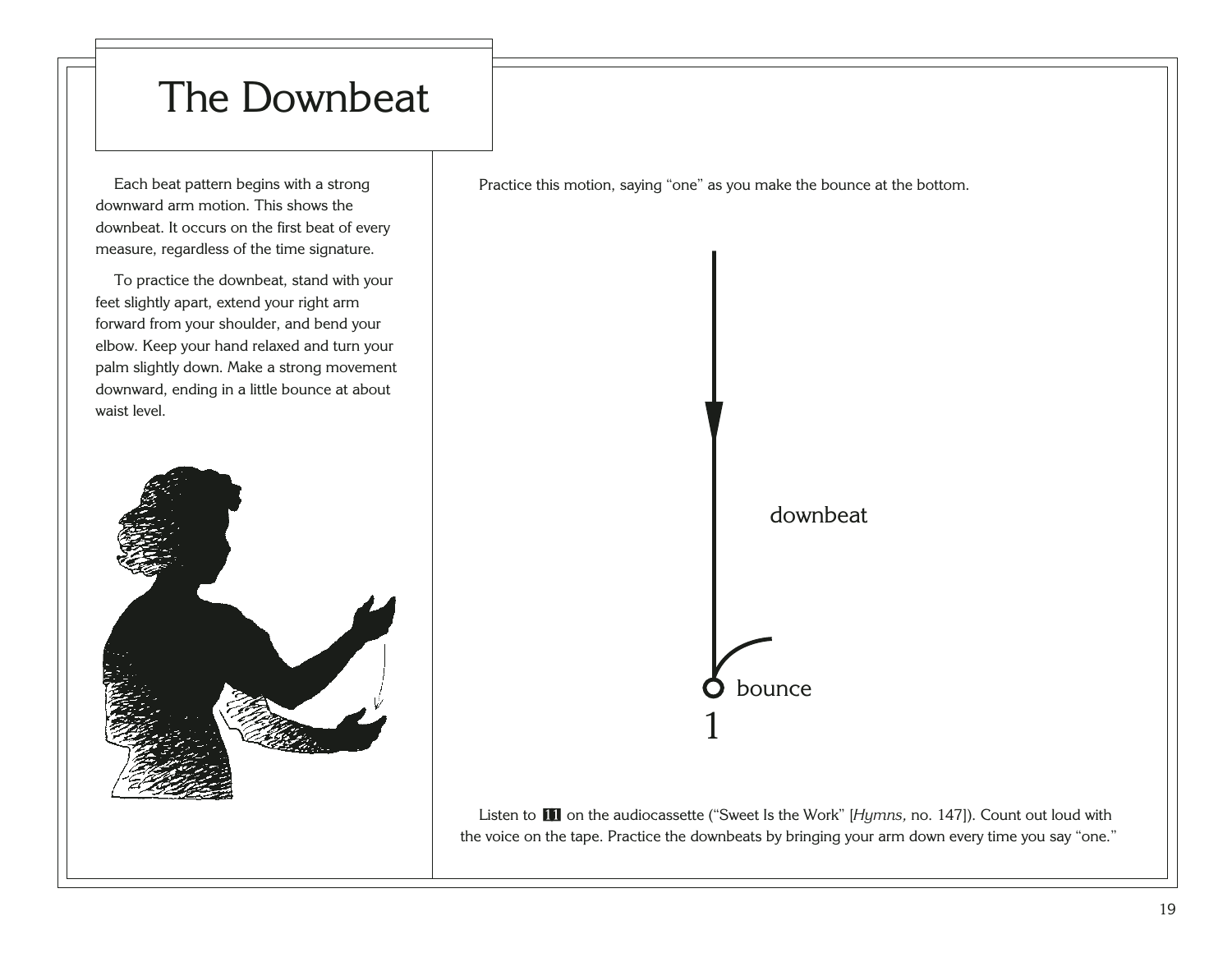# The Downbeat

Each beat pattern begins with a strong downward arm motion. This shows the downbeat. It occurs on the first beat of every measure, regardless of the time signature.

To practice the downbeat, stand with your feet slightly apart, extend your right arm forward from your shoulder, and bend your elbow. Keep your hand relaxed and turn your palm slightly down. Make a strong movement downward, ending in a little bounce at about waist level.

Practice this motion, saying "one" as you make the bounce at the bottom.

downbeat

bounce

1

Listen to **11** on the audiocassette ("Sweet Is the Work" [*Hymns,* no. 147]). Count out loud with the voice on the tape. Practice the downbeats by bringing your arm down every time you say "one."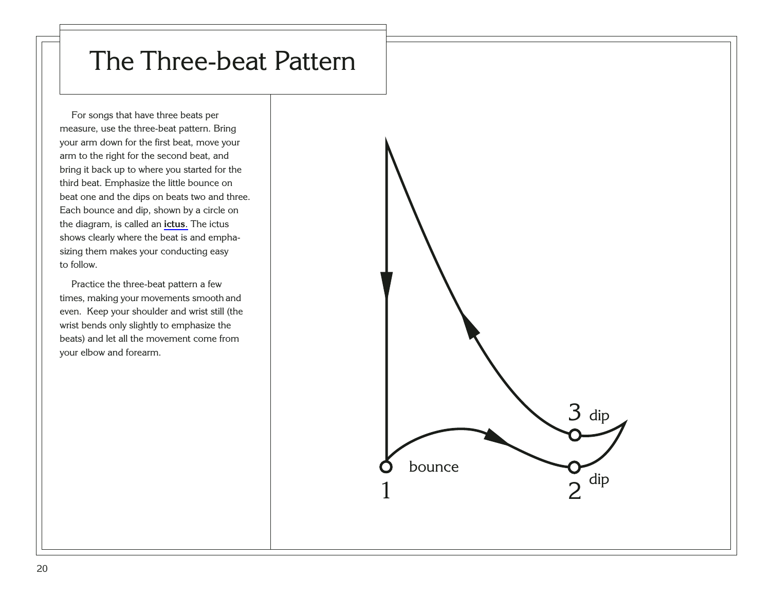# The Three-beat Pattern

For songs that have three beats per measure, use the three-beat pattern. Bring your arm down for the first beat, move your arm to the right for the second beat, and bring it back up to where you started for the third beat. Emphasize the little bounce on beat one and the dips on beats two and three. Each bounce and dip, shown by a circle on the diagram, is called an **ictus**. The ictus shows clearly where the beat is and emphasizing them makes your conducting easy to follow.

Practice the three-beat pattern a few times, making your movements smooth and even. Keep your shoulder and wrist still (the wrist bends only slightly to emphasize the beats) and let all the movement come from your elbow and forearm.

3 dip

bounce

1

2 dip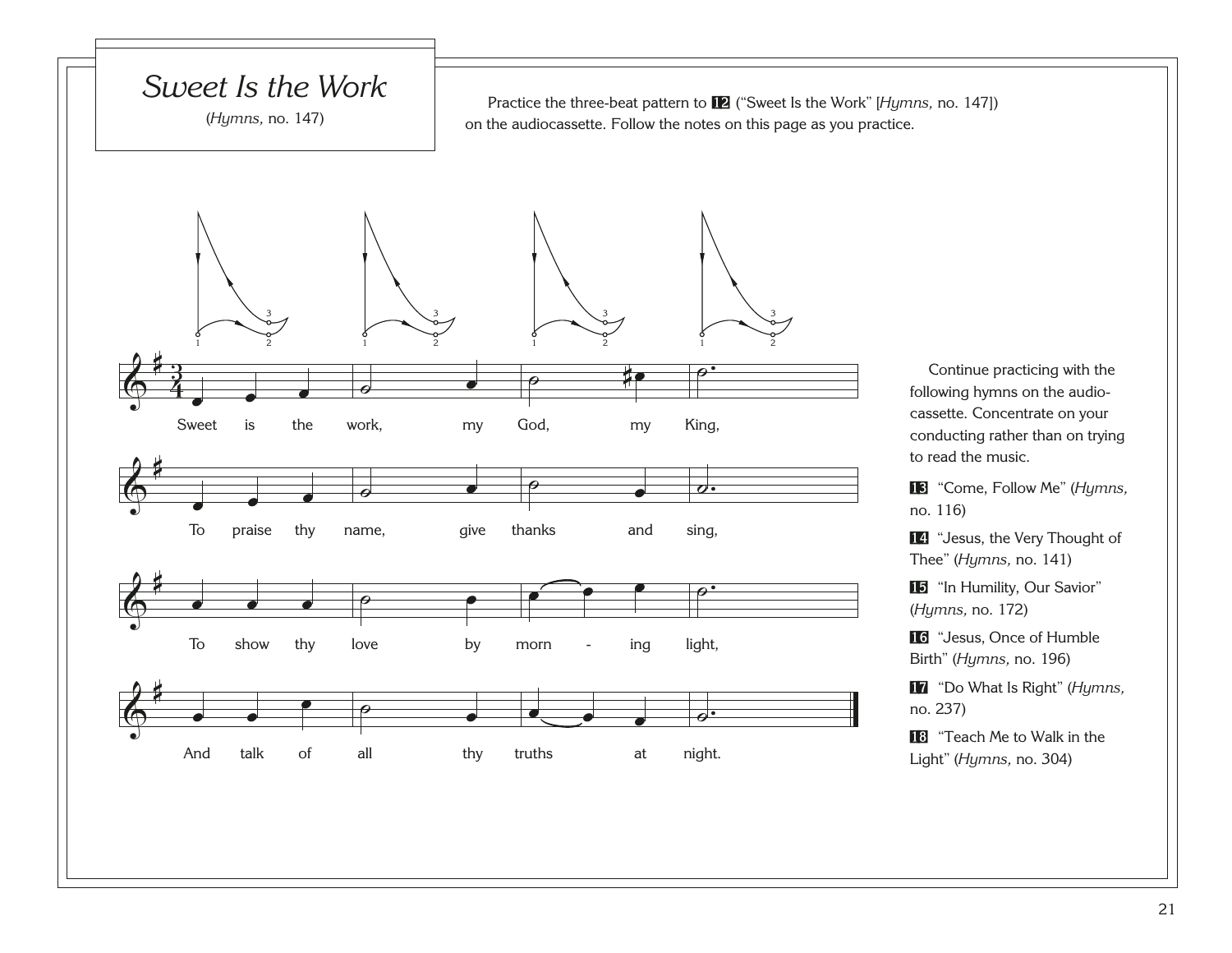# *Sweet Is the Work*

(*Hymns,* no. 147)

Practice the three-beat pattern to **12** ("Sweet Is the Work" [*Hymns,* no. 147]) on the audiocassette. Follow the notes on this page as you practice.

Sweet is the work, my God, my King,

To praise thy name, give thanks and sing,

To show thy love by morn - ing light,

And talk of all thy truths at night.

Continue practicing with the following hymns on the audiocassette. Concentrate on your conducting rather than on trying to read the music.

**13** "Come, Follow Me" (*Hymns,* no. 116)

**14** "Jesus, the Very Thought of Thee" (*Hymns,* no. 141)

**15** "In Humility, Our Savior" (*Hymns,* no. 172)

**16** "Jesus, Once of Humble Birth" (*Hymns,* no. 196)

**17** "Do What Is Right" (*Hymns,* no. 237)

**18** "Teach Me to Walk in the Light" (*Hymns,* no. 304)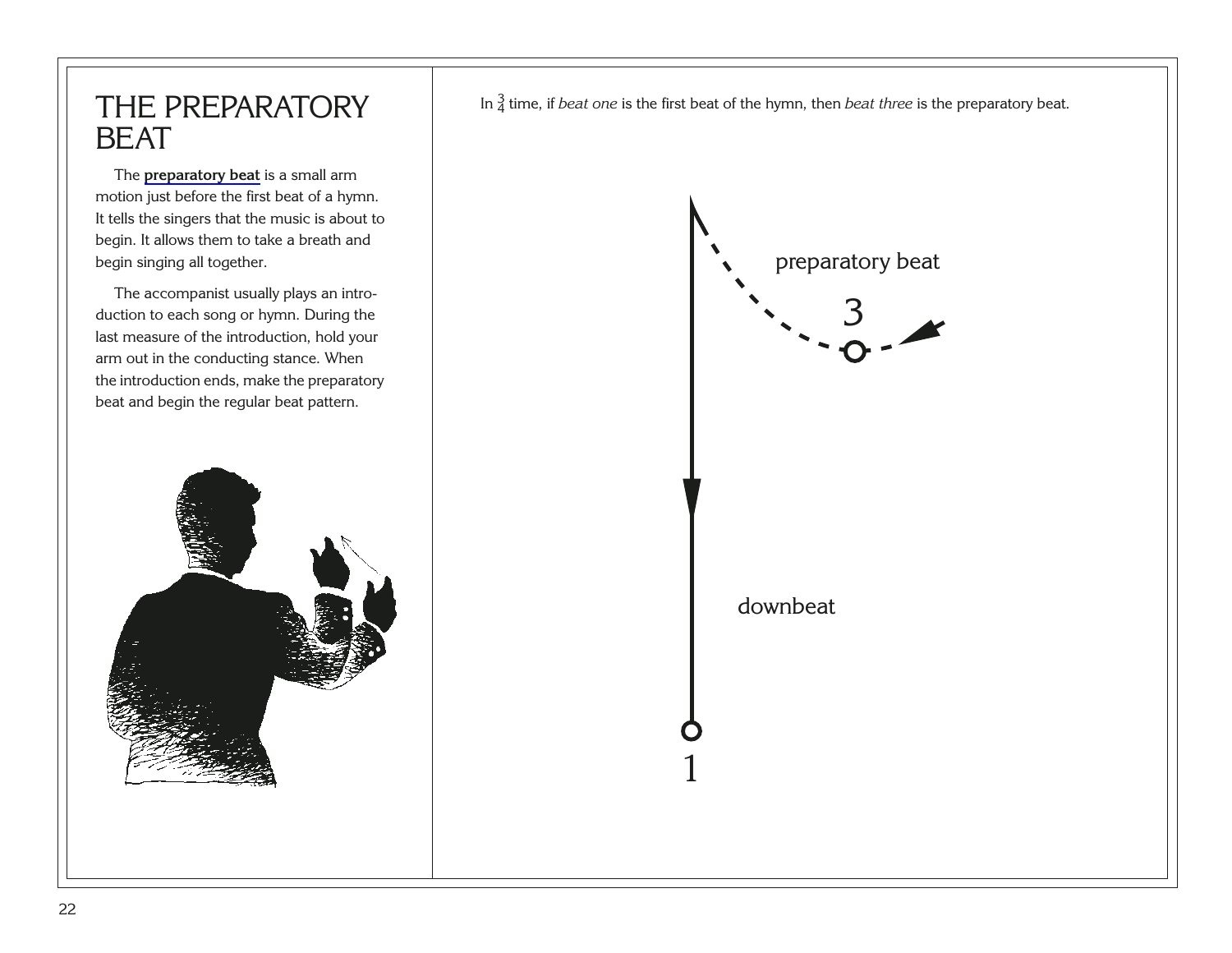# THE PREPARATORY BEAT

The **preparatory beat** is a small arm motion just before the first beat of a hymn. It tells the singers that the music is about to begin. It allows them to take a breath and begin singing all together.

The accompanist usually plays an introduction to each song or hymn. During the last measure of the introduction, hold your arm out in the conducting stance. When the introduction ends, make the preparatory beat and begin the regular beat pattern.

In $\frac{3}{4}$ time, if *beat one* is the first beat of the hymn, then *beat three* is the preparatory beat.

preparatory beat

3

downbeat

1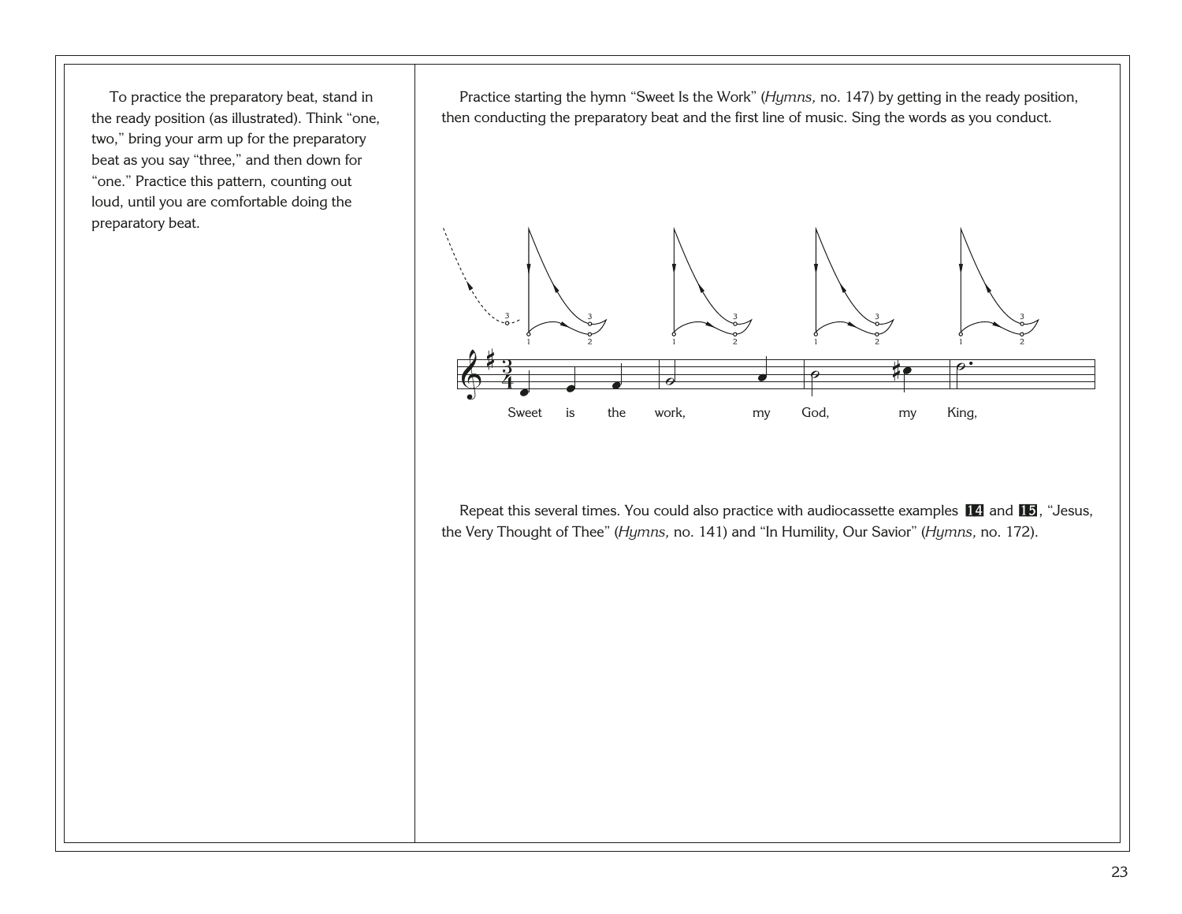To practice the preparatory beat, stand in the ready position (as illustrated). Think "one, two," bring your arm up for the preparatory beat as you say "three," and then down for "one." Practice this pattern, counting out loud, until you are comfortable doing the preparatory beat.

Practice starting the hymn "Sweet Is the Work" (*Hymns,* no. 147) by getting in the ready position, then conducting the preparatory beat and the first line of music. Sing the words as you conduct.

Sweet is the work, my God, my King,

Repeat this several times. You could also practice with audiocassette examples **14** and **15**, "Jesus, the Very Thought of Thee" (*Hymns,* no. 141) and "In Humility, Our Savior" (*Hymns,* no. 172).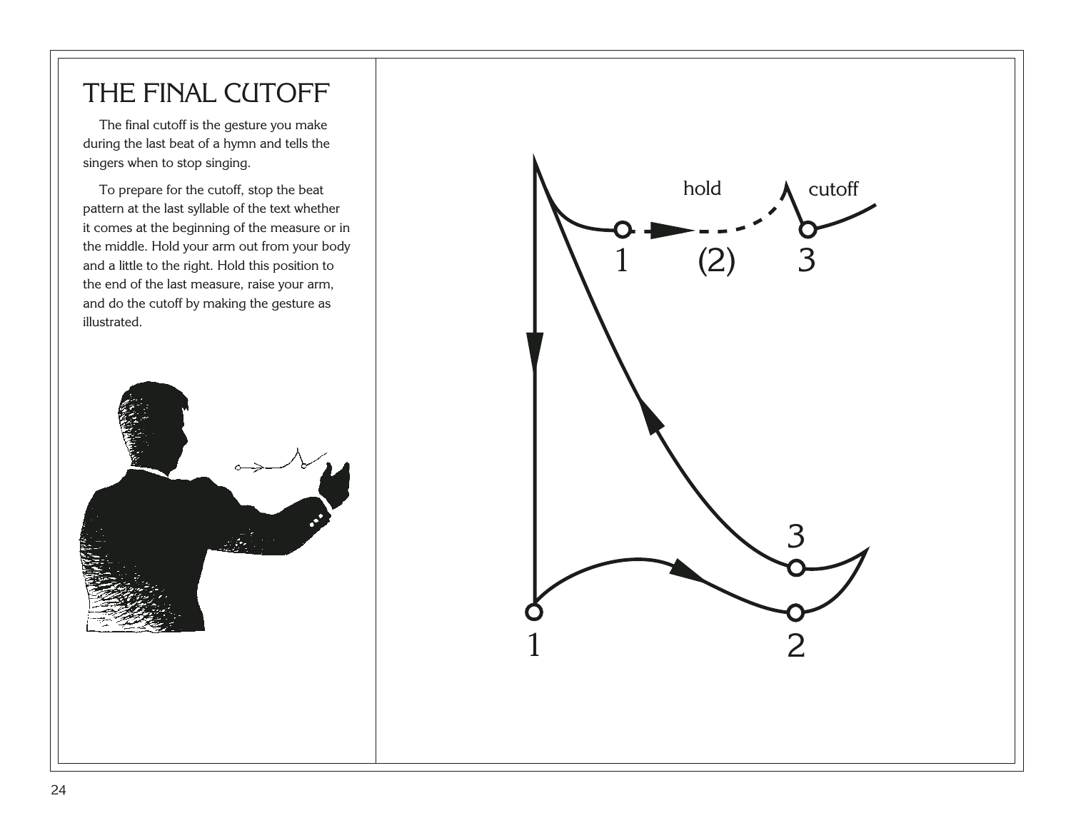# THE FINAL CUTOFF

The final cutoff is the gesture you make during the last beat of a hymn and tells the singers when to stop singing.

To prepare for the cutoff, stop the beat pattern at the last syllable of the text whether it comes at the beginning of the measure or in the middle. Hold your arm out from your body and a little to the right. Hold this position to the end of the last measure, raise your arm, and do the cutoff by making the gesture as illustrated.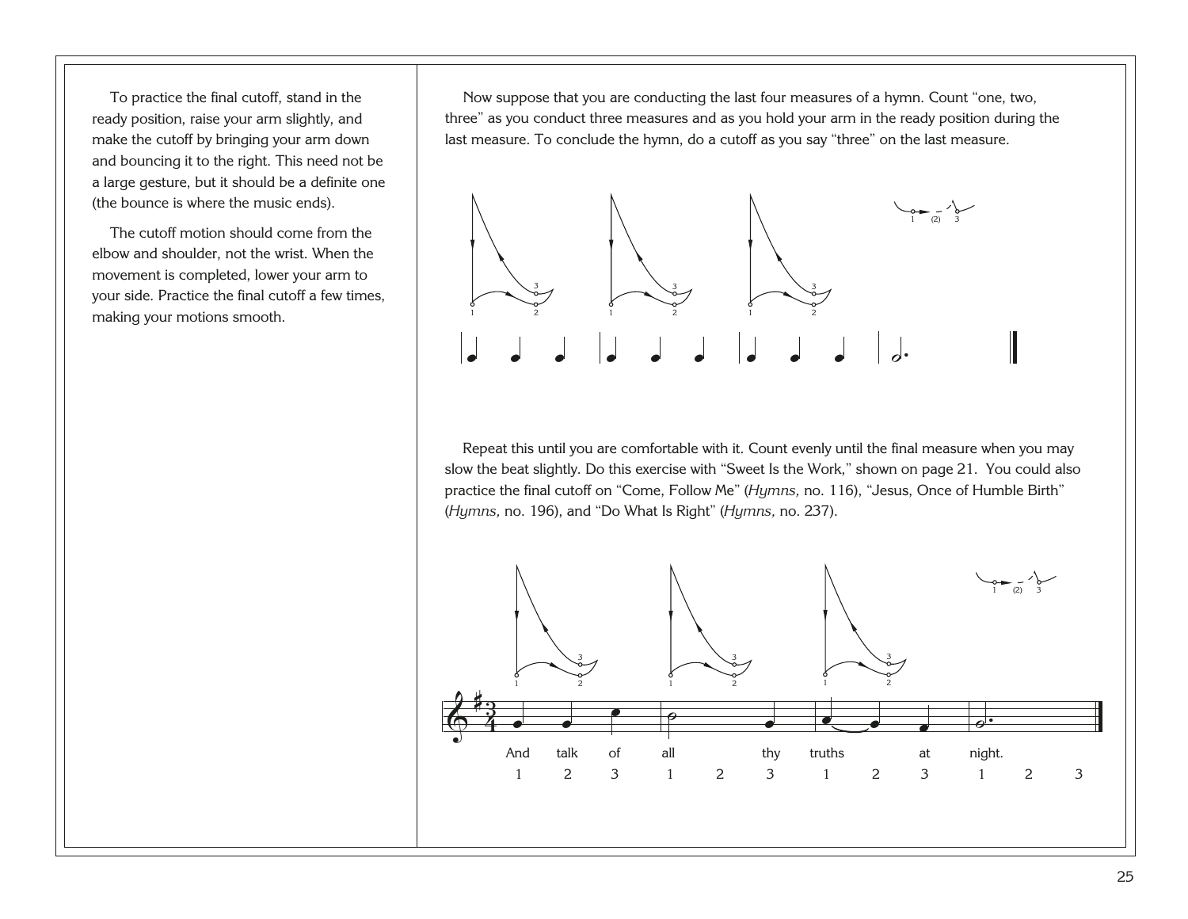To practice the final cutoff, stand in the ready position, raise your arm slightly, and make the cutoff by bringing your arm down and bouncing it to the right. This need not be a large gesture, but it should be a definite one (the bounce is where the music ends).

The cutoff motion should come from the elbow and shoulder, not the wrist. When the movement is completed, lower your arm to your side. Practice the final cutoff a few times, making your motions smooth.

Now suppose that you are conducting the last four measures of a hymn. Count "one, two, three" as you conduct three measures and as you hold your arm in the ready position during the last measure. To conclude the hymn, do a cutoff as you say "three" on the last measure.

Repeat this until you are comfortable with it. Count evenly until the final measure when you may slow the beat slightly. Do this exercise with "Sweet Is the Work," shown on page 21. You could also practice the final cutoff on "Come, Follow Me" (*Hymns,* no. 116), "Jesus, Once of Humble Birth" (*Hymns,* no. 196), and "Do What Is Right" (*Hymns,* no. 237).

And talk of all thy truths at night.

1 2 3 1 2 3 1 2 3 1 2 3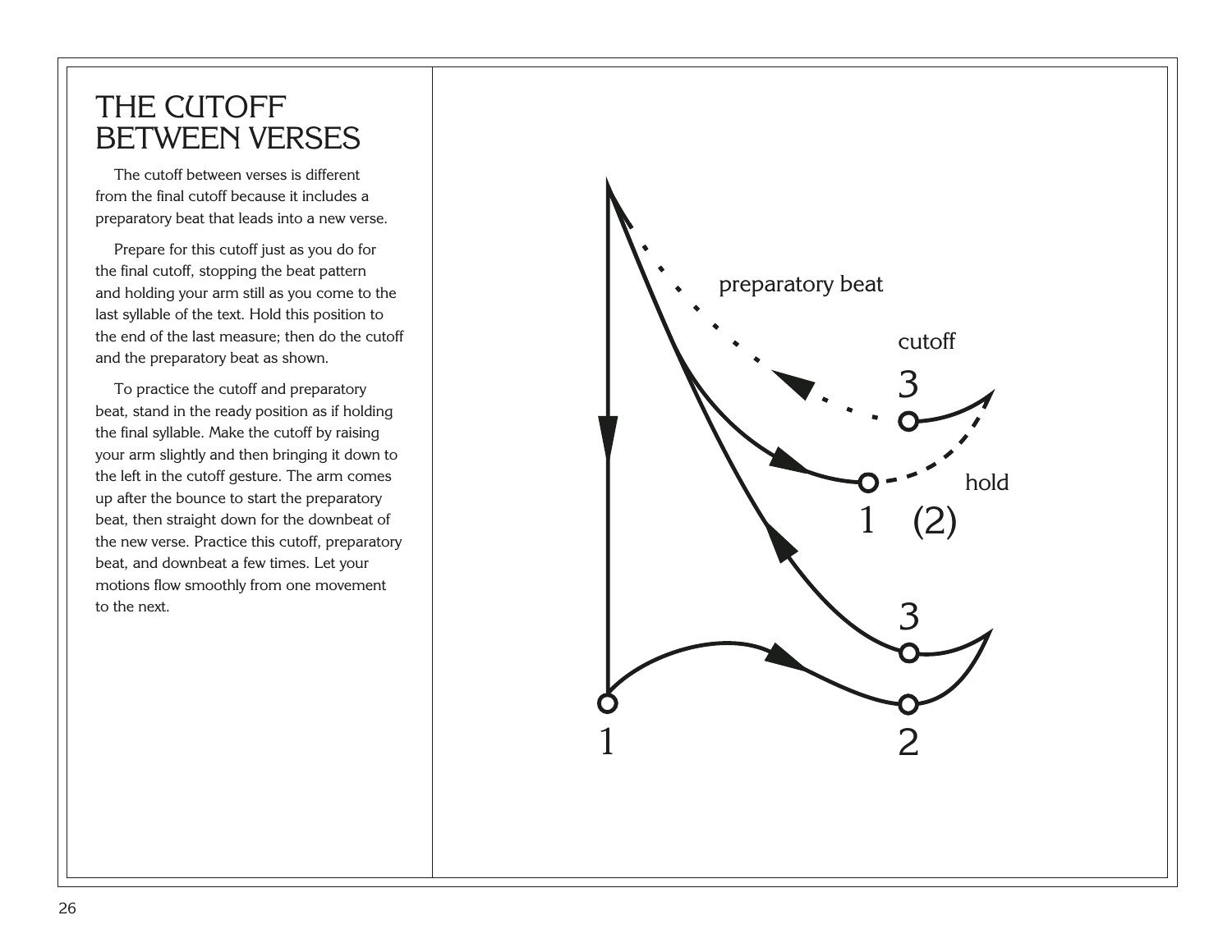# THE CUTOFF BETWEEN VERSES

The cutoff between verses is different from the final cutoff because it includes a preparatory beat that leads into a new verse.

Prepare for this cutoff just as you do for the final cutoff, stopping the beat pattern and holding your arm still as you come to the last syllable of the text. Hold this position to the end of the last measure; then do the cutoff and the preparatory beat as shown.

To practice the cutoff and preparatory beat, stand in the ready position as if holding the final syllable. Make the cutoff by raising your arm slightly and then bringing it down to the left in the cutoff gesture. The arm comes up after the bounce to start the preparatory beat, then straight down for the downbeat of the new verse. Practice this cutoff, preparatory beat, and downbeat a few times. Let your motions flow smoothly from one movement to the next.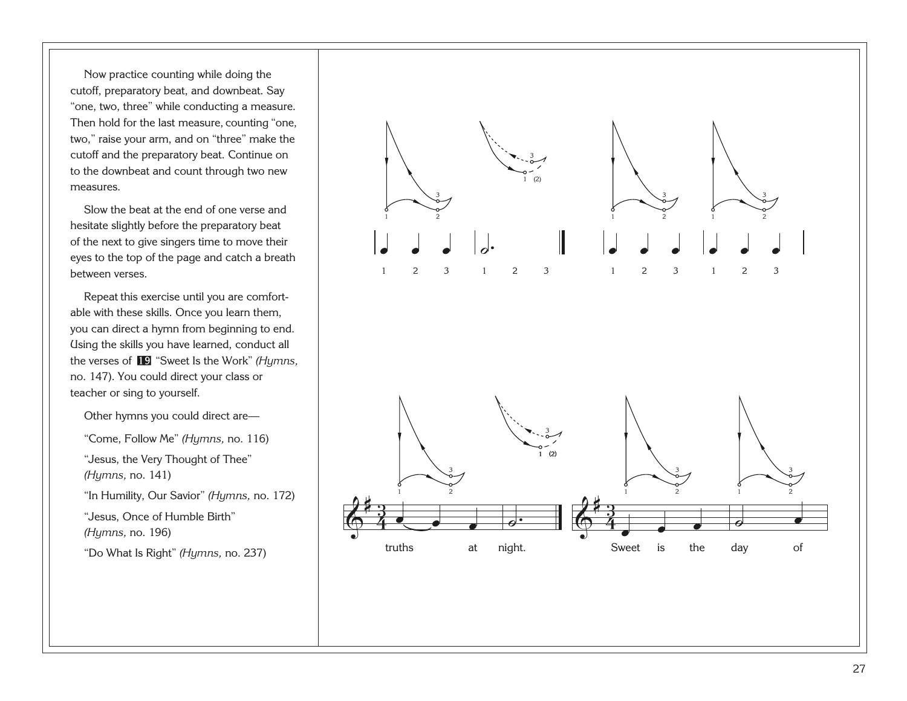Now practice counting while doing the cutoff, preparatory beat, and downbeat. Say "one, two, three" while conducting a measure. Then hold for the last measure, counting "one, two," raise your arm, and on "three" make the cutoff and the preparatory beat. Continue on to the downbeat and count through two new measures.

Slow the beat at the end of one verse and hesitate slightly before the preparatory beat of the next to give singers time to move their eyes to the top of the page and catch a breath between verses.

Repeat this exercise until you are comfortable with these skills. Once you learn them, you can direct a hymn from beginning to end. Using the skills you have learned, conduct all the verses of **19** "Sweet Is the Work" *(Hymns,* no. 147). You could direct your class or teacher or sing to yourself.

Other hymns you could direct are—

"Come, Follow Me" *(Hymns,* no. 116)

"Jesus, the Very Thought of Thee" *(Hymns,* no. 141)

"In Humility, Our Savior" *(Hymns,* no. 172)

"Jesus, Once of Humble Birth" *(Hymns,* no. 196)

"Do What Is Right" *(Hymns,* no. 237)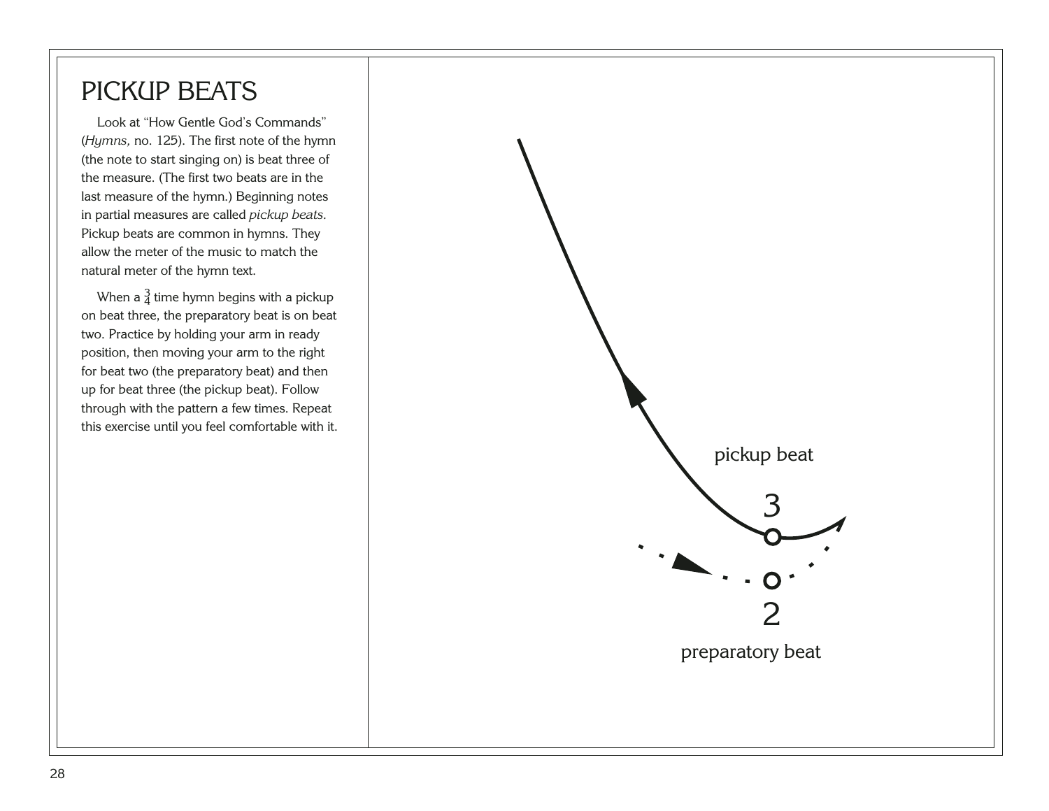# PICKUP BEATS

Look at "How Gentle God's Commands" (*Hymns,* no. 125). The first note of the hymn (the note to start singing on) is beat three of the measure. (The first two beats are in the last measure of the hymn.) Beginning notes in partial measures are called *pickup beats.* Pickup beats are common in hymns. They allow the meter of the music to match the natural meter of the hymn text.

When a $\frac{3}{4}$ time hymn begins with a pickup on beat three, the preparatory beat is on beat two. Practice by holding your arm in ready position, then moving your arm to the right for beat two (the preparatory beat) and then up for beat three (the pickup beat). Follow through with the pattern a few times. Repeat this exercise until you feel comfortable with it.

pickup beat

3

2

preparatory beat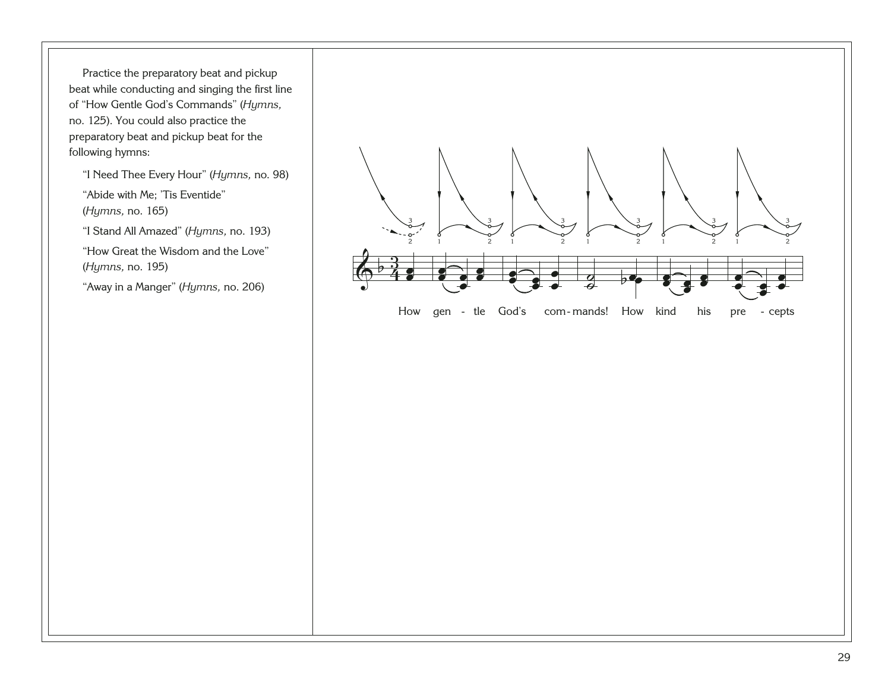Practice the preparatory beat and pickup beat while conducting and singing the first line of "How Gentle God's Commands" (*Hymns,* no. 125). You could also practice the preparatory beat and pickup beat for the following hymns:

"I Need Thee Every Hour" (*Hymns,* no. 98)

"Abide with Me; 'Tis Eventide" (*Hymns,* no. 165)

"I Stand All Amazed" (*Hymns,* no. 193)

"How Great the Wisdom and the Love" (*Hymns,* no. 195)

"Away in a Manger" (*Hymns,* no. 206)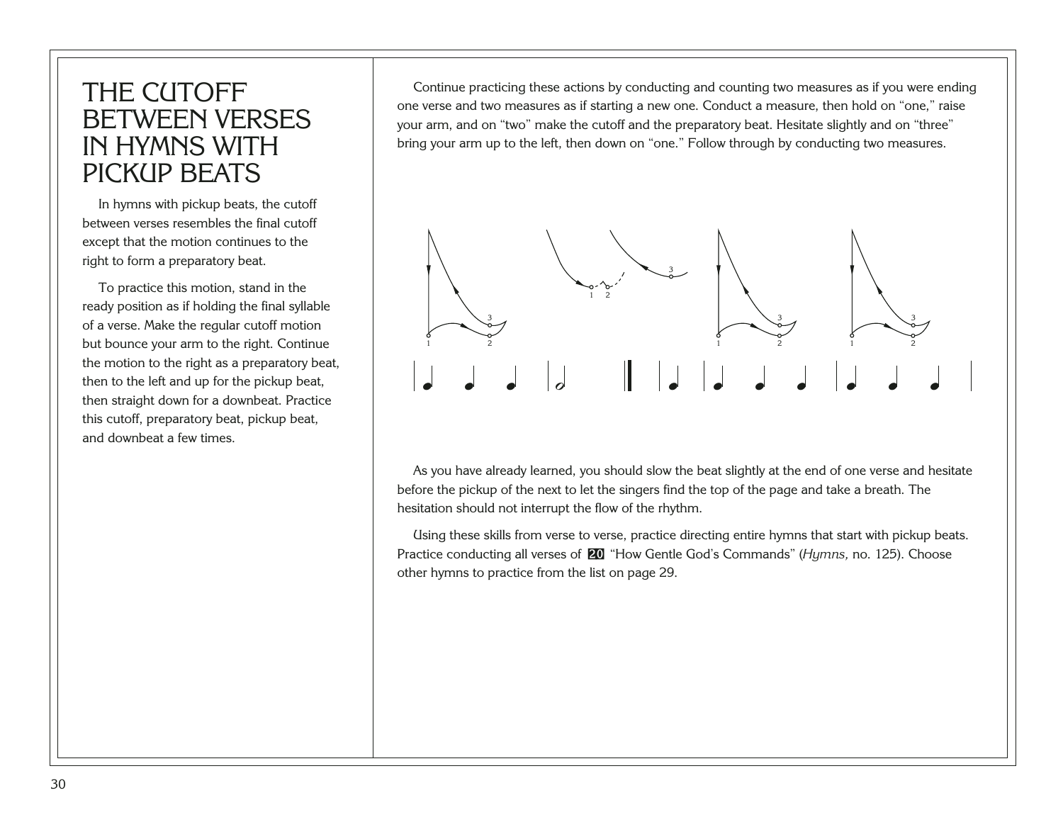# THE CUTOFF BETWEEN VERSES IN HYMNS WITH PICKUP BEATS

In hymns with pickup beats, the cutoff between verses resembles the final cutoff except that the motion continues to the right to form a preparatory beat.

To practice this motion, stand in the ready position as if holding the final syllable of a verse. Make the regular cutoff motion but bounce your arm to the right. Continue the motion to the right as a preparatory beat, then to the left and up for the pickup beat, then straight down for a downbeat. Practice this cutoff, preparatory beat, pickup beat, and downbeat a few times.

Continue practicing these actions by conducting and counting two measures as if you were ending one verse and two measures as if starting a new one. Conduct a measure, then hold on “one,” raise your arm, and on “two” make the cutoff and the preparatory beat. Hesitate slightly and on “three” bring your arm up to the left, then down on “one.” Follow through by conducting two measures.

As you have already learned, you should slow the beat slightly at the end of one verse and hesitate before the pickup of the next to let the singers find the top of the page and take a breath. The hesitation should not interrupt the flow of the rhythm.

Using these skills from verse to verse, practice directing entire hymns that start with pickup beats. Practice conducting all verses of **20** “How Gentle God’s Commands” (*Hymns,* no. 125). Choose other hymns to practice from the list on page 29.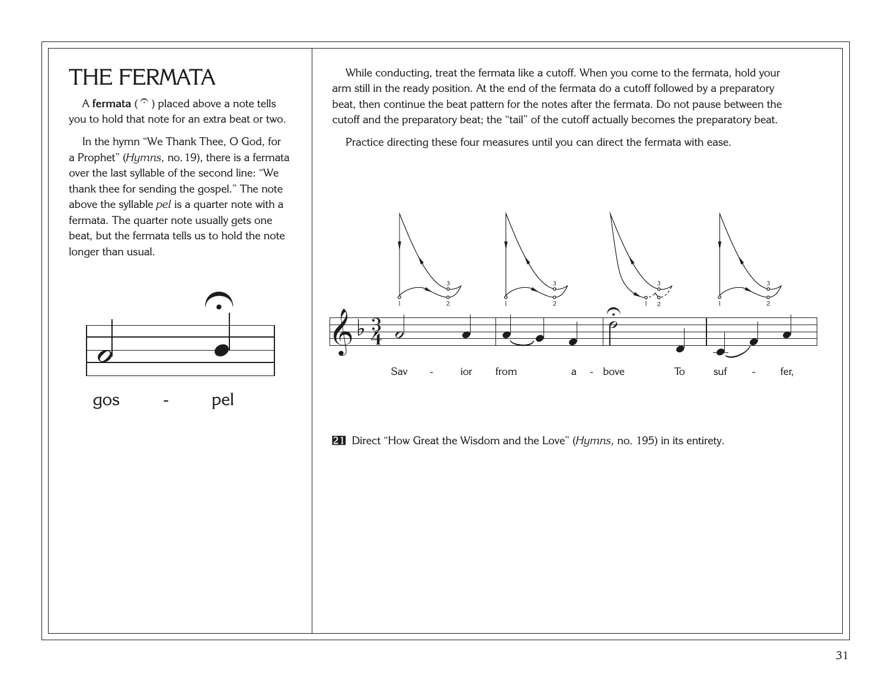# THE FERMATA

A **fermata** ( 𝄐 ) placed above a note tells you to hold that note for an extra beat or two.

In the hymn "We Thank Thee, O God, for a Prophet" (*Hymns,* no. 19), there is a fermata over the last syllable of the second line: "We thank thee for sending the gospel." The note above the syllable *pel* is a quarter note with a fermata. The quarter note usually gets one beat, but the fermata tells us to hold the note longer than usual.

gos - pel

While conducting, treat the fermata like a cutoff. When you come to the fermata, hold your arm still in the ready position. At the end of the fermata do a cutoff followed by a preparatory beat, then continue the beat pattern for the notes after the fermata. Do not pause between the cutoff and the preparatory beat; the "tail" of the cutoff actually becomes the preparatory beat.

Practice directing these four measures until you can direct the fermata with ease.

Sav - ior from a - bove To suf - fer,

**21** Direct "How Great the Wisdom and the Love" (*Hymns,* no. 195) in its entirety.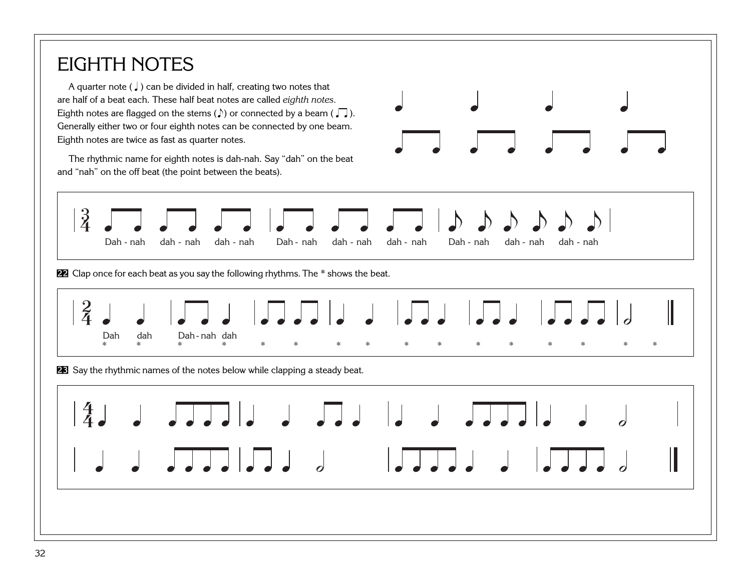# EIGHTH NOTES

A quarter note (♩) can be divided in half, creating two notes that are half of a beat each. These half beat notes are called *eighth notes*. Eighth notes are flagged on the stems (♪) or connected by a beam (♫). Generally either two or four eighth notes can be connected by one beam. Eighth notes are twice as fast as quarter notes.

The rhythmic name for eighth notes is dah-nah. Say "dah" on the beat and "nah" on the off beat (the point between the beats).

Dah - nah dah - nah dah - nah Dah - nah dah - nah dah - nah Dah - nah dah - nah dah - nah

**22** Clap once for each beat as you say the following rhythms. The * shows the beat.

Dah dah Dah - nah dah

**23** Say the rhythmic names of the notes below while clapping a steady beat.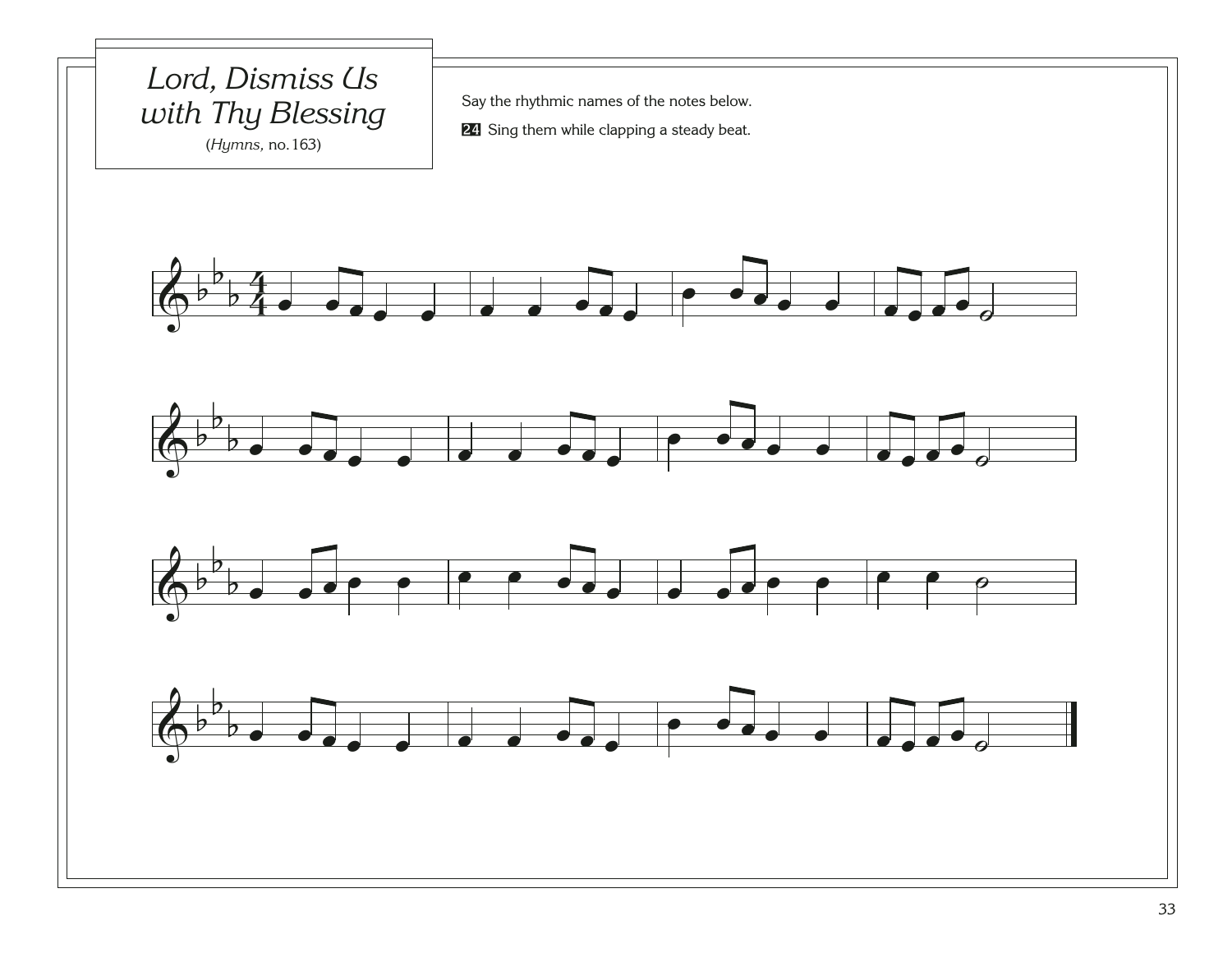# *Lord, Dismiss Us with Thy Blessing*

(*Hymns,* no. 163)

Say the rhythmic names of the notes below.

**24** Sing them while clapping a steady beat.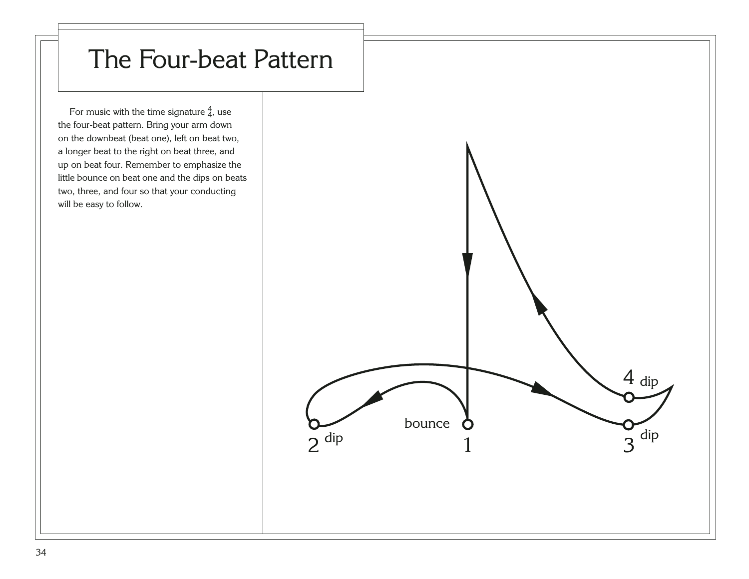# The Four-beat Pattern

For music with the time signature $\frac{4}{4}$, use the four-beat pattern. Bring your arm down on the downbeat (beat one), left on beat two, a longer beat to the right on beat three, and up on beat four. Remember to emphasize the little bounce on beat one and the dips on beats two, three, and four so that your conducting will be easy to follow.

bounce

1

2 dip

3 dip

4 dip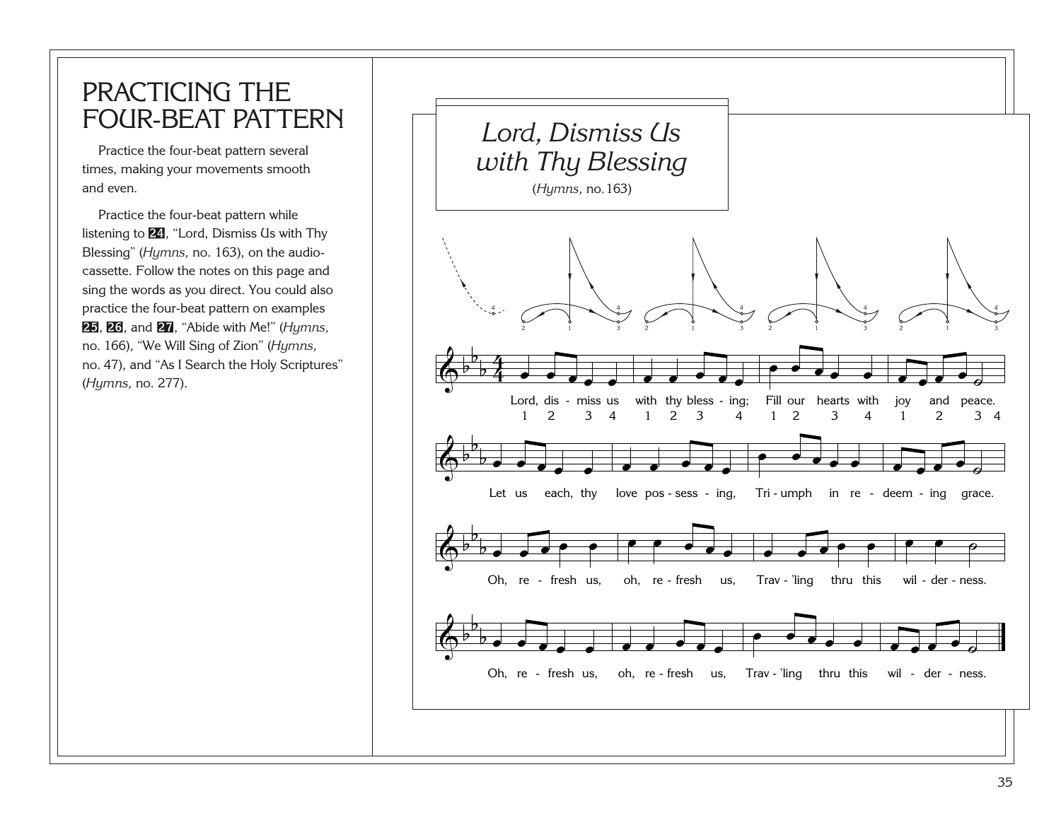# PRACTICING THE FOUR-BEAT PATTERN

Practice the four-beat pattern several times, making your movements smooth and even.

Practice the four-beat pattern while listening to **24**, "Lord, Dismiss Us with Thy Blessing" (*Hymns,* no. 163), on the audio-cassette. Follow the notes on this page and sing the words as you direct. You could also practice the four-beat pattern on examples **25**, **26**, and **27**, "Abide with Me!" (*Hymns,* no. 166), "We Will Sing of Zion" (*Hymns,* no. 47), and "As I Search the Holy Scriptures" (*Hymns,* no. 277).

## *Lord, Dismiss Us with Thy Blessing*

(*Hymns,* no. 163)

Lord, dis - miss us with thy bless - ing; Fill our hearts with joy and peace.
1 2 3 4 1 2 3 4 1 2 3 4 1 2 3 4

Let us each, thy love pos - sess - ing, Tri - umph in re - deem - ing grace.

Oh, re - fresh us, oh, re - fresh us, Trav - 'ling thru this wil - der - ness.

Oh, re - fresh us, oh, re - fresh us, Trav - 'ling thru this wil - der - ness.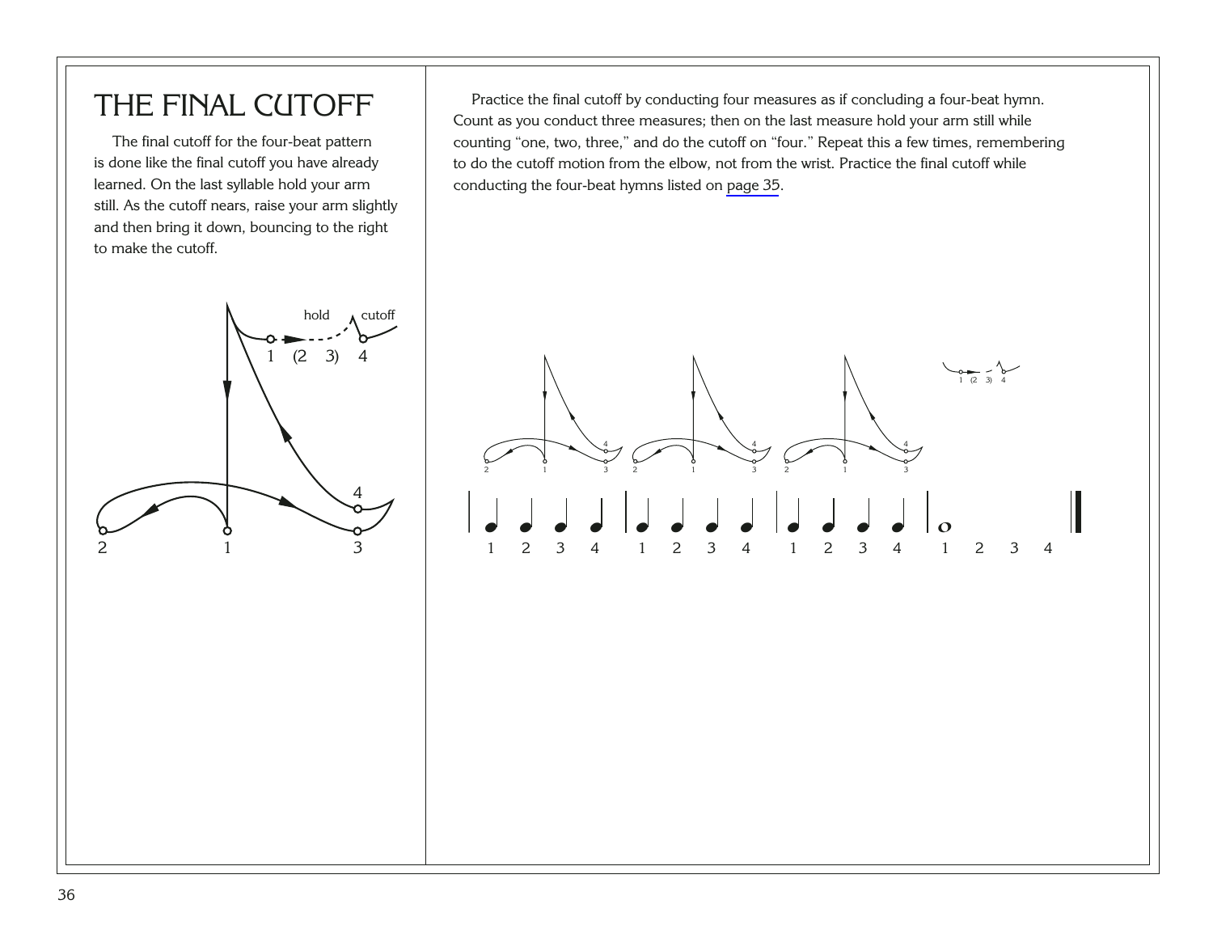# THE FINAL CUTOFF

The final cutoff for the four-beat pattern is done like the final cutoff you have already learned. On the last syllable hold your arm still. As the cutoff nears, raise your arm slightly and then bring it down, bouncing to the right to make the cutoff.

Practice the final cutoff by conducting four measures as if concluding a four-beat hymn. Count as you conduct three measures; then on the last measure hold your arm still while counting "one, two, three," and do the cutoff on "four." Repeat this a few times, remembering to do the cutoff motion from the elbow, not from the wrist. Practice the final cutoff while conducting the four-beat hymns listed on page 35.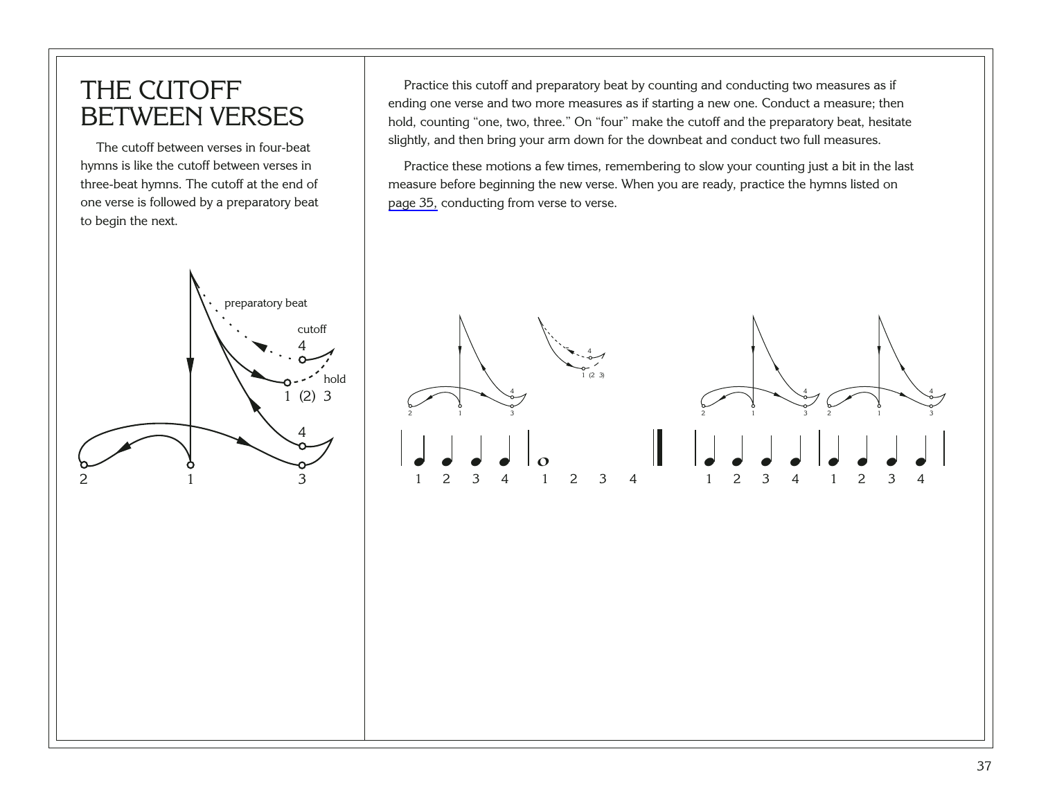# THE CUTOFF BETWEEN VERSES

The cutoff between verses in four-beat hymns is like the cutoff between verses in three-beat hymns. The cutoff at the end of one verse is followed by a preparatory beat to begin the next.

Practice this cutoff and preparatory beat by counting and conducting two measures as if ending one verse and two more measures as if starting a new one. Conduct a measure; then hold, counting "one, two, three." On "four" make the cutoff and the preparatory beat, hesitate slightly, and then bring your arm down for the downbeat and conduct two full measures.

Practice these motions a few times, remembering to slow your counting just a bit in the last measure before beginning the new verse. When you are ready, practice the hymns listed on page 35, conducting from verse to verse.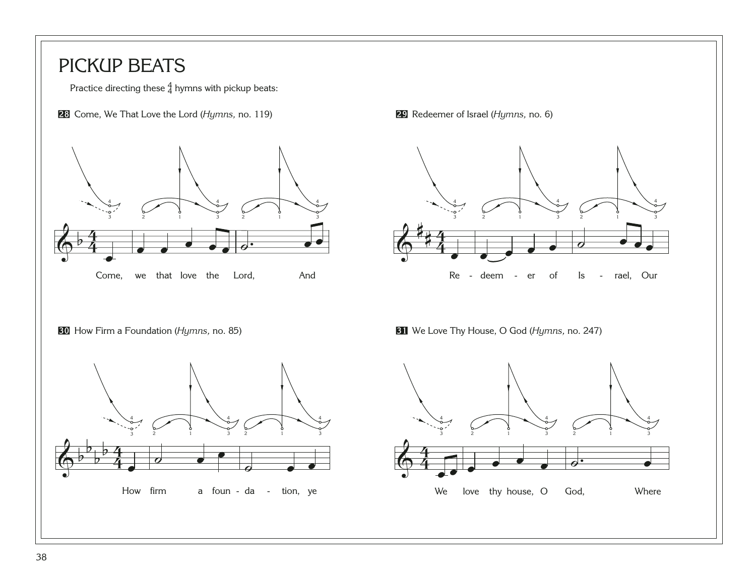# PICKUP BEATS

Practice directing these $\frac{4}{4}$ hymns with pickup beats:

**28** Come, We That Love the Lord (*Hymns,* no. 119)

Come, we that love the Lord, And

**29** Redeemer of Israel (*Hymns,* no. 6)

Re - deem - er of Is - rael, Our

**30** How Firm a Foundation (*Hymns,* no. 85)

How firm a foun - da - tion, ye

**31** We Love Thy House, O God (*Hymns,* no. 247)

We love thy house, O God, Where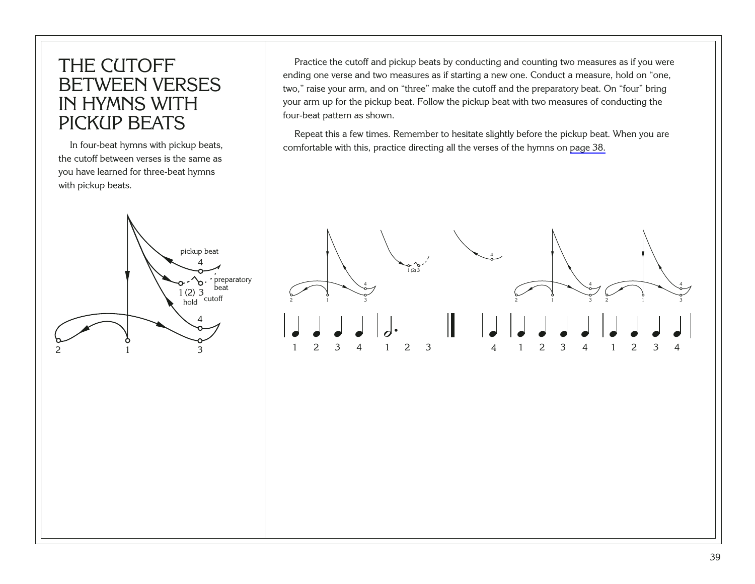# THE CUTOFF BETWEEN VERSES IN HYMNS WITH PICKUP BEATS

In four-beat hymns with pickup beats, the cutoff between verses is the same as you have learned for three-beat hymns with pickup beats.

Practice the cutoff and pickup beats by conducting and counting two measures as if you were ending one verse and two measures as if starting a new one. Conduct a measure, hold on "one, two," raise your arm, and on "three" make the cutoff and the preparatory beat. On "four" bring your arm up for the pickup beat. Follow the pickup beat with two measures of conducting the four-beat pattern as shown.

Repeat this a few times. Remember to hesitate slightly before the pickup beat. When you are comfortable with this, practice directing all the verses of the hymns on page 38.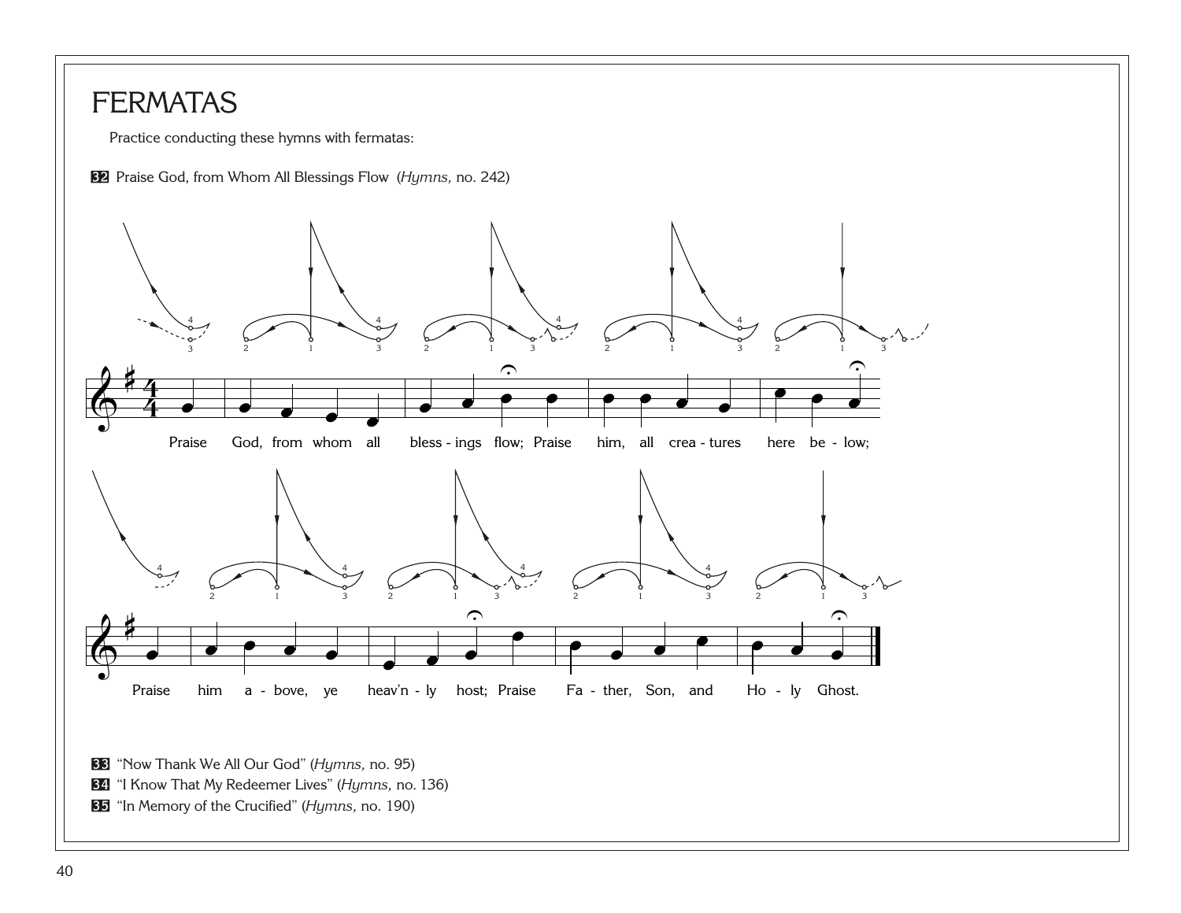# FERMATAS

Practice conducting these hymns with fermatas:

**32** Praise God, from Whom All Blessings Flow (*Hymns,* no. 242)

Praise God, from whom all bless - ings flow; Praise him, all crea - tures here be - low;

Praise him a - bove, ye heav'n - ly host; Praise Fa - ther, Son, and Ho - ly Ghost.

**33** "Now Thank We All Our God" (*Hymns,* no. 95)

**34** "I Know That My Redeemer Lives" (*Hymns,* no. 136)

**35** "In Memory of the Crucified" (*Hymns,* no. 190)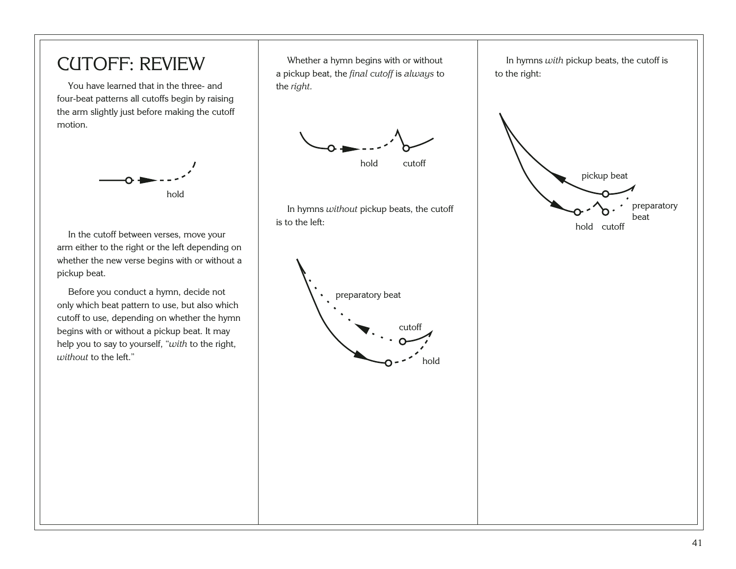# CUTOFF: REVIEW

You have learned that in the three- and four-beat patterns all cutoffs begin by raising the arm slightly just before making the cutoff motion.

hold

In the cutoff between verses, move your arm either to the right or the left depending on whether the new verse begins with or without a pickup beat.

Before you conduct a hymn, decide not only which beat pattern to use, but also which cutoff to use, depending on whether the hymn begins with or without a pickup beat. It may help you to say to yourself, "*with* to the right, *without* to the left."

Whether a hymn begins with or without a pickup beat, the *final cutoff* is *always* to the *right.*

hold cutoff

In hymns *without* pickup beats, the cutoff is to the left:

preparatory beat

cutoff

hold

In hymns *with* pickup beats, the cutoff is to the right:

pickup beat

preparatory beat

hold cutoff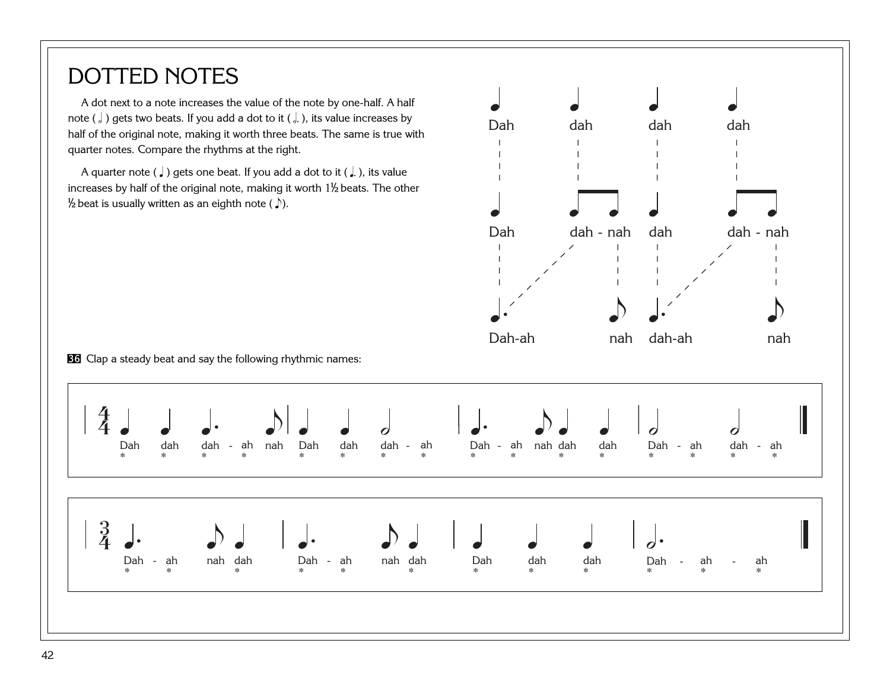# DOTTED NOTES

A dot next to a note increases the value of the note by one-half. A half note (𝅗𝅥) gets two beats. If you add a dot to it (𝅗𝅥.), its value increases by half of the original note, making it worth three beats. The same is true with quarter notes. Compare the rhythms at the right.

A quarter note (♩) gets one beat. If you add a dot to it (♩.), its value increases by half of the original note, making it worth 1½ beats. The other ½ beat is usually written as an eighth note (♪).

Dah dah dah dah

Dah dah - nah dah dah - nah

Dah-ah nah dah-ah nah

**36** Clap a steady beat and say the following rhythmic names:

4/4: Dah dah dah - ah nah | Dah dah dah - ah | Dah - ah nah dah dah | Dah - ah dah - ah

3/4: Dah - ah nah dah | Dah - ah nah dah | Dah dah dah | Dah - ah - ah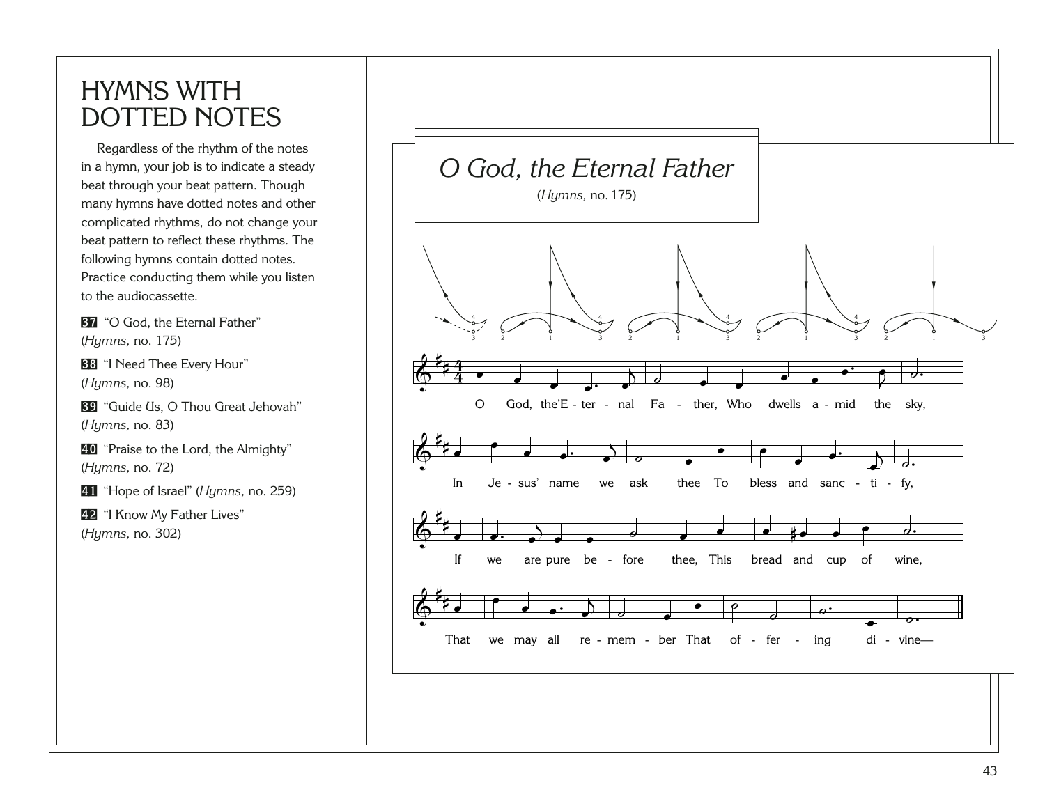# HYMNS WITH DOTTED NOTES

Regardless of the rhythm of the notes in a hymn, your job is to indicate a steady beat through your beat pattern. Though many hymns have dotted notes and other complicated rhythms, do not change your beat pattern to reflect these rhythms. The following hymns contain dotted notes. Practice conducting them while you listen to the audiocassette.

**37** "O God, the Eternal Father" (*Hymns,* no. 175)

**38** "I Need Thee Every Hour" (*Hymns,* no. 98)

**39** "Guide Us, O Thou Great Jehovah" (*Hymns,* no. 83)

**40** "Praise to the Lord, the Almighty" (*Hymns,* no. 72)

**41** "Hope of Israel" (*Hymns,* no. 259)

**42** "I Know My Father Lives" (*Hymns,* no. 302)

## *O God, the Eternal Father*

(*Hymns,* no. 175)

O God, the'E - ter - nal Fa - ther, Who dwells a - mid the sky,

In Je - sus' name we ask thee To bless and sanc - ti - fy,

If we are pure be - fore thee, This bread and cup of wine,

That we may all re - mem - ber That of - fer - ing di - vine—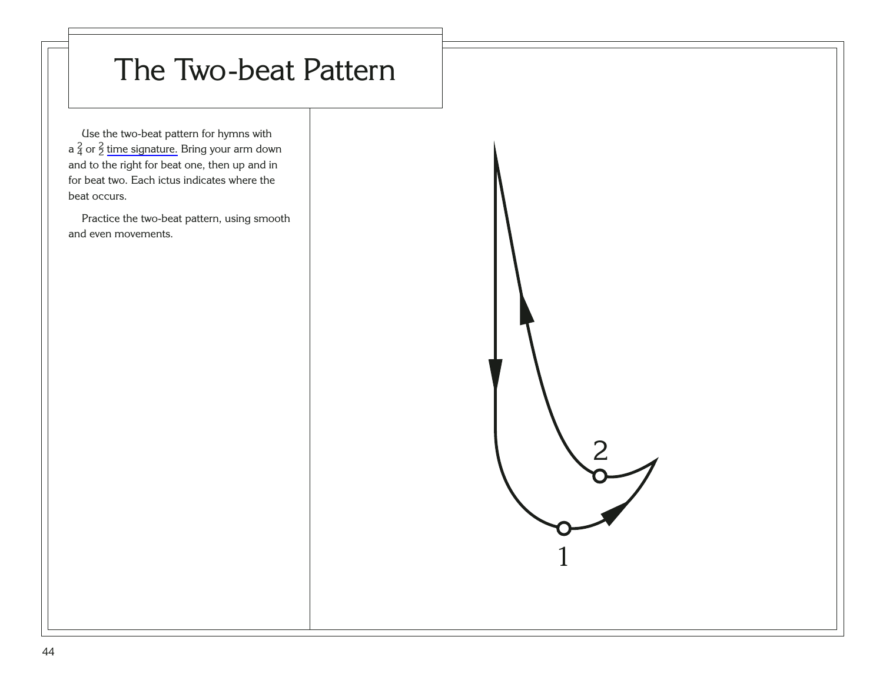# The Two-beat Pattern

Use the two-beat pattern for hymns with a $\frac{2}{4}$ or $\frac{2}{2}$ time signature. Bring your arm down and to the right for beat one, then up and in for beat two. Each ictus indicates where the beat occurs.

Practice the two-beat pattern, using smooth and even movements.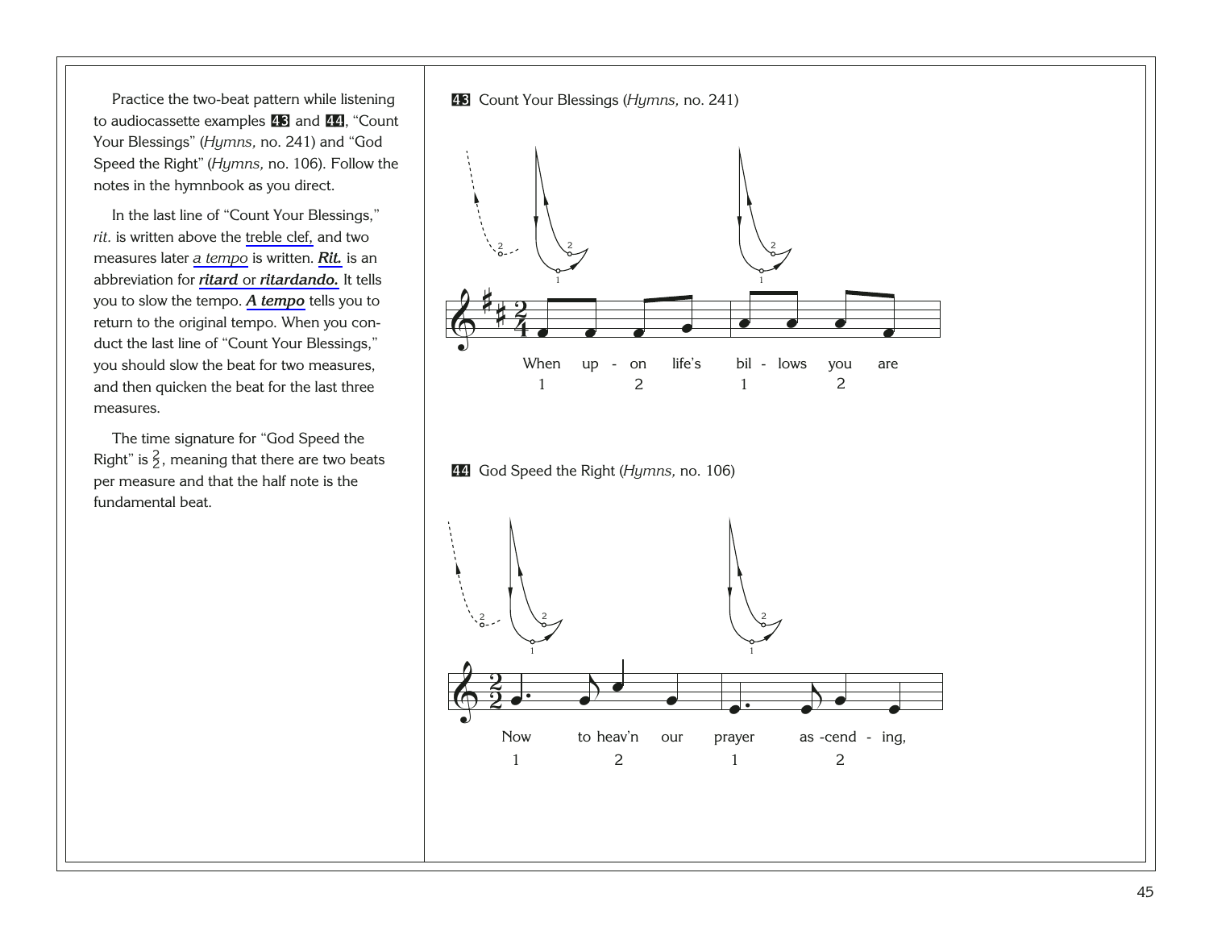Practice the two-beat pattern while listening to audiocassette examples **43** and **44**, "Count Your Blessings" (*Hymns,* no. 241) and "God Speed the Right" (*Hymns,* no. 106). Follow the notes in the hymnbook as you direct.

In the last line of "Count Your Blessings," *rit.* is written above the treble clef, and two measures later *a tempo* is written. ***Rit.*** is an abbreviation for ***ritard*** or ***ritardando.*** It tells you to slow the tempo. ***A tempo*** tells you to return to the original tempo. When you conduct the last line of "Count Your Blessings," you should slow the beat for two measures, and then quicken the beat for the last three measures.

The time signature for "God Speed the Right" is $\frac{2}{2}$, meaning that there are two beats per measure and that the half note is the fundamental beat.

**43** Count Your Blessings (*Hymns,* no. 241)

When up - on life's bil - lows you are
1 2 1 2

**44** God Speed the Right (*Hymns,* no. 106)

Now to heav'n our prayer as -cend - ing,
1 2 1 2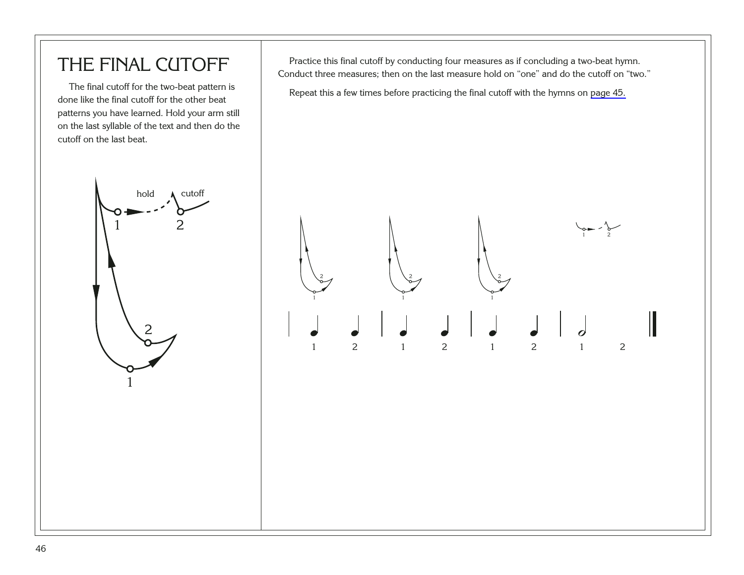# THE FINAL CUTOFF

The final cutoff for the two-beat pattern is done like the final cutoff for the other beat patterns you have learned. Hold your arm still on the last syllable of the text and then do the cutoff on the last beat.

Practice this final cutoff by conducting four measures as if concluding a two-beat hymn. Conduct three measures; then on the last measure hold on "one" and do the cutoff on "two."

Repeat this a few times before practicing the final cutoff with the hymns on page 45.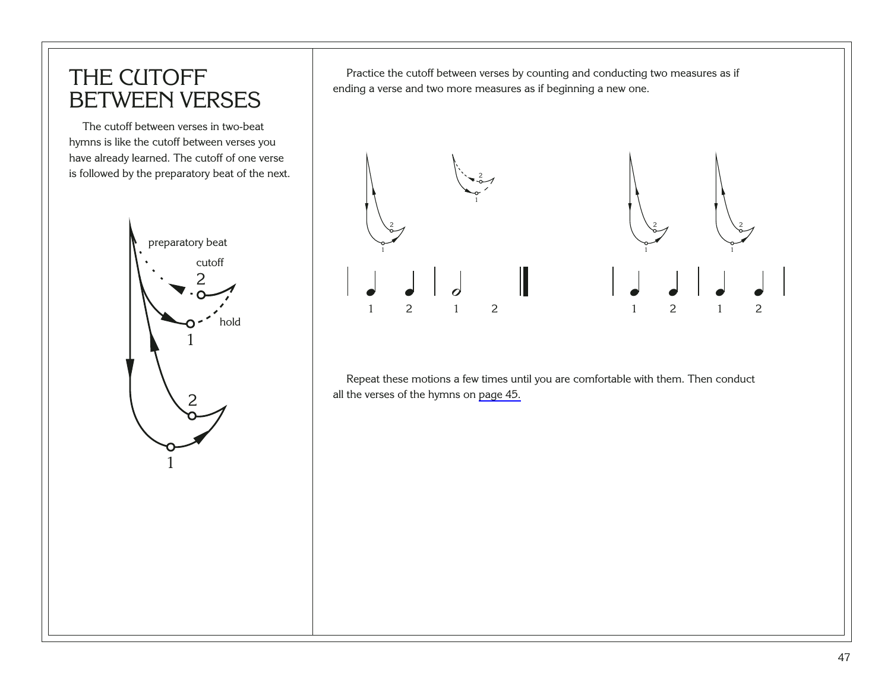# THE CUTOFF BETWEEN VERSES

The cutoff between verses in two-beat hymns is like the cutoff between verses you have already learned. The cutoff of one verse is followed by the preparatory beat of the next.

Practice the cutoff between verses by counting and conducting two measures as if ending a verse and two more measures as if beginning a new one.

Repeat these motions a few times until you are comfortable with them. Then conduct all the verses of the hymns on page 45.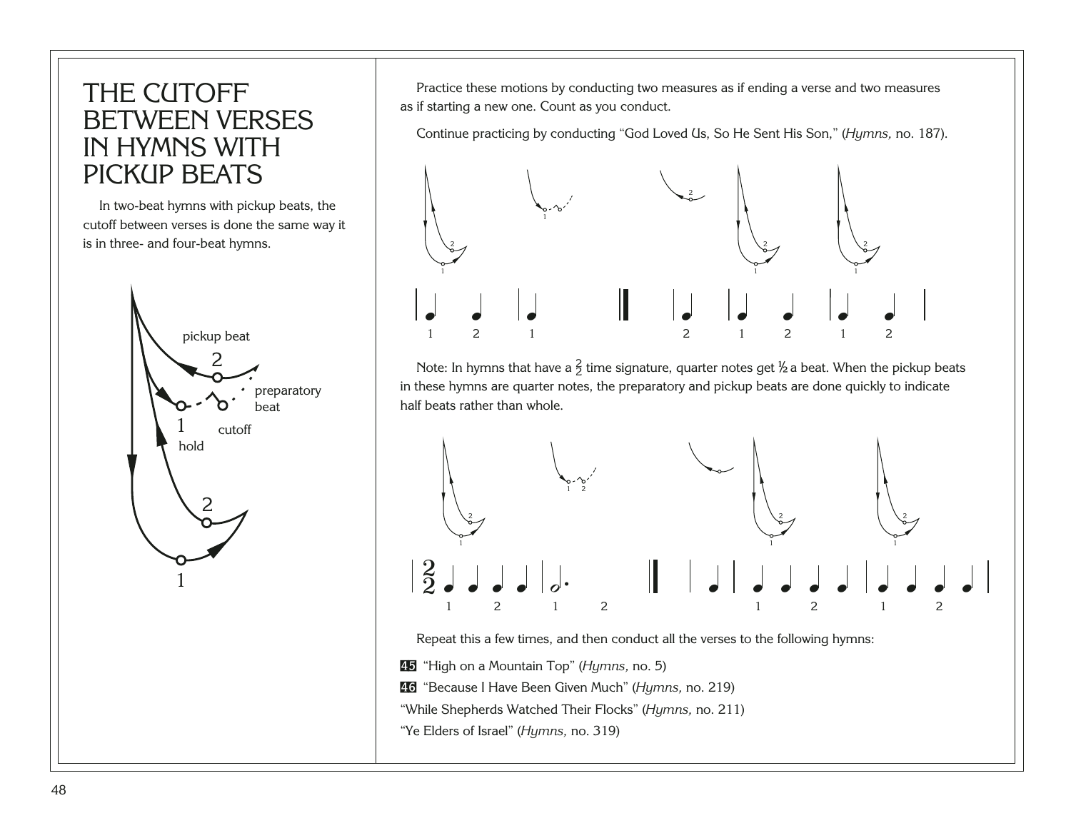# THE CUTOFF BETWEEN VERSES IN HYMNS WITH PICKUP BEATS

In two-beat hymns with pickup beats, the cutoff between verses is done the same way it is in three- and four-beat hymns.

Practice these motions by conducting two measures as if ending a verse and two measures as if starting a new one. Count as you conduct.

Continue practicing by conducting "God Loved Us, So He Sent His Son," (*Hymns,* no. 187).

Note: In hymns that have a $\frac{2}{2}$ time signature, quarter notes get ½ a beat. When the pickup beats in these hymns are quarter notes, the preparatory and pickup beats are done quickly to indicate half beats rather than whole.

Repeat this a few times, and then conduct all the verses to the following hymns:

**45** "High on a Mountain Top" (*Hymns,* no. 5)

**46** "Because I Have Been Given Much" (*Hymns,* no. 219)

"While Shepherds Watched Their Flocks" (*Hymns,* no. 211)

"Ye Elders of Israel" (*Hymns,* no. 319)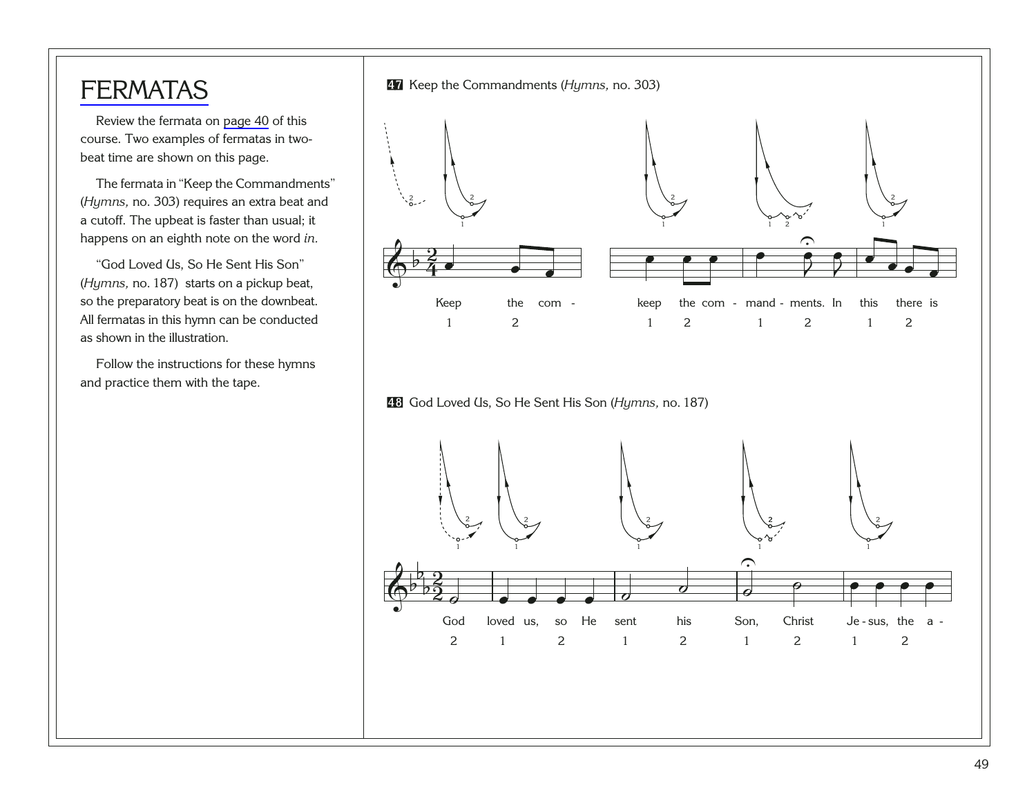# FERMATAS

Review the fermata on page 40 of this course. Two examples of fermatas in two-beat time are shown on this page.

The fermata in "Keep the Commandments" (*Hymns,* no. 303) requires an extra beat and a cutoff. The upbeat is faster than usual; it happens on an eighth note on the word *in.*

"God Loved Us, So He Sent His Son" (*Hymns,* no. 187) starts on a pickup beat, so the preparatory beat is on the downbeat. All fermatas in this hymn can be conducted as shown in the illustration.

Follow the instructions for these hymns and practice them with the tape.

**47** Keep the Commandments (*Hymns,* no. 303)

Keep the com - keep the com - mand - ments. In this there is

1 2 1 2 1 2 1 2

**48** God Loved Us, So He Sent His Son (*Hymns,* no. 187)

God loved us, so He sent his Son, Christ Je - sus, the a -

2 1 2 1 2 1 2 1 2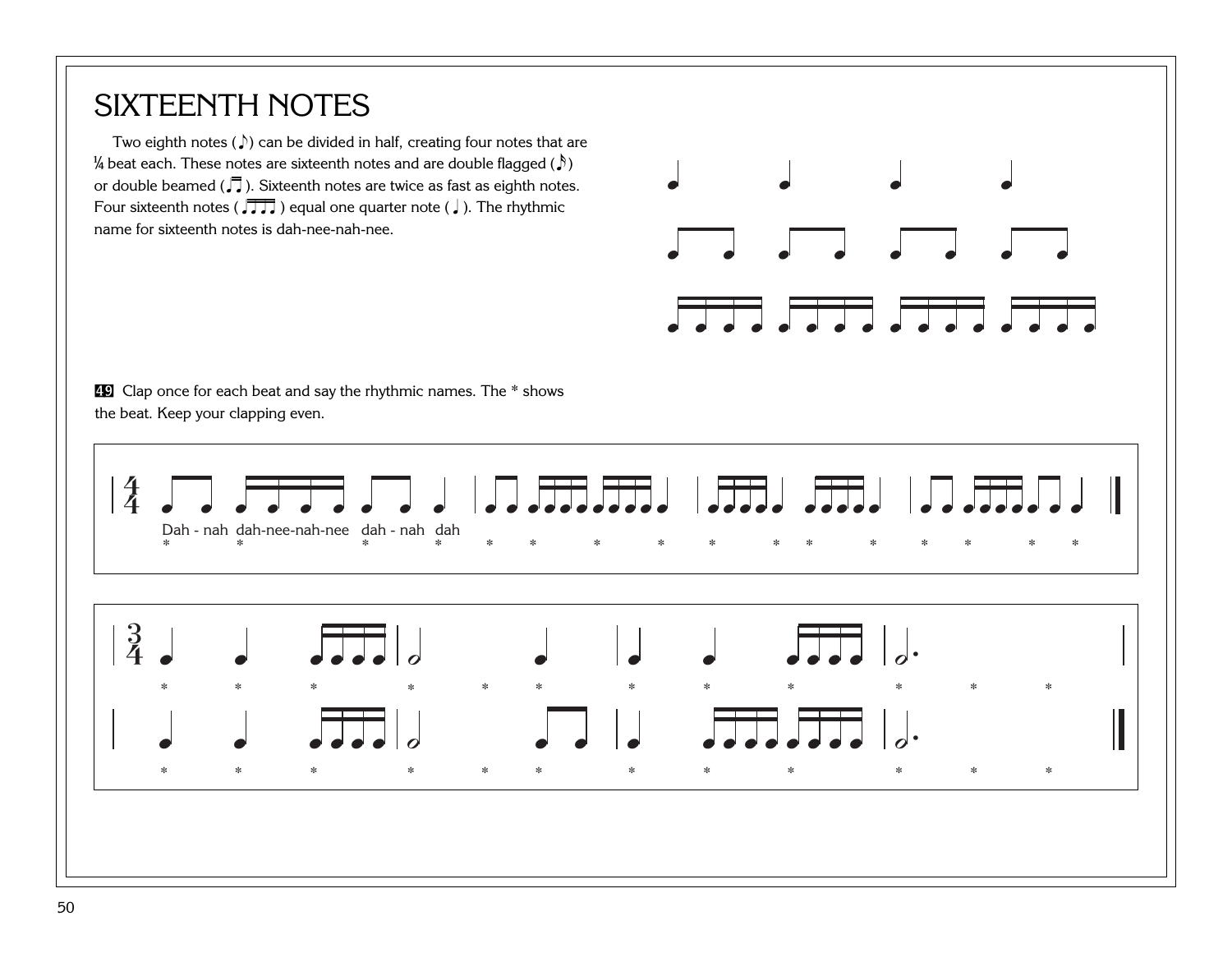# SIXTEENTH NOTES

Two eighth notes (♪) can be divided in half, creating four notes that are ¼ beat each. These notes are sixteenth notes and are double flagged (𝅘𝅥𝅯) or double beamed (♬). Sixteenth notes are twice as fast as eighth notes. Four sixteenth notes (♬♬) equal one quarter note (♩). The rhythmic name for sixteenth notes is dah-nee-nah-nee.

**49** Clap once for each beat and say the rhythmic names. The * shows the beat. Keep your clapping even.

Dah - nah dah-nee-nah-nee dah - nah dah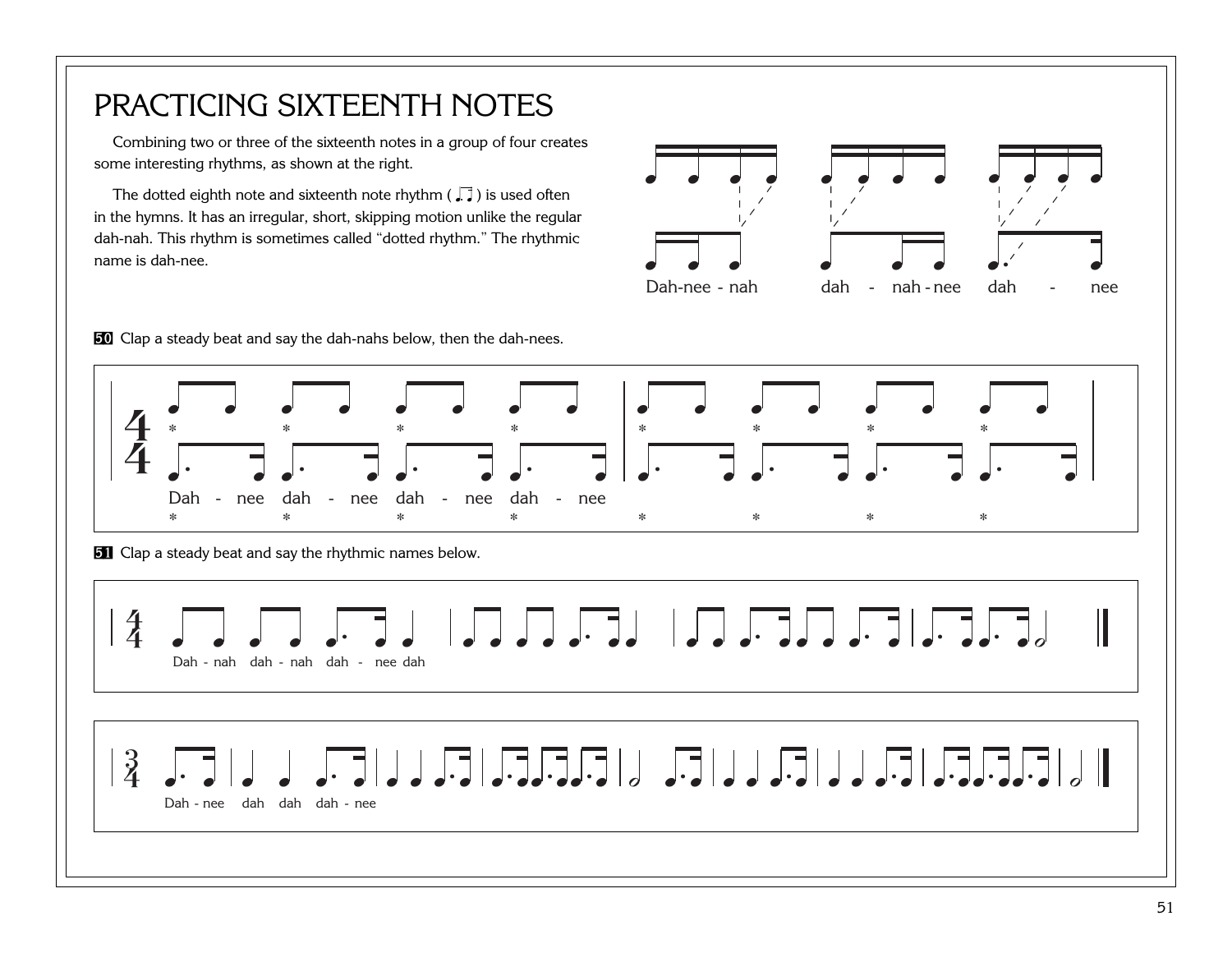# PRACTICING SIXTEENTH NOTES

Combining two or three of the sixteenth notes in a group of four creates some interesting rhythms, as shown at the right.

The dotted eighth note and sixteenth note rhythm ( ) is used often in the hymns. It has an irregular, short, skipping motion unlike the regular dah-nah. This rhythm is sometimes called "dotted rhythm." The rhythmic name is dah-nee.

Dah-nee - nah    dah - nah - nee    dah - nee

**50** Clap a steady beat and say the dah-nahs below, then the dah-nees.

Dah - nee dah - nee dah - nee dah - nee

**51** Clap a steady beat and say the rhythmic names below.

Dah - nah dah - nah dah - nee dah

Dah - nee dah dah dah - nee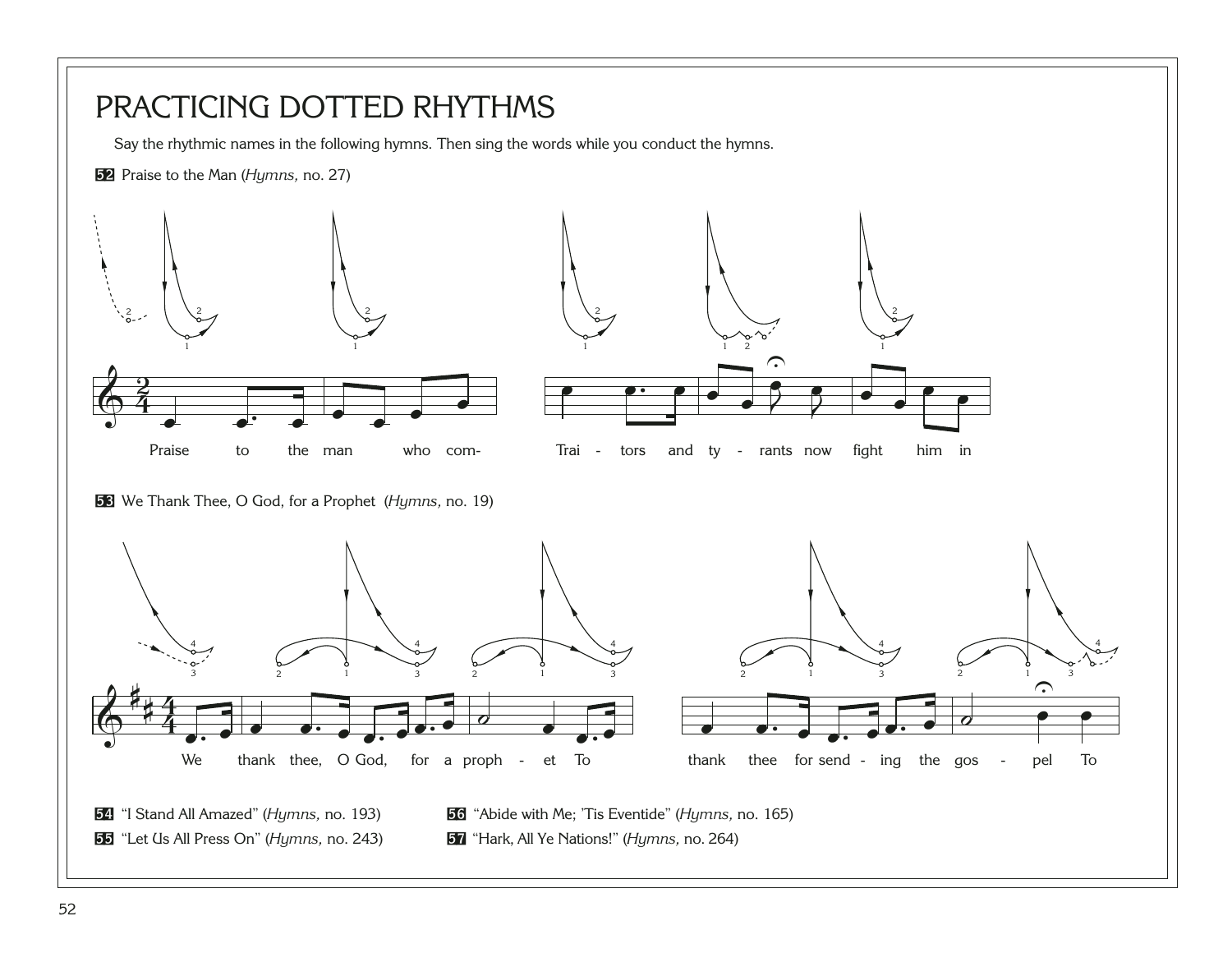# PRACTICING DOTTED RHYTHMS

Say the rhythmic names in the following hymns. Then sing the words while you conduct the hymns.

**52** Praise to the Man (*Hymns,* no. 27)

Praise to the man who com- Trai - tors and ty - rants now fight him in

**53** We Thank Thee, O God, for a Prophet (*Hymns,* no. 19)

We thank thee, O God, for a proph - et To thank thee for send - ing the gos - pel To

**54** "I Stand All Amazed" (*Hymns,* no. 193)

**55** "Let Us All Press On" (*Hymns,* no. 243)

**56** "Abide with Me; 'Tis Eventide" (*Hymns,* no. 165)

**57** "Hark, All Ye Nations!" (*Hymns,* no. 264)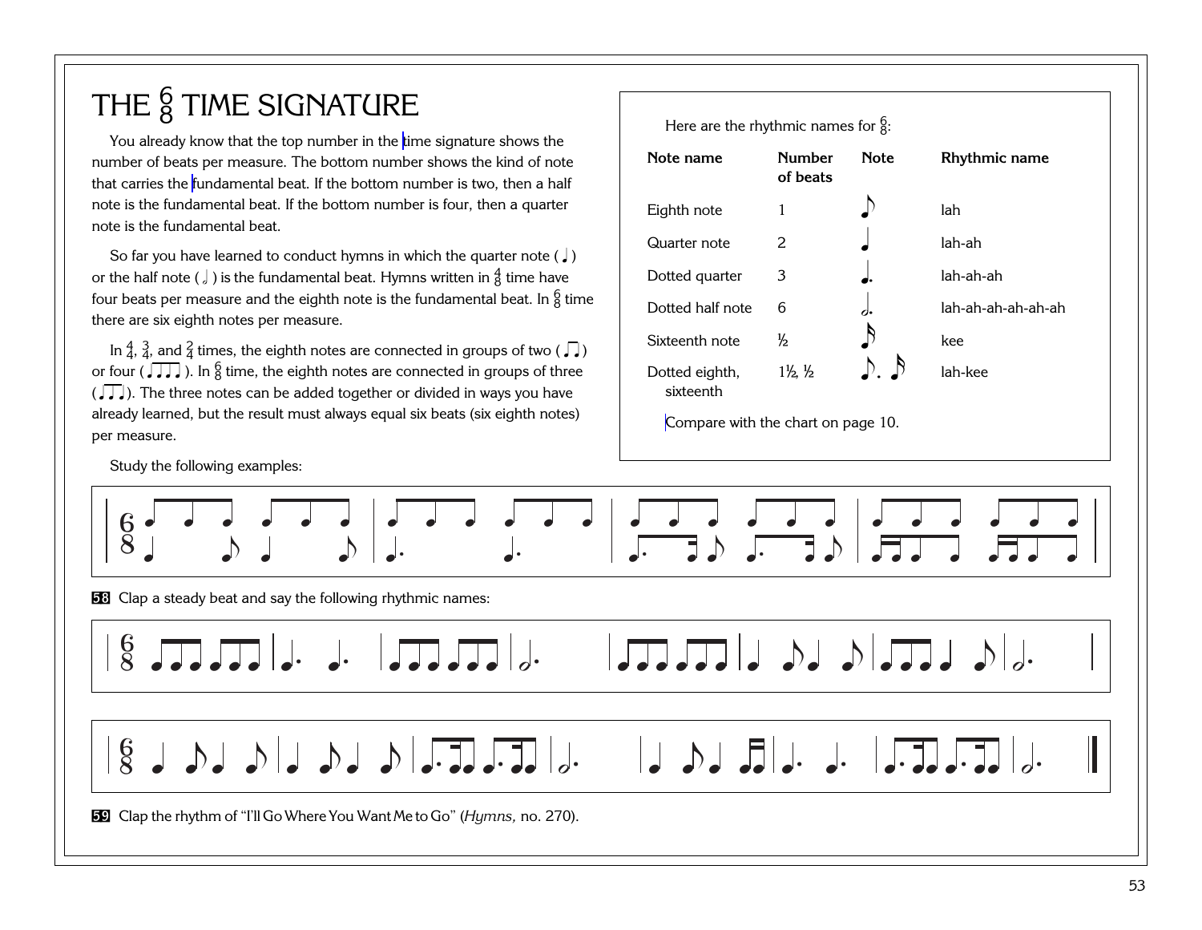# THE $\frac{6}{8}$ TIME SIGNATURE

You already know that the top number in the time signature shows the number of beats per measure. The bottom number shows the kind of note that carries the fundamental beat. If the bottom number is two, then a half note is the fundamental beat. If the bottom number is four, then a quarter note is the fundamental beat.

So far you have learned to conduct hymns in which the quarter note (♩) or the half note (𝅗𝅥) is the fundamental beat. Hymns written in $\frac{4}{8}$ time have four beats per measure and the eighth note is the fundamental beat. In $\frac{6}{8}$ time there are six eighth notes per measure.

In $\frac{4}{4}$, $\frac{3}{4}$, and $\frac{2}{4}$ times, the eighth notes are connected in groups of two (♫) or four (♬♬). In $\frac{6}{8}$ time, the eighth notes are connected in groups of three (♪♪♪). The three notes can be added together or divided in ways you have already learned, but the result must always equal six beats (six eighth notes) per measure.

Here are the rhythmic names for $\frac{6}{8}$:

| Note name | Number of beats | Note | Rhythmic name |
|---|---|---|---|
| Eighth note | 1 | ♪ | lah |
| Quarter note | 2 | ♩ | lah-ah |
| Dotted quarter | 3 | ♩. | lah-ah-ah |
| Dotted half note | 6 | 𝅗𝅥. | lah-ah-ah-ah-ah-ah |
| Sixteenth note | ½ | 𝅘𝅥𝅯 | kee |
| Dotted eighth, sixteenth | 1½, ½ | ♪. 𝅘𝅥𝅯 | lah-kee |

Compare with the chart on page 10.

Study the following examples:

**58** Clap a steady beat and say the following rhythmic names:

**59** Clap the rhythm of "I'll Go Where You Want Me to Go" (*Hymns,* no. 270).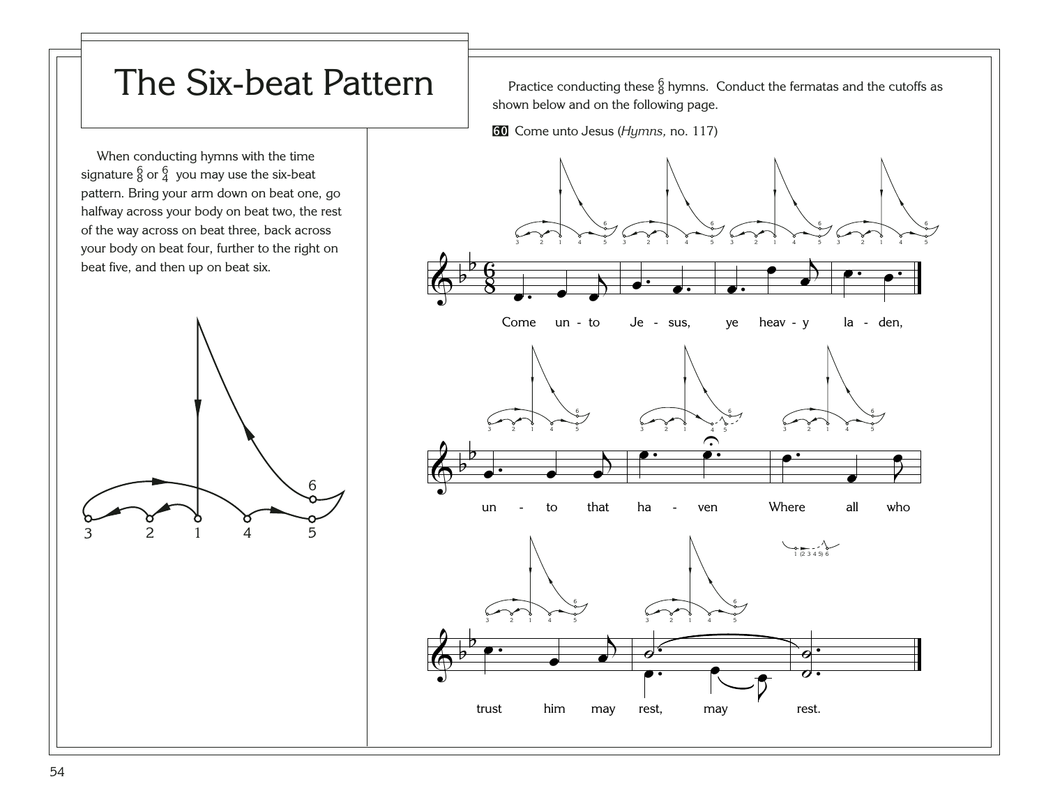# The Six-beat Pattern

When conducting hymns with the time signature $\frac{6}{8}$ or $\frac{6}{4}$ you may use the six-beat pattern. Bring your arm down on beat one, go halfway across your body on beat two, the rest of the way across on beat three, back across your body on beat four, further to the right on beat five, and then up on beat six.

Practice conducting these $\frac{6}{8}$ hymns. Conduct the fermatas and the cutoffs as shown below and on the following page.

**60** Come unto Jesus (*Hymns,* no. 117)

Come unto Jesus, ye heavy laden, unto that haven Where all who trust him may rest, may rest.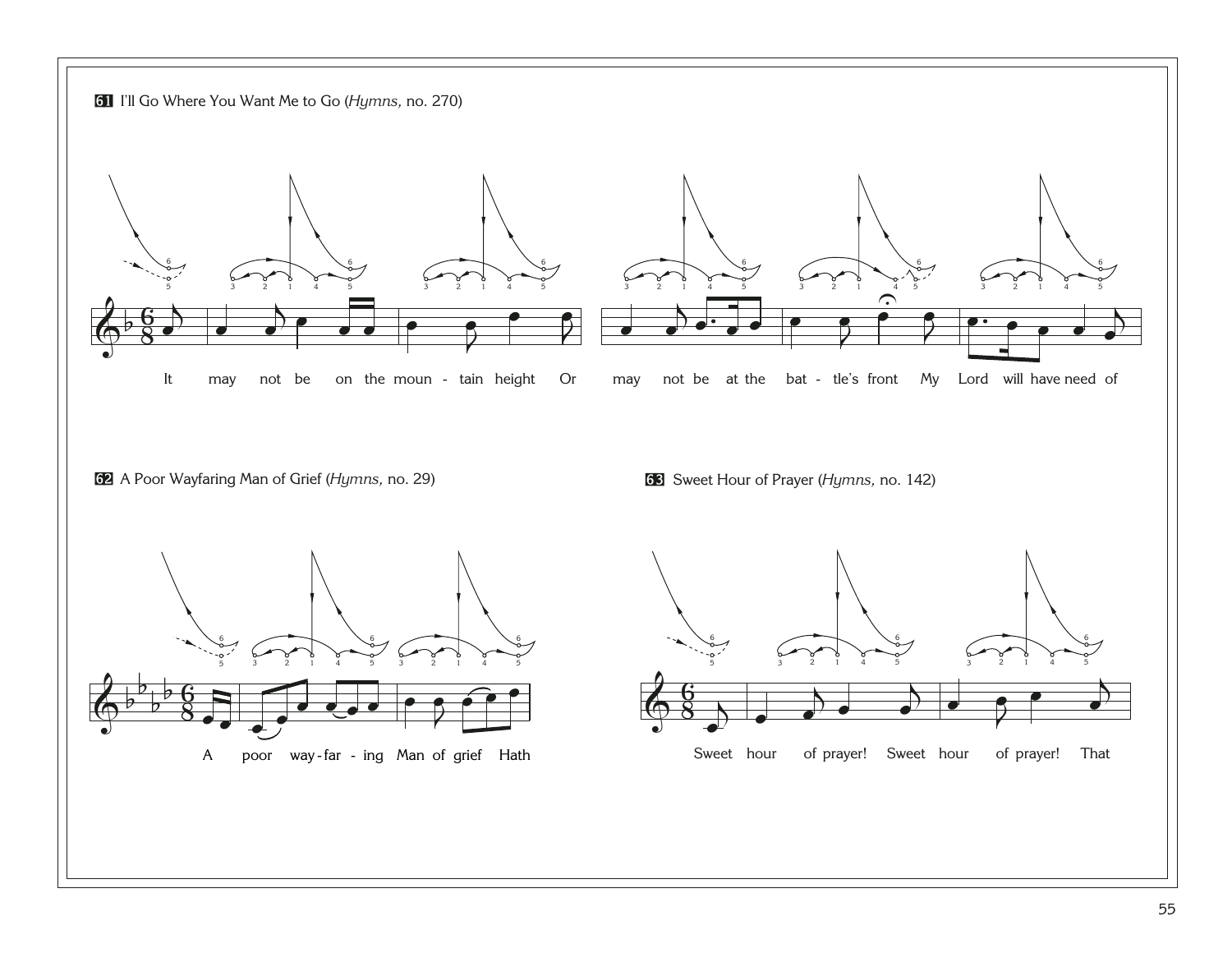**61** I'll Go Where You Want Me to Go (*Hymns,* no. 270)

It may not be on the moun - tain height Or may not be at the bat - tle's front My Lord will have need of

**62** A Poor Wayfaring Man of Grief (*Hymns,* no. 29)

A poor way - far - ing Man of grief Hath

**63** Sweet Hour of Prayer (*Hymns,* no. 142)

Sweet hour of prayer! Sweet hour of prayer! That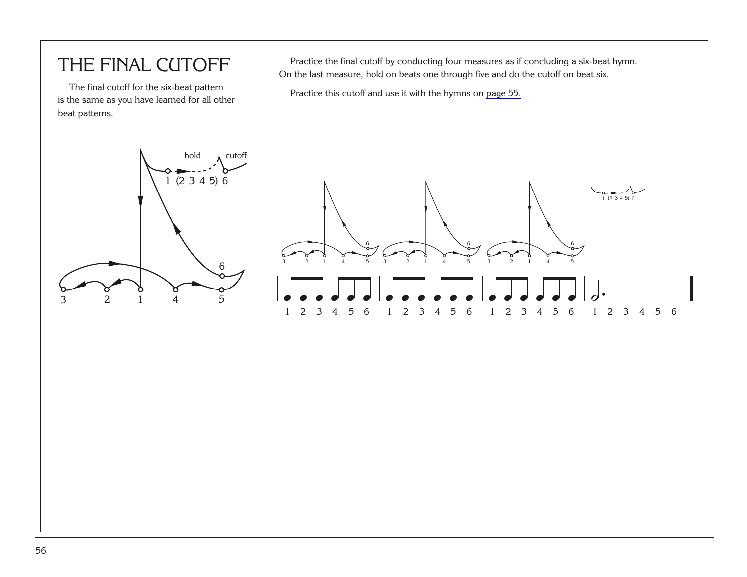# THE FINAL CUTOFF

The final cutoff for the six-beat pattern is the same as you have learned for all other beat patterns.

Practice the final cutoff by conducting four measures as if concluding a six-beat hymn. On the last measure, hold on beats one through five and do the cutoff on beat six.

Practice this cutoff and use it with the hymns on page 55.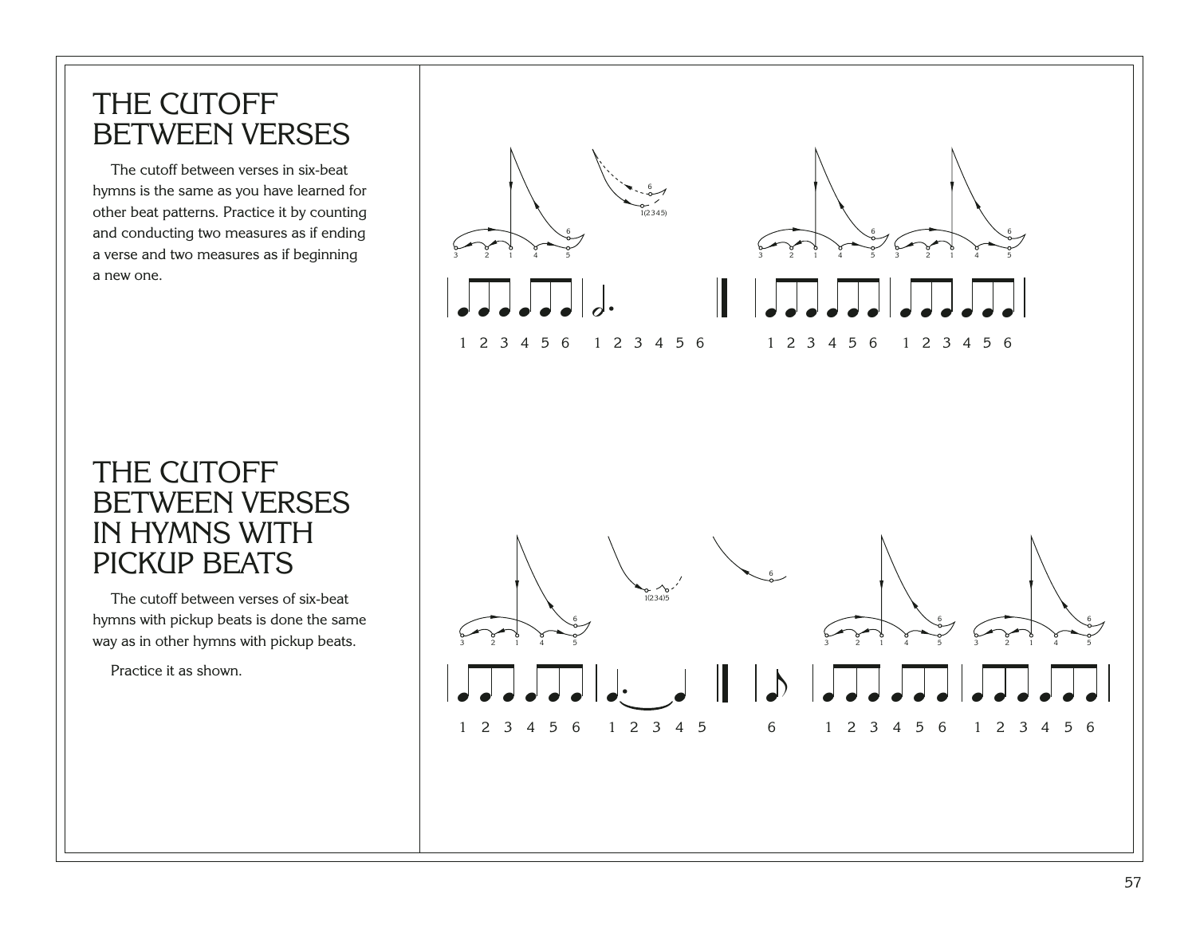# THE CUTOFF BETWEEN VERSES

The cutoff between verses in six-beat hymns is the same as you have learned for other beat patterns. Practice it by counting and conducting two measures as if ending a verse and two measures as if beginning a new one.

1 2 3 4 5 6 1 2 3 4 5 6 1 2 3 4 5 6 1 2 3 4 5 6

# THE CUTOFF BETWEEN VERSES IN HYMNS WITH PICKUP BEATS

The cutoff between verses of six-beat hymns with pickup beats is done the same way as in other hymns with pickup beats.

Practice it as shown.

1 2 3 4 5 6 1 2 3 4 5 6 1 2 3 4 5 6 1 2 3 4 5 6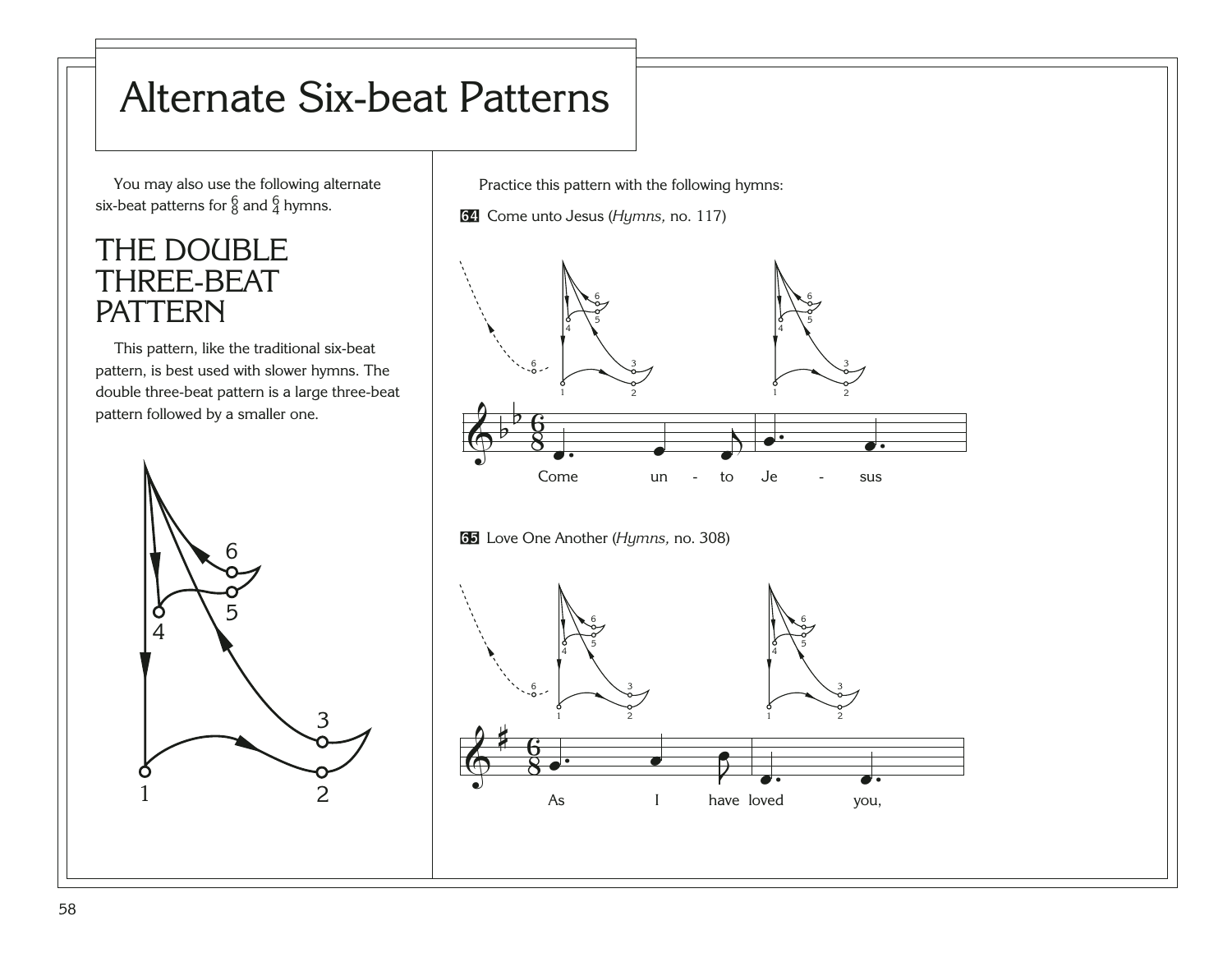# Alternate Six-beat Patterns

You may also use the following alternate six-beat patterns for $\frac{6}{8}$ and $\frac{6}{4}$ hymns.

## THE DOUBLE THREE-BEAT PATTERN

This pattern, like the traditional six-beat pattern, is best used with slower hymns. The double three-beat pattern is a large three-beat pattern followed by a smaller one.

Practice this pattern with the following hymns:

**64** Come unto Jesus (*Hymns,* no. 117)

Come un - to Je - sus

**65** Love One Another (*Hymns,* no. 308)

As I have loved you,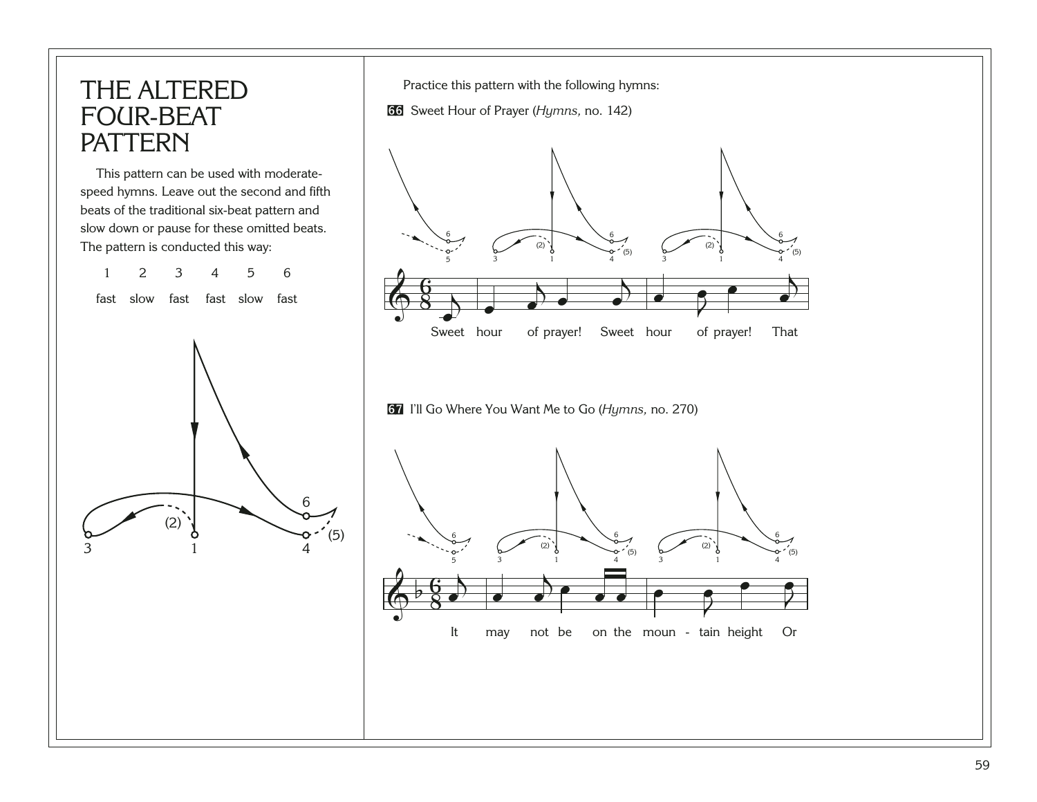# THE ALTERED FOUR-BEAT PATTERN

This pattern can be used with moderate-speed hymns. Leave out the second and fifth beats of the traditional six-beat pattern and slow down or pause for these omitted beats. The pattern is conducted this way:

| 1 | 2 | 3 | 4 | 5 | 6 |
|---|---|---|---|---|---|
| fast | slow | fast | fast | slow | fast |

Practice this pattern with the following hymns:

**66** Sweet Hour of Prayer (*Hymns,* no. 142)

Sweet hour of prayer! Sweet hour of prayer! That

**67** I'll Go Where You Want Me to Go (*Hymns,* no. 270)

It may not be on the moun - tain height Or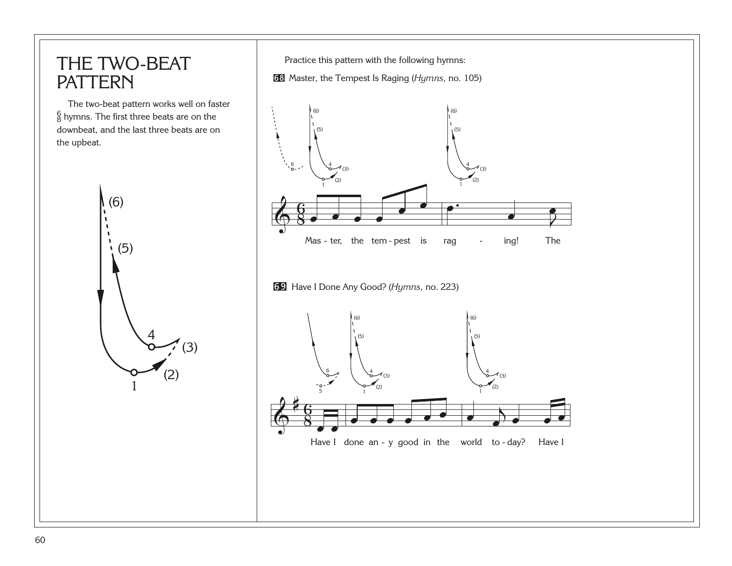# THE TWO-BEAT PATTERN

The two-beat pattern works well on faster $\frac{6}{8}$ hymns. The first three beats are on the downbeat, and the last three beats are on the upbeat.

Practice this pattern with the following hymns:

**68** Master, the Tempest Is Raging (*Hymns,* no. 105)

Mas - ter, the tem - pest is rag - ing! The

**69** Have I Done Any Good? (*Hymns,* no. 223)

Have I done an - y good in the world to - day? Have I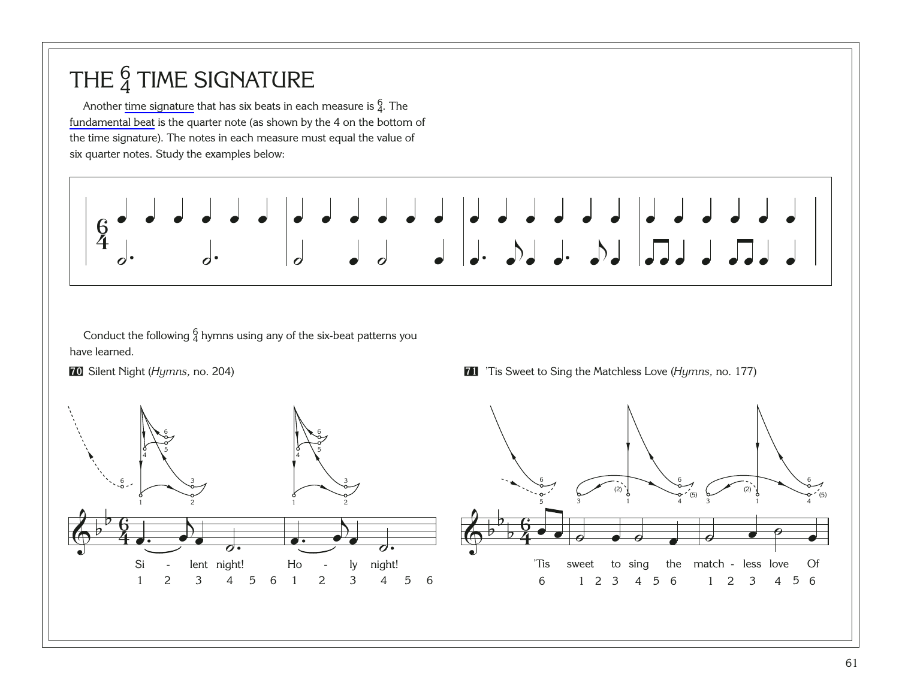# THE $\frac{6}{4}$ TIME SIGNATURE

Another time signature that has six beats in each measure is $\frac{6}{4}$. The fundamental beat is the quarter note (as shown by the 4 on the bottom of the time signature). The notes in each measure must equal the value of six quarter notes. Study the examples below:

Conduct the following $\frac{6}{4}$ hymns using any of the six-beat patterns you have learned.

**70** Silent Night (*Hymns,* no. 204)

Si - lent night! Ho - ly night!

1 2 3 4 5 6 1 2 3 4 5 6

**71** 'Tis Sweet to Sing the Matchless Love (*Hymns,* no. 177)

'Tis sweet to sing the match - less love Of

6 1 2 3 4 5 6 1 2 3 4 5 6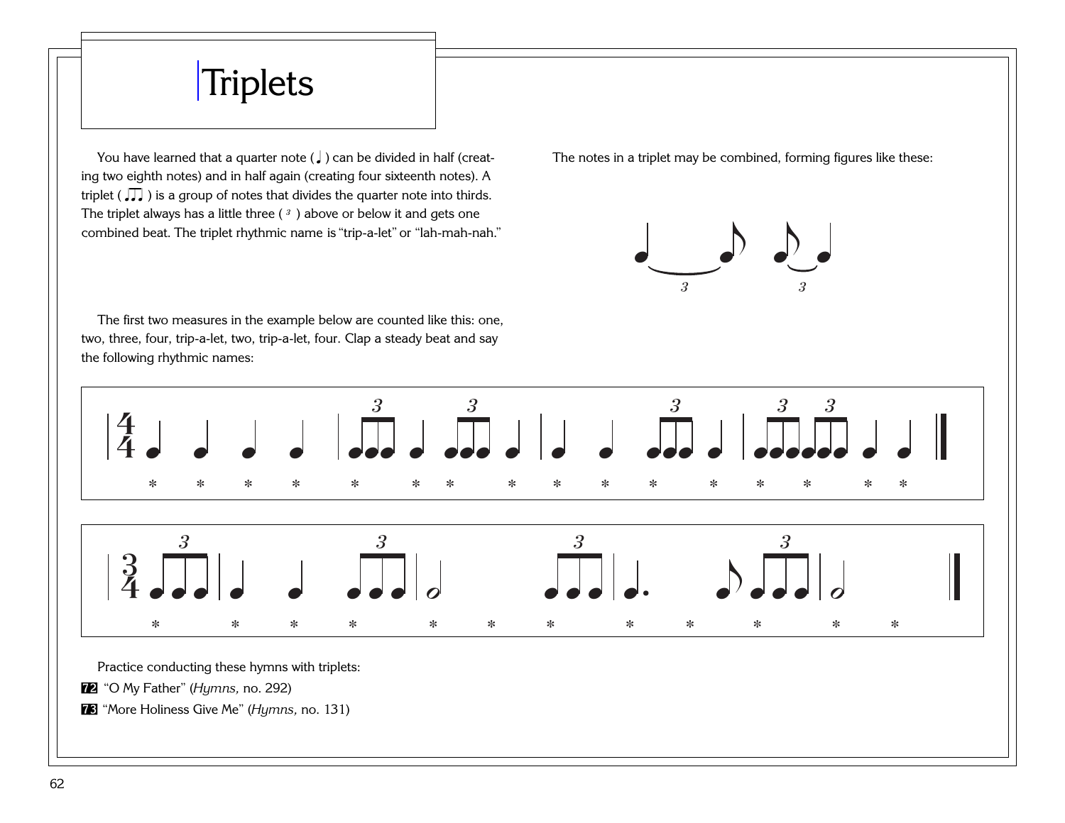# Triplets

You have learned that a quarter note (♩) can be divided in half (creating two eighth notes) and in half again (creating four sixteenth notes). A triplet (♫♪) is a group of notes that divides the quarter note into thirds. The triplet always has a little three ( 3 ) above or below it and gets one combined beat. The triplet rhythmic name is "trip-a-let" or "lah-mah-nah."

The notes in a triplet may be combined, forming figures like these:

The first two measures in the example below are counted like this: one, two, three, four, trip-a-let, two, trip-a-let, four. Clap a steady beat and say the following rhythmic names:

Practice conducting these hymns with triplets:

**72** "O My Father" (*Hymns,* no. 292)

**73** "More Holiness Give Me" (*Hymns,* no. 131)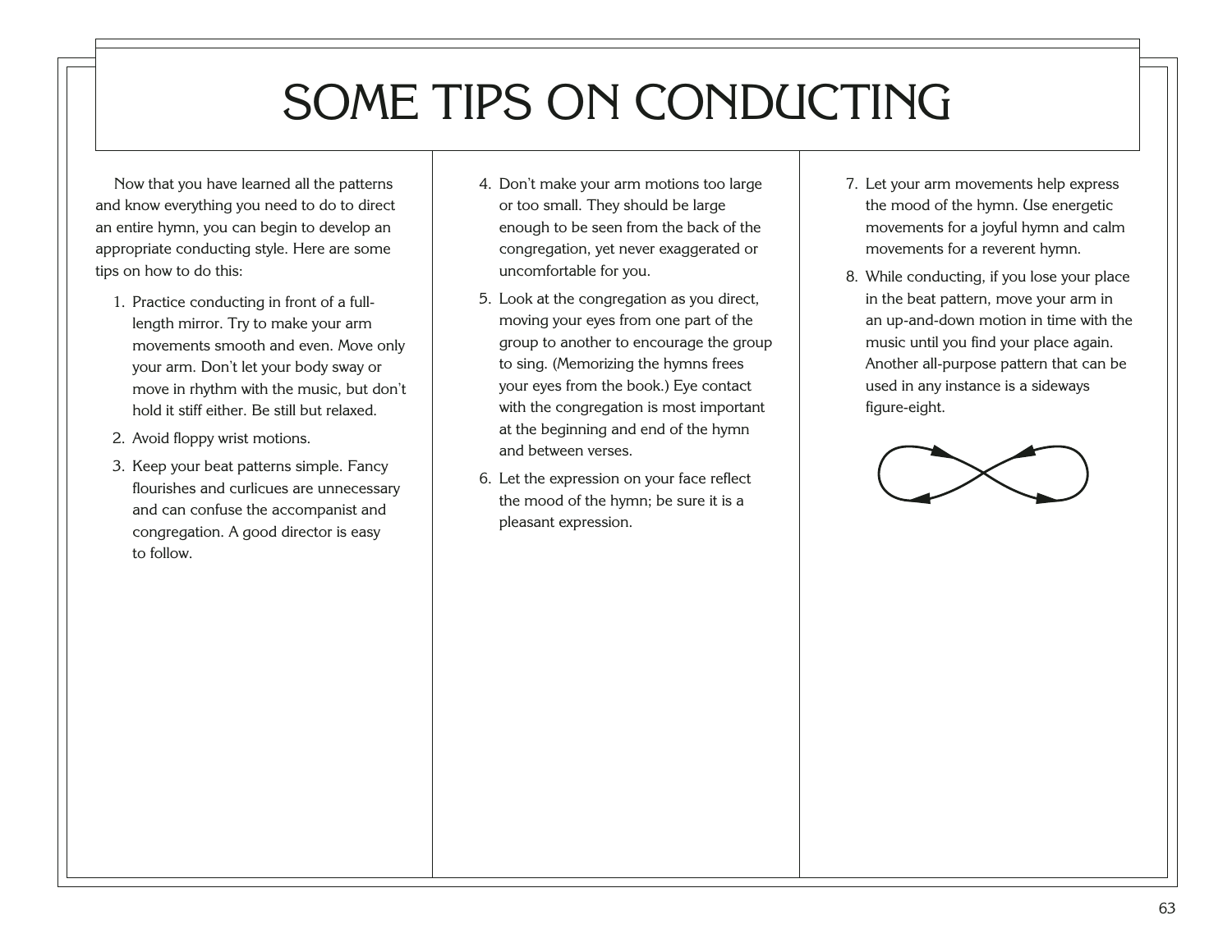# SOME TIPS ON CONDUCTING

Now that you have learned all the patterns and know everything you need to do to direct an entire hymn, you can begin to develop an appropriate conducting style. Here are some tips on how to do this:

1. Practice conducting in front of a full-length mirror. Try to make your arm movements smooth and even. Move only your arm. Don't let your body sway or move in rhythm with the music, but don't hold it stiff either. Be still but relaxed.
2. Avoid floppy wrist motions.
3. Keep your beat patterns simple. Fancy flourishes and curlicues are unnecessary and can confuse the accompanist and congregation. A good director is easy to follow.
4. Don't make your arm motions too large or too small. They should be large enough to be seen from the back of the congregation, yet never exaggerated or uncomfortable for you.
5. Look at the congregation as you direct, moving your eyes from one part of the group to another to encourage the group to sing. (Memorizing the hymns frees your eyes from the book.) Eye contact with the congregation is most important at the beginning and end of the hymn and between verses.
6. Let the expression on your face reflect the mood of the hymn; be sure it is a pleasant expression.
7. Let your arm movements help express the mood of the hymn. Use energetic movements for a joyful hymn and calm movements for a reverent hymn.
8. While conducting, if you lose your place in the beat pattern, move your arm in an up-and-down motion in time with the music until you find your place again. Another all-purpose pattern that can be used in any instance is a sideways figure-eight.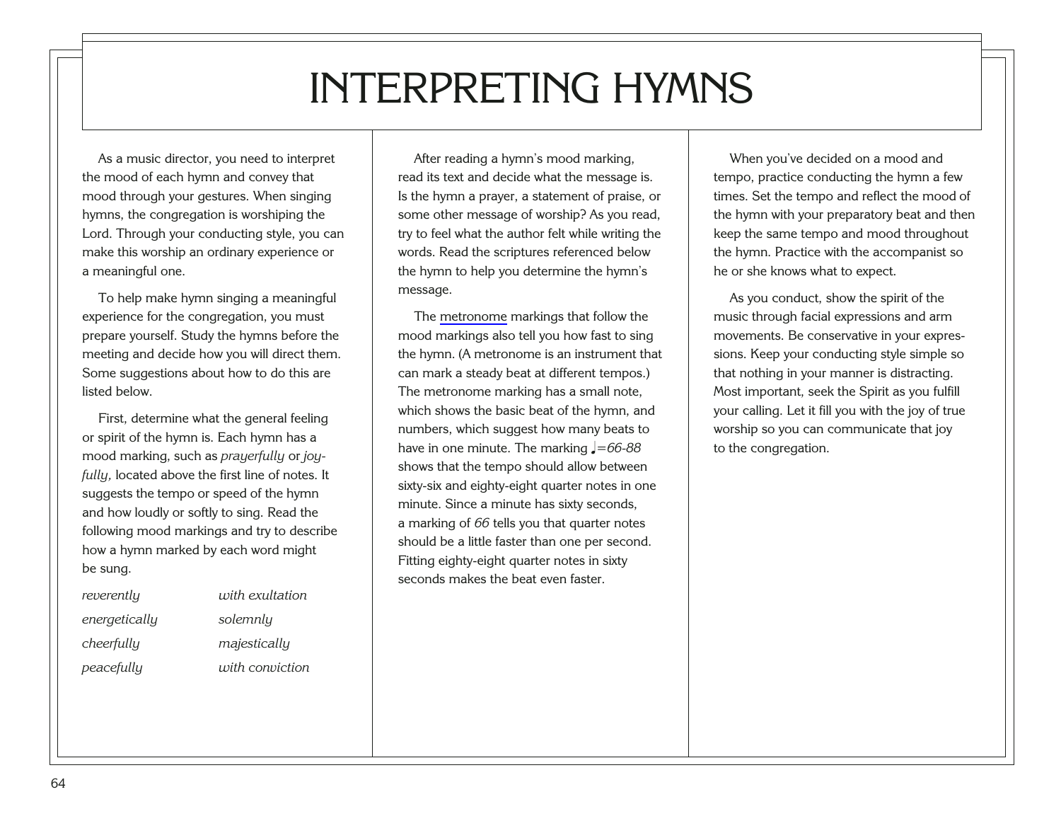# INTERPRETING HYMNS

As a music director, you need to interpret the mood of each hymn and convey that mood through your gestures. When singing hymns, the congregation is worshiping the Lord. Through your conducting style, you can make this worship an ordinary experience or a meaningful one.

To help make hymn singing a meaningful experience for the congregation, you must prepare yourself. Study the hymns before the meeting and decide how you will direct them. Some suggestions about how to do this are listed below.

First, determine what the general feeling or spirit of the hymn is. Each hymn has a mood marking, such as *prayerfully* or *joyfully,* located above the first line of notes. It suggests the tempo or speed of the hymn and how loudly or softly to sing. Read the following mood markings and try to describe how a hymn marked by each word might be sung.

| | |
|---|---|
| *reverently* | *with exultation* |
| *energetically* | *solemnly* |
| *cheerfully* | *majestically* |
| *peacefully* | *with conviction* |

After reading a hymn's mood marking, read its text and decide what the message is. Is the hymn a prayer, a statement of praise, or some other message of worship? As you read, try to feel what the author felt while writing the words. Read the scriptures referenced below the hymn to help you determine the hymn's message.

The metronome markings that follow the mood markings also tell you how fast to sing the hymn. (A metronome is an instrument that can mark a steady beat at different tempos.) The metronome marking has a small note, which shows the basic beat of the hymn, and numbers, which suggest how many beats to have in one minute. The marking ♩=*66-88* shows that the tempo should allow between sixty-six and eighty-eight quarter notes in one minute. Since a minute has sixty seconds, a marking of *66* tells you that quarter notes should be a little faster than one per second. Fitting eighty-eight quarter notes in sixty seconds makes the beat even faster.

When you've decided on a mood and tempo, practice conducting the hymn a few times. Set the tempo and reflect the mood of the hymn with your preparatory beat and then keep the same tempo and mood throughout the hymn. Practice with the accompanist so he or she knows what to expect.

As you conduct, show the spirit of the music through facial expressions and arm movements. Be conservative in your expressions. Keep your conducting style simple so that nothing in your manner is distracting. Most important, seek the Spirit as you fulfill your calling. Let it fill you with the joy of true worship so you can communicate that joy to the congregation.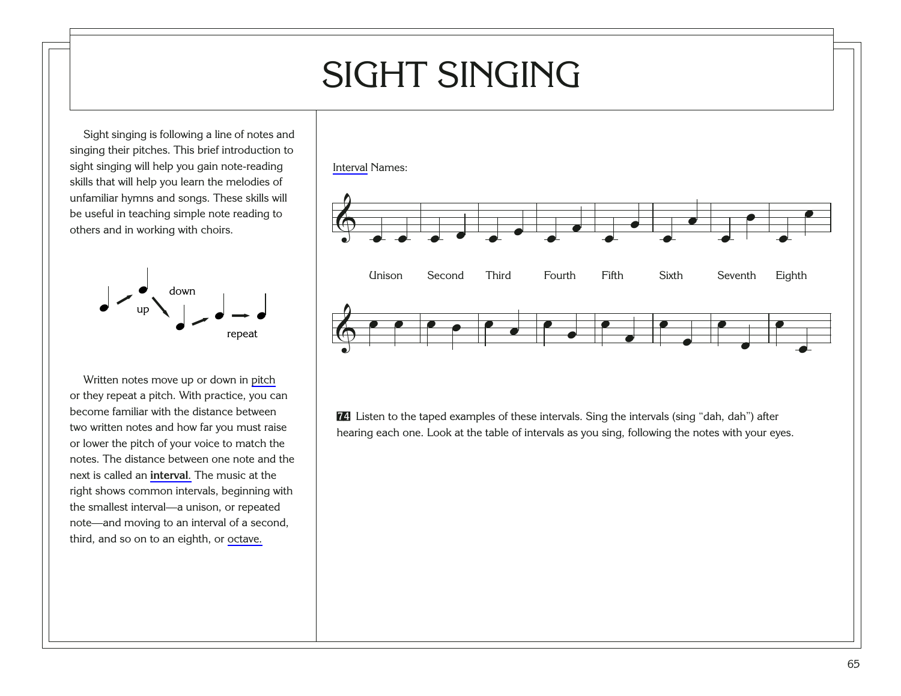# SIGHT SINGING

Sight singing is following a line of notes and singing their pitches. This brief introduction to sight singing will help you gain note-reading skills that will help you learn the melodies of unfamiliar hymns and songs. These skills will be useful in teaching simple note reading to others and in working with choirs.

up　down　repeat

Written notes move up or down in pitch or they repeat a pitch. With practice, you can become familiar with the distance between two written notes and how far you must raise or lower the pitch of your voice to match the notes. The distance between one note and the next is called an **interval**. The music at the right shows common intervals, beginning with the smallest interval—a unison, or repeated note—and moving to an interval of a second, third, and so on to an eighth, or octave.

Interval Names:

Unison　Second　Third　Fourth　Fifth　Sixth　Seventh　Eighth

**74** Listen to the taped examples of these intervals. Sing the intervals (sing “dah, dah”) after hearing each one. Look at the table of intervals as you sing, following the notes with your eyes.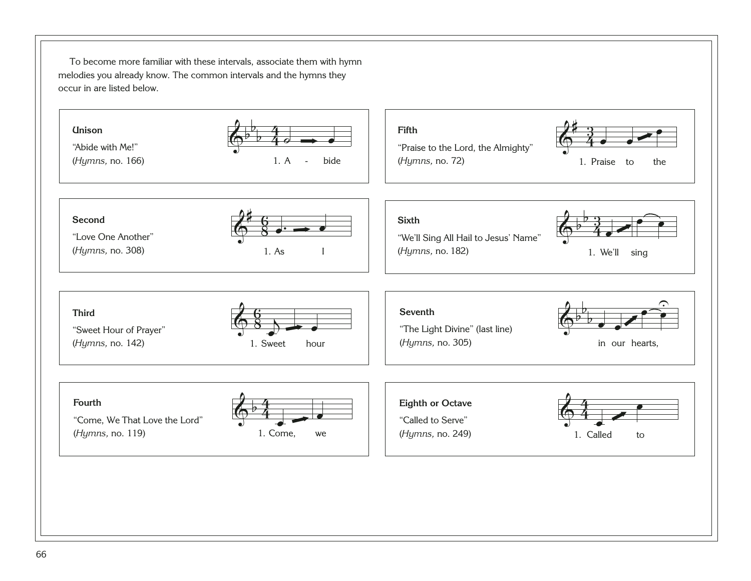To become more familiar with these intervals, associate them with hymn melodies you already know. The common intervals and the hymns they occur in are listed below.

**Unison**

"Abide with Me!"
(*Hymns,* no. 166)

1. A - bide

**Second**

"Love One Another"
(*Hymns,* no. 308)

1. As I

**Third**

"Sweet Hour of Prayer"
(*Hymns,* no. 142)

1. Sweet hour

**Fourth**

"Come, We That Love the Lord"
(*Hymns,* no. 119)

1. Come, we

**Fifth**

"Praise to the Lord, the Almighty"
(*Hymns,* no. 72)

1. Praise to the

**Sixth**

"We'll Sing All Hail to Jesus' Name"
(*Hymns,* no. 182)

1. We'll sing

**Seventh**

"The Light Divine" (last line)
(*Hymns,* no. 305)

in our hearts,

**Eighth or Octave**

"Called to Serve"
(*Hymns,* no. 249)

1. Called to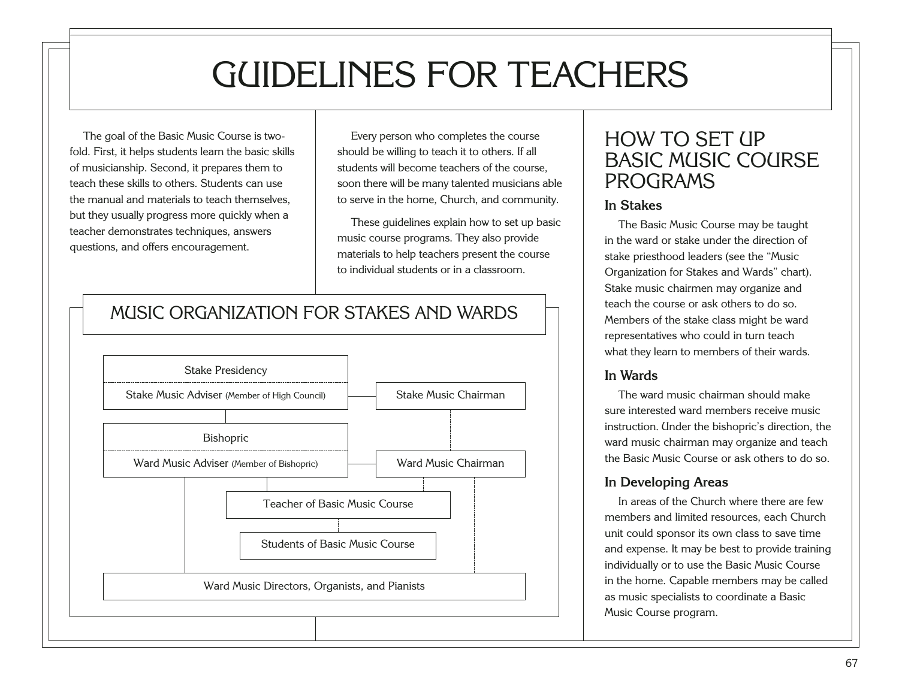# GUIDELINES FOR TEACHERS

The goal of the Basic Music Course is twofold. First, it helps students learn the basic skills of musicianship. Second, it prepares them to teach these skills to others. Students can use the manual and materials to teach themselves, but they usually progress more quickly when a teacher demonstrates techniques, answers questions, and offers encouragement.

Every person who completes the course should be willing to teach it to others. If all students will become teachers of the course, soon there will be many talented musicians able to serve in the home, Church, and community.

These guidelines explain how to set up basic music course programs. They also provide materials to help teachers present the course to individual students or in a classroom.

## MUSIC ORGANIZATION FOR STAKES AND WARDS

- Stake Presidency
  - Stake Music Adviser (Member of High Council) — Stake Music Chairman
- Bishopric
  - Ward Music Adviser (Member of Bishopric) — Ward Music Chairman
- Teacher of Basic Music Course
- Students of Basic Music Course
- Ward Music Directors, Organists, and Pianists

## HOW TO SET UP BASIC MUSIC COURSE PROGRAMS

### In Stakes

The Basic Music Course may be taught in the ward or stake under the direction of stake priesthood leaders (see the "Music Organization for Stakes and Wards" chart). Stake music chairmen may organize and teach the course or ask others to do so. Members of the stake class might be ward representatives who could in turn teach what they learn to members of their wards.

### In Wards

The ward music chairman should make sure interested ward members receive music instruction. Under the bishopric's direction, the ward music chairman may organize and teach the Basic Music Course or ask others to do so.

### In Developing Areas

In areas of the Church where there are few members and limited resources, each Church unit could sponsor its own class to save time and expense. It may be best to provide training individually or to use the Basic Music Course in the home. Capable members may be called as music specialists to coordinate a Basic Music Course program.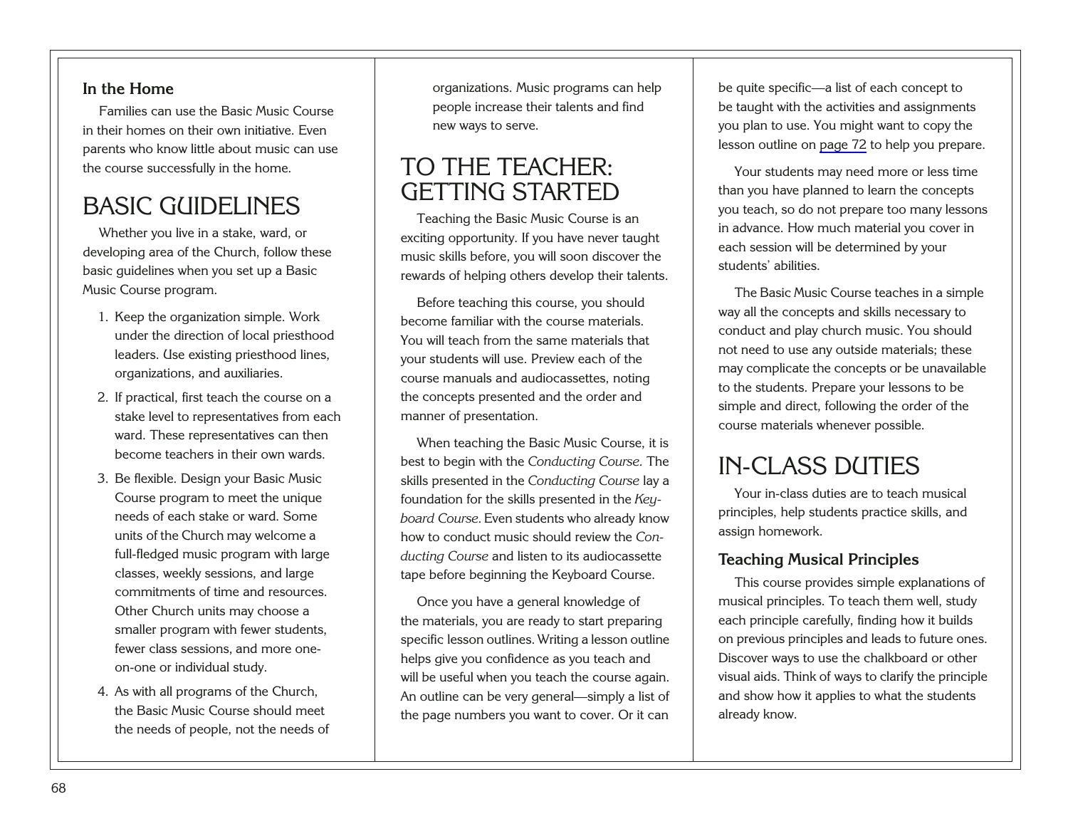### In the Home

Families can use the Basic Music Course in their homes on their own initiative. Even parents who know little about music can use the course successfully in the home.

# BASIC GUIDELINES

Whether you live in a stake, ward, or developing area of the Church, follow these basic guidelines when you set up a Basic Music Course program.

1. Keep the organization simple. Work under the direction of local priesthood leaders. Use existing priesthood lines, organizations, and auxiliaries.
2. If practical, first teach the course on a stake level to representatives from each ward. These representatives can then become teachers in their own wards.
3. Be flexible. Design your Basic Music Course program to meet the unique needs of each stake or ward. Some units of the Church may welcome a full-fledged music program with large classes, weekly sessions, and large commitments of time and resources. Other Church units may choose a smaller program with fewer students, fewer class sessions, and more one-on-one or individual study.
4. As with all programs of the Church, the Basic Music Course should meet the needs of people, not the needs of organizations. Music programs can help people increase their talents and find new ways to serve.

# TO THE TEACHER: GETTING STARTED

Teaching the Basic Music Course is an exciting opportunity. If you have never taught music skills before, you will soon discover the rewards of helping others develop their talents.

Before teaching this course, you should become familiar with the course materials. You will teach from the same materials that your students will use. Preview each of the course manuals and audiocassettes, noting the concepts presented and the order and manner of presentation.

When teaching the Basic Music Course, it is best to begin with the *Conducting Course.* The skills presented in the *Conducting Course* lay a foundation for the skills presented in the *Keyboard Course.* Even students who already know how to conduct music should review the *Conducting Course* and listen to its audiocassette tape before beginning the Keyboard Course.

Once you have a general knowledge of the materials, you are ready to start preparing specific lesson outlines. Writing a lesson outline helps give you confidence as you teach and will be useful when you teach the course again. An outline can be very general—simply a list of the page numbers you want to cover. Or it can be quite specific—a list of each concept to be taught with the activities and assignments you plan to use. You might want to copy the lesson outline on page 72 to help you prepare.

Your students may need more or less time than you have planned to learn the concepts you teach, so do not prepare too many lessons in advance. How much material you cover in each session will be determined by your students' abilities.

The Basic Music Course teaches in a simple way all the concepts and skills necessary to conduct and play church music. You should not need to use any outside materials; these may complicate the concepts or be unavailable to the students. Prepare your lessons to be simple and direct, following the order of the course materials whenever possible.

# IN-CLASS DUTIES

Your in-class duties are to teach musical principles, help students practice skills, and assign homework.

### Teaching Musical Principles

This course provides simple explanations of musical principles. To teach them well, study each principle carefully, finding how it builds on previous principles and leads to future ones. Discover ways to use the chalkboard or other visual aids. Think of ways to clarify the principle and show how it applies to what the students already know.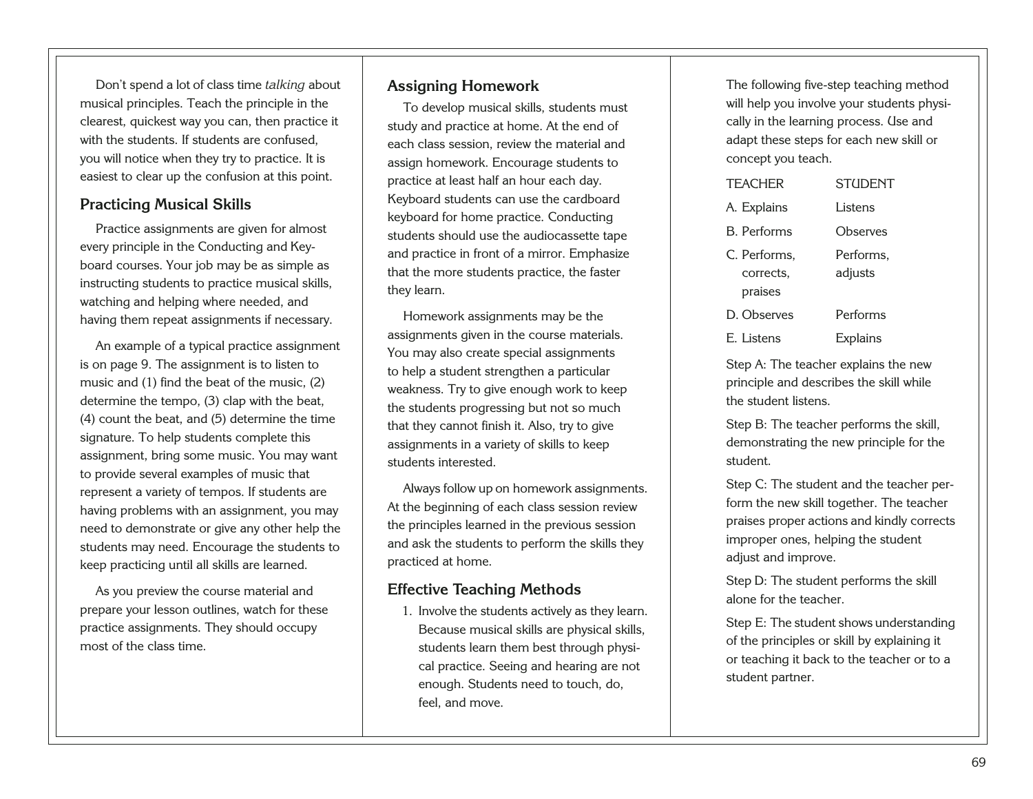Don't spend a lot of class time *talking* about musical principles. Teach the principle in the clearest, quickest way you can, then practice it with the students. If students are confused, you will notice when they try to practice. It is easiest to clear up the confusion at this point.

### Practicing Musical Skills

Practice assignments are given for almost every principle in the Conducting and Keyboard courses. Your job may be as simple as instructing students to practice musical skills, watching and helping where needed, and having them repeat assignments if necessary.

An example of a typical practice assignment is on page 9. The assignment is to listen to music and (1) find the beat of the music, (2) determine the tempo, (3) clap with the beat, (4) count the beat, and (5) determine the time signature. To help students complete this assignment, bring some music. You may want to provide several examples of music that represent a variety of tempos. If students are having problems with an assignment, you may need to demonstrate or give any other help the students may need. Encourage the students to keep practicing until all skills are learned.

As you preview the course material and prepare your lesson outlines, watch for these practice assignments. They should occupy most of the class time.

### Assigning Homework

To develop musical skills, students must study and practice at home. At the end of each class session, review the material and assign homework. Encourage students to practice at least half an hour each day. Keyboard students can use the cardboard keyboard for home practice. Conducting students should use the audiocassette tape and practice in front of a mirror. Emphasize that the more students practice, the faster they learn.

Homework assignments may be the assignments given in the course materials. You may also create special assignments to help a student strengthen a particular weakness. Try to give enough work to keep the students progressing but not so much that they cannot finish it. Also, try to give assignments in a variety of skills to keep students interested.

Always follow up on homework assignments. At the beginning of each class session review the principles learned in the previous session and ask the students to perform the skills they practiced at home.

### Effective Teaching Methods

1. Involve the students actively as they learn. Because musical skills are physical skills, students learn them best through physical practice. Seeing and hearing are not enough. Students need to touch, do, feel, and move.

The following five-step teaching method will help you involve your students physically in the learning process. Use and adapt these steps for each new skill or concept you teach.

| TEACHER | STUDENT |
|---|---|
| A. Explains | Listens |
| B. Performs | Observes |
| C. Performs, corrects, praises | Performs, adjusts |
| D. Observes | Performs |
| E. Listens | Explains |

Step A: The teacher explains the new principle and describes the skill while the student listens.

Step B: The teacher performs the skill, demonstrating the new principle for the student.

Step C: The student and the teacher perform the new skill together. The teacher praises proper actions and kindly corrects improper ones, helping the student adjust and improve.

Step D: The student performs the skill alone for the teacher.

Step E: The student shows understanding of the principles or skill by explaining it or teaching it back to the teacher or to a student partner.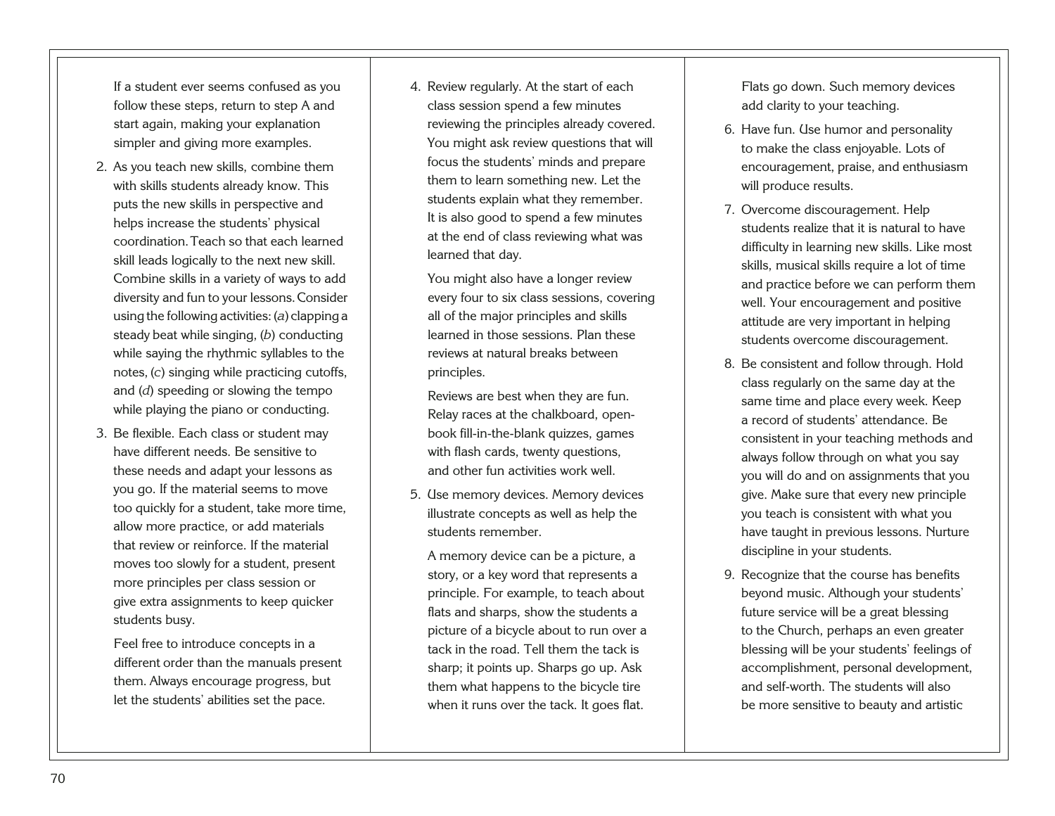If a student ever seems confused as you follow these steps, return to step A and start again, making your explanation simpler and giving more examples.

2. As you teach new skills, combine them with skills students already know. This puts the new skills in perspective and helps increase the students' physical coordination. Teach so that each learned skill leads logically to the next new skill. Combine skills in a variety of ways to add diversity and fun to your lessons. Consider using the following activities: (*a*) clapping a steady beat while singing, (*b*) conducting while saying the rhythmic syllables to the notes, (*c*) singing while practicing cutoffs, and (*d*) speeding or slowing the tempo while playing the piano or conducting.

3. Be flexible. Each class or student may have different needs. Be sensitive to these needs and adapt your lessons as you go. If the material seems to move too quickly for a student, take more time, allow more practice, or add materials that review or reinforce. If the material moves too slowly for a student, present more principles per class session or give extra assignments to keep quicker students busy.

   Feel free to introduce concepts in a different order than the manuals present them. Always encourage progress, but let the students' abilities set the pace.

4. Review regularly. At the start of each class session spend a few minutes reviewing the principles already covered. You might ask review questions that will focus the students' minds and prepare them to learn something new. Let the students explain what they remember. It is also good to spend a few minutes at the end of class reviewing what was learned that day.

   You might also have a longer review every four to six class sessions, covering all of the major principles and skills learned in those sessions. Plan these reviews at natural breaks between principles.

   Reviews are best when they are fun. Relay races at the chalkboard, open-book fill-in-the-blank quizzes, games with flash cards, twenty questions, and other fun activities work well.

5. Use memory devices. Memory devices illustrate concepts as well as help the students remember.

   A memory device can be a picture, a story, or a key word that represents a principle. For example, to teach about flats and sharps, show the students a picture of a bicycle about to run over a tack in the road. Tell them the tack is sharp; it points up. Sharps go up. Ask them what happens to the bicycle tire when it runs over the tack. It goes flat. Flats go down. Such memory devices add clarity to your teaching.

6. Have fun. Use humor and personality to make the class enjoyable. Lots of encouragement, praise, and enthusiasm will produce results.

7. Overcome discouragement. Help students realize that it is natural to have difficulty in learning new skills. Like most skills, musical skills require a lot of time and practice before we can perform them well. Your encouragement and positive attitude are very important in helping students overcome discouragement.

8. Be consistent and follow through. Hold class regularly on the same day at the same time and place every week. Keep a record of students' attendance. Be consistent in your teaching methods and always follow through on what you say you will do and on assignments that you give. Make sure that every new principle you teach is consistent with what you have taught in previous lessons. Nurture discipline in your students.

9. Recognize that the course has benefits beyond music. Although your students' future service will be a great blessing to the Church, perhaps an even greater blessing will be your students' feelings of accomplishment, personal development, and self-worth. The students will also be more sensitive to beauty and artistic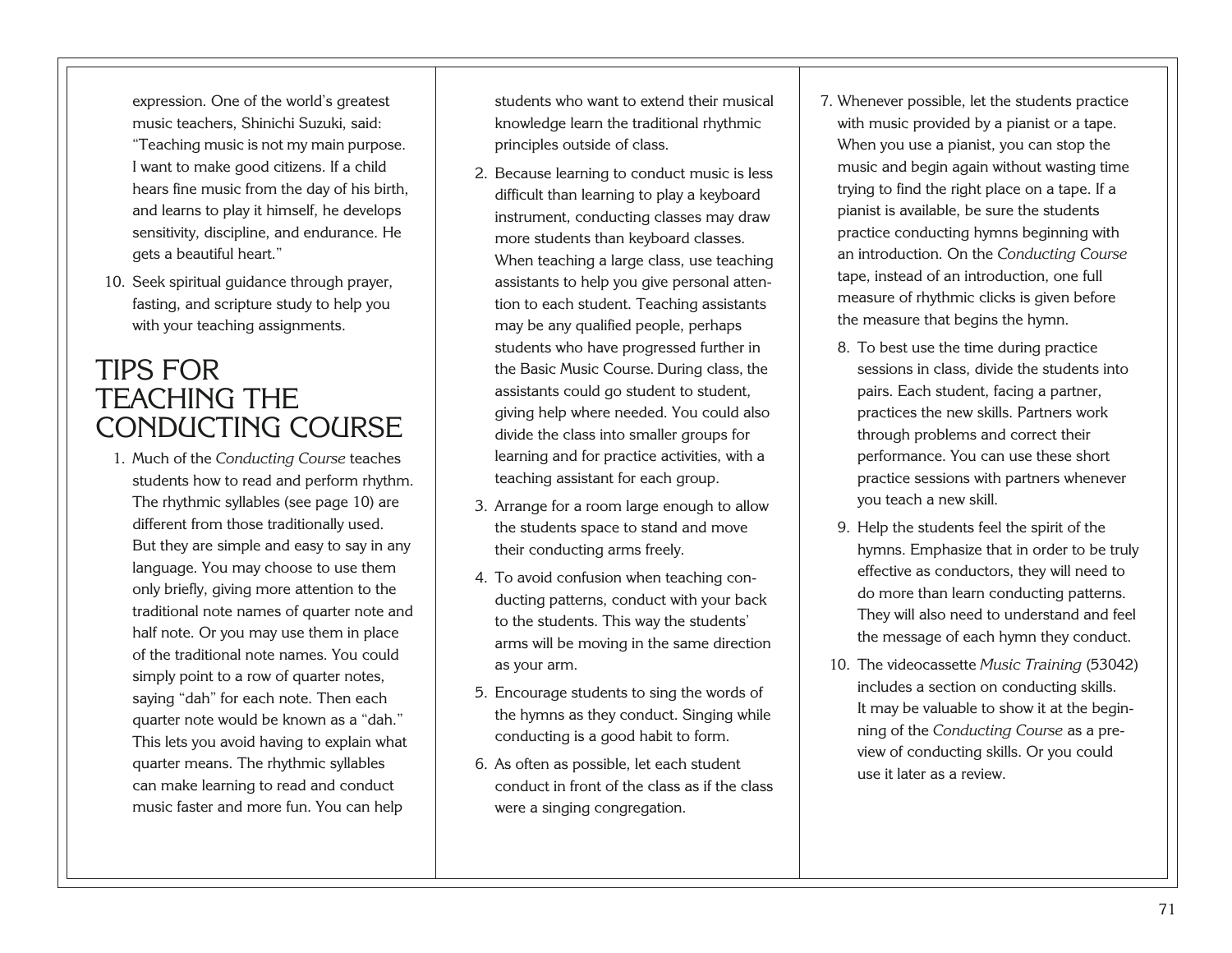expression. One of the world's greatest music teachers, Shinichi Suzuki, said: "Teaching music is not my main purpose. I want to make good citizens. If a child hears fine music from the day of his birth, and learns to play it himself, he develops sensitivity, discipline, and endurance. He gets a beautiful heart."

10. Seek spiritual guidance through prayer, fasting, and scripture study to help you with your teaching assignments.

# TIPS FOR TEACHING THE CONDUCTING COURSE

1. Much of the *Conducting Course* teaches students how to read and perform rhythm. The rhythmic syllables (see page 10) are different from those traditionally used. But they are simple and easy to say in any language. You may choose to use them only briefly, giving more attention to the traditional note names of quarter note and half note. Or you may use them in place of the traditional note names. You could simply point to a row of quarter notes, saying "dah" for each note. Then each quarter note would be known as a "dah." This lets you avoid having to explain what quarter means. The rhythmic syllables can make learning to read and conduct music faster and more fun. You can help students who want to extend their musical knowledge learn the traditional rhythmic principles outside of class.
2. Because learning to conduct music is less difficult than learning to play a keyboard instrument, conducting classes may draw more students than keyboard classes. When teaching a large class, use teaching assistants to help you give personal attention to each student. Teaching assistants may be any qualified people, perhaps students who have progressed further in the Basic Music Course. During class, the assistants could go student to student, giving help where needed. You could also divide the class into smaller groups for learning and for practice activities, with a teaching assistant for each group.
3. Arrange for a room large enough to allow the students space to stand and move their conducting arms freely.
4. To avoid confusion when teaching conducting patterns, conduct with your back to the students. This way the students' arms will be moving in the same direction as your arm.
5. Encourage students to sing the words of the hymns as they conduct. Singing while conducting is a good habit to form.
6. As often as possible, let each student conduct in front of the class as if the class were a singing congregation.
7. Whenever possible, let the students practice with music provided by a pianist or a tape. When you use a pianist, you can stop the music and begin again without wasting time trying to find the right place on a tape. If a pianist is available, be sure the students practice conducting hymns beginning with an introduction. On the *Conducting Course* tape, instead of an introduction, one full measure of rhythmic clicks is given before the measure that begins the hymn.
8. To best use the time during practice sessions in class, divide the students into pairs. Each student, facing a partner, practices the new skills. Partners work through problems and correct their performance. You can use these short practice sessions with partners whenever you teach a new skill.
9. Help the students feel the spirit of the hymns. Emphasize that in order to be truly effective as conductors, they will need to do more than learn conducting patterns. They will also need to understand and feel the message of each hymn they conduct.
10. The videocassette *Music Training* (53042) includes a section on conducting skills. It may be valuable to show it at the beginning of the *Conducting Course* as a preview of conducting skills. Or you could use it later as a review.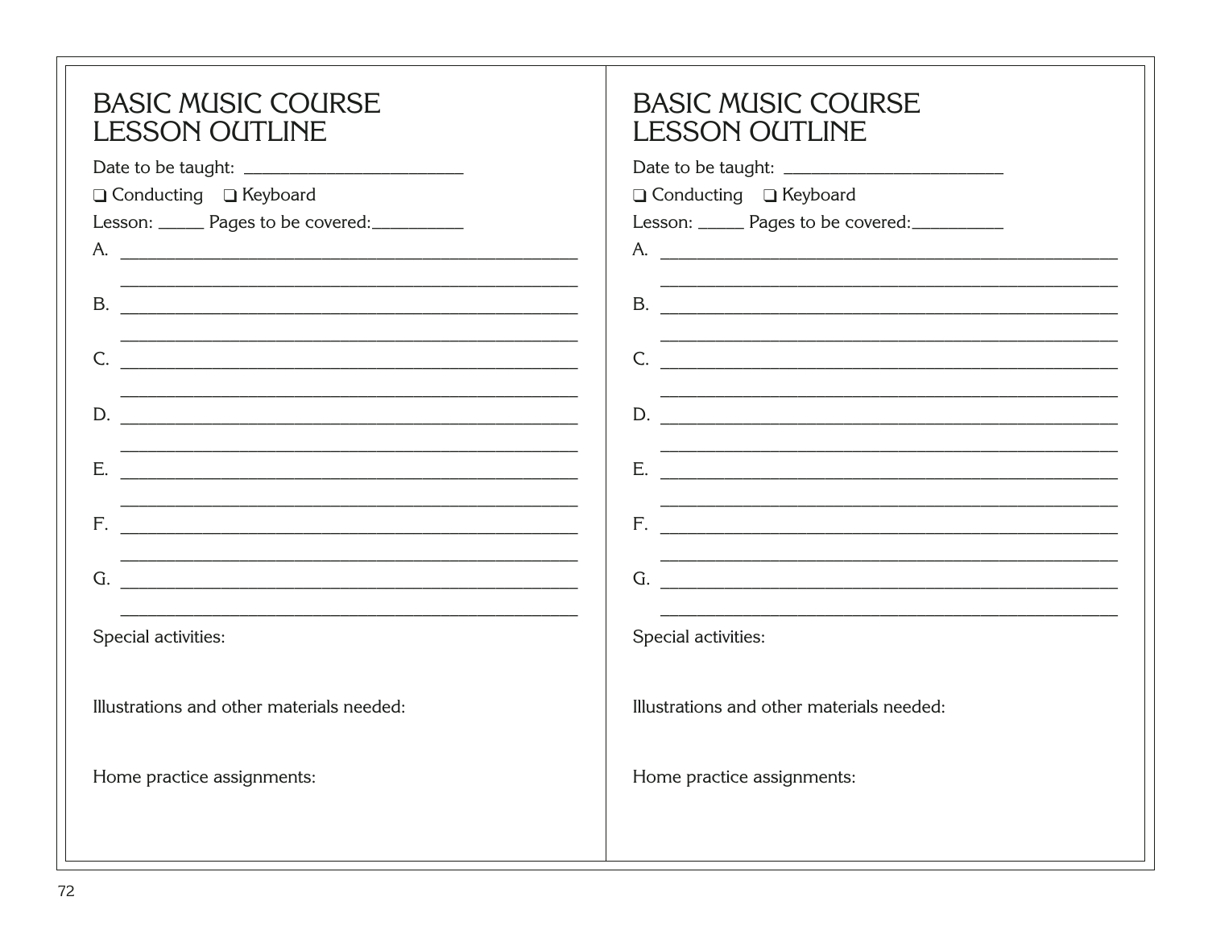# BASIC MUSIC COURSE LESSON OUTLINE

Date to be taught: ________________________

❑ Conducting ❑ Keyboard

Lesson: _____ Pages to be covered:__________

A. __________________________________________________

__________________________________________________

B. __________________________________________________

__________________________________________________

C. __________________________________________________

__________________________________________________

D. __________________________________________________

__________________________________________________

E. __________________________________________________

__________________________________________________

F. __________________________________________________

__________________________________________________

G. __________________________________________________

__________________________________________________

Special activities:

Illustrations and other materials needed:

Home practice assignments:

# BASIC MUSIC COURSE LESSON OUTLINE

Date to be taught: ________________________

❑ Conducting ❑ Keyboard

Lesson: _____ Pages to be covered:__________

A. __________________________________________________

__________________________________________________

B. __________________________________________________

__________________________________________________

C. __________________________________________________

__________________________________________________

D. __________________________________________________

__________________________________________________

E. __________________________________________________

__________________________________________________

F. __________________________________________________

__________________________________________________

G. __________________________________________________

__________________________________________________

Special activities:

Illustrations and other materials needed:

Home practice assignments: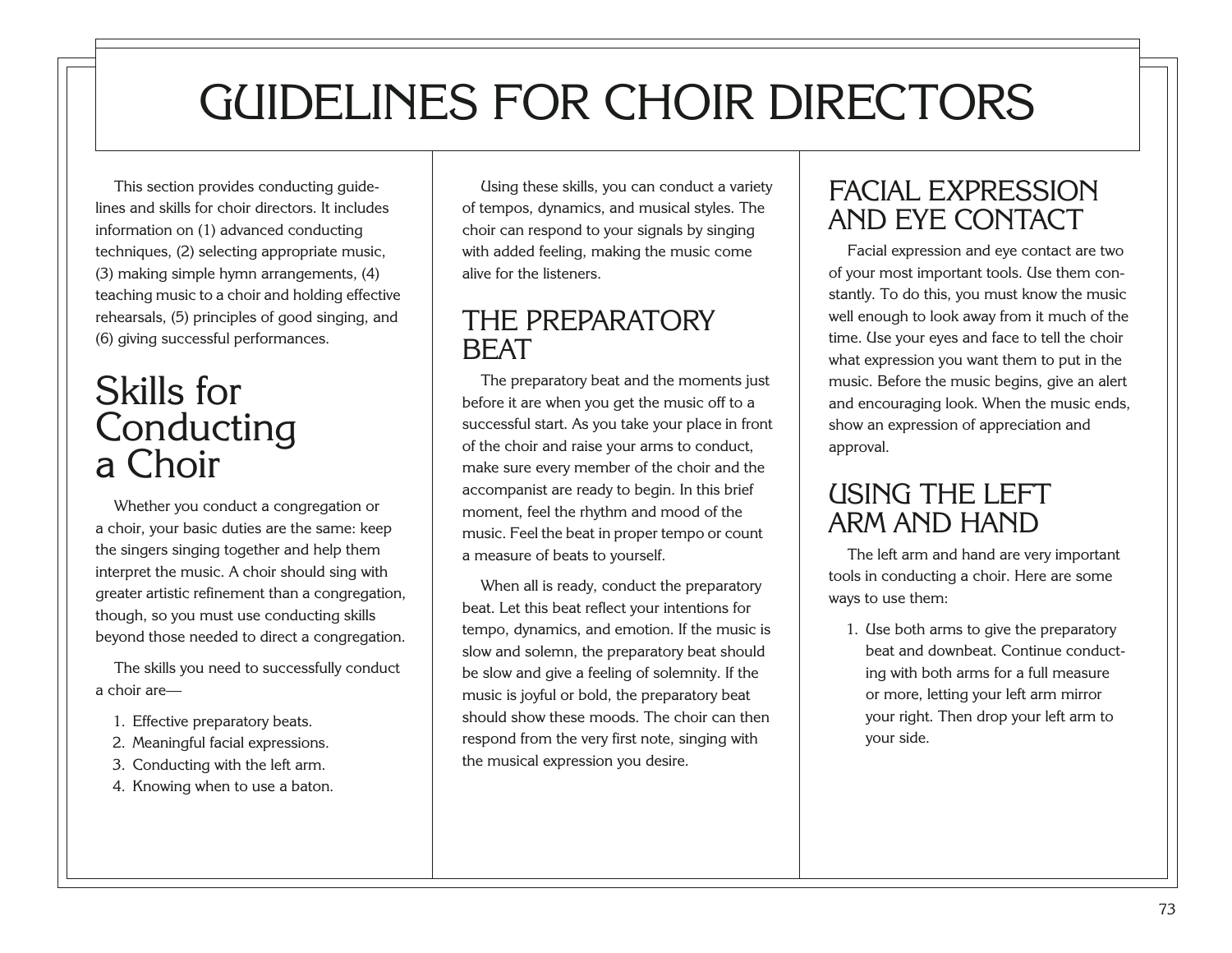# GUIDELINES FOR CHOIR DIRECTORS

This section provides conducting guidelines and skills for choir directors. It includes information on (1) advanced conducting techniques, (2) selecting appropriate music, (3) making simple hymn arrangements, (4) teaching music to a choir and holding effective rehearsals, (5) principles of good singing, and (6) giving successful performances.

## Skills for Conducting a Choir

Whether you conduct a congregation or a choir, your basic duties are the same: keep the singers singing together and help them interpret the music. A choir should sing with greater artistic refinement than a congregation, though, so you must use conducting skills beyond those needed to direct a congregation.

The skills you need to successfully conduct a choir are—

1. Effective preparatory beats.
2. Meaningful facial expressions.
3. Conducting with the left arm.
4. Knowing when to use a baton.

Using these skills, you can conduct a variety of tempos, dynamics, and musical styles. The choir can respond to your signals by singing with added feeling, making the music come alive for the listeners.

### THE PREPARATORY BEAT

The preparatory beat and the moments just before it are when you get the music off to a successful start. As you take your place in front of the choir and raise your arms to conduct, make sure every member of the choir and the accompanist are ready to begin. In this brief moment, feel the rhythm and mood of the music. Feel the beat in proper tempo or count a measure of beats to yourself.

When all is ready, conduct the preparatory beat. Let this beat reflect your intentions for tempo, dynamics, and emotion. If the music is slow and solemn, the preparatory beat should be slow and give a feeling of solemnity. If the music is joyful or bold, the preparatory beat should show these moods. The choir can then respond from the very first note, singing with the musical expression you desire.

### FACIAL EXPRESSION AND EYE CONTACT

Facial expression and eye contact are two of your most important tools. Use them constantly. To do this, you must know the music well enough to look away from it much of the time. Use your eyes and face to tell the choir what expression you want them to put in the music. Before the music begins, give an alert and encouraging look. When the music ends, show an expression of appreciation and approval.

### USING THE LEFT ARM AND HAND

The left arm and hand are very important tools in conducting a choir. Here are some ways to use them:

1. Use both arms to give the preparatory beat and downbeat. Continue conducting with both arms for a full measure or more, letting your left arm mirror your right. Then drop your left arm to your side.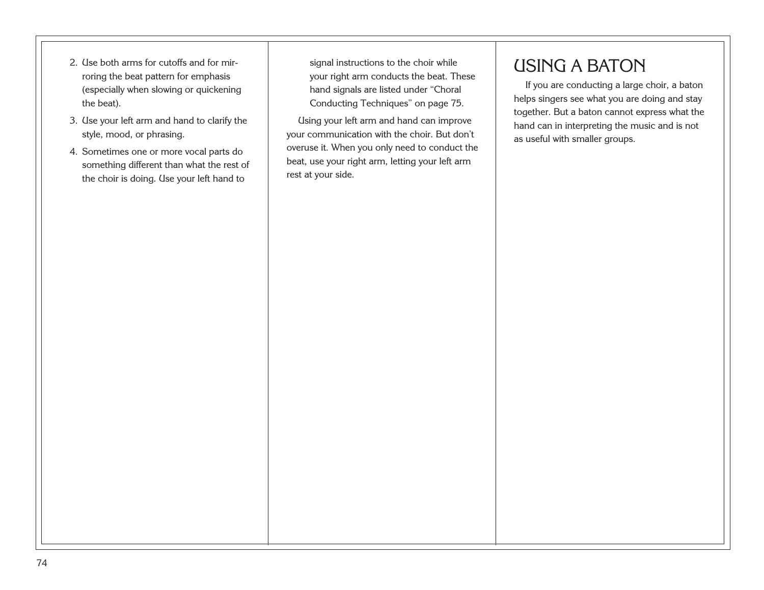2. Use both arms for cutoffs and for mirroring the beat pattern for emphasis (especially when slowing or quickening the beat).
3. Use your left arm and hand to clarify the style, mood, or phrasing.
4. Sometimes one or more vocal parts do something different than what the rest of the choir is doing. Use your left hand to signal instructions to the choir while your right arm conducts the beat. These hand signals are listed under "Choral Conducting Techniques" on page 75.

Using your left arm and hand can improve your communication with the choir. But don't overuse it. When you only need to conduct the beat, use your right arm, letting your left arm rest at your side.

## USING A BATON

If you are conducting a large choir, a baton helps singers see what you are doing and stay together. But a baton cannot express what the hand can in interpreting the music and is not as useful with smaller groups.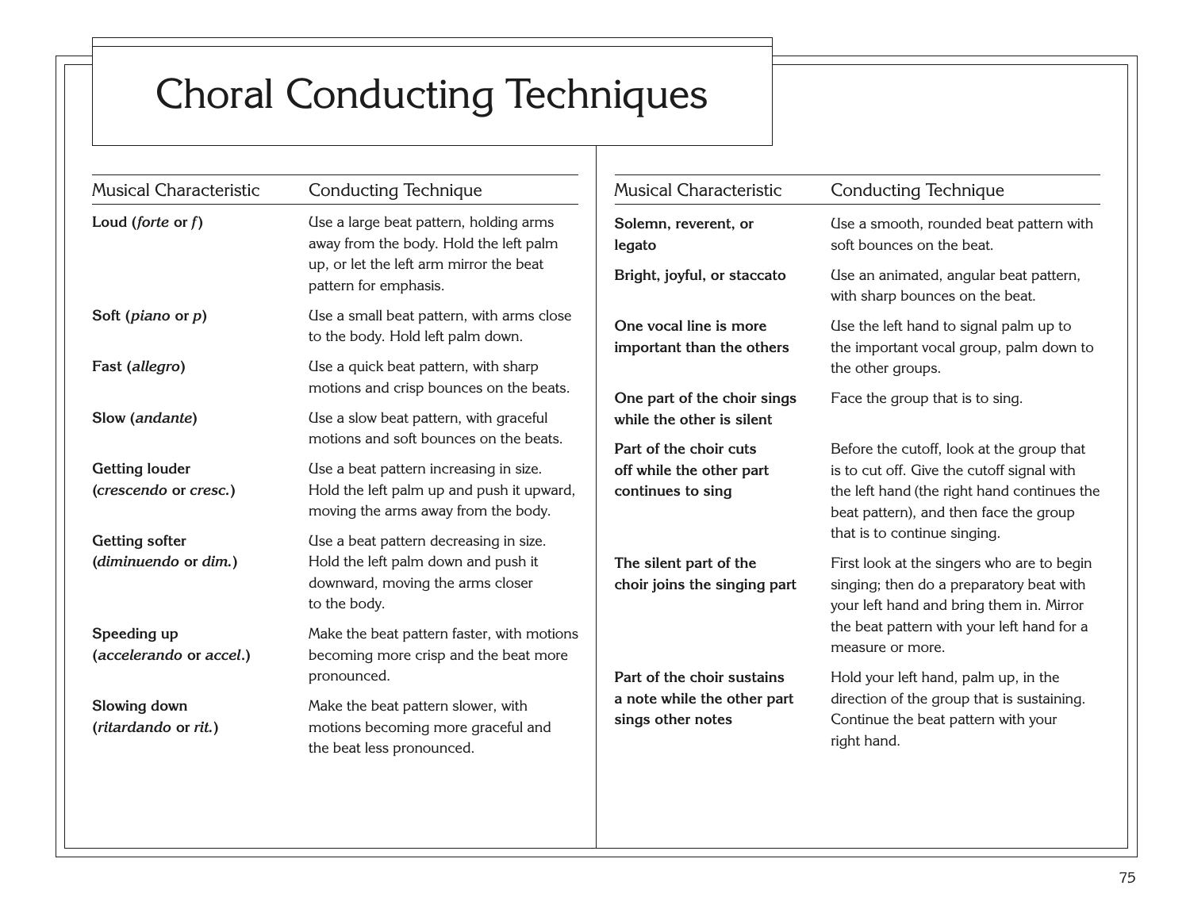# Choral Conducting Techniques

| Musical Characteristic | Conducting Technique |
| --- | --- |
| **Loud (*forte* or *f*)** | Use a large beat pattern, holding arms away from the body. Hold the left palm up, or let the left arm mirror the beat pattern for emphasis. |
| **Soft (*piano* or *p*)** | Use a small beat pattern, with arms close to the body. Hold left palm down. |
| **Fast (*allegro*)** | Use a quick beat pattern, with sharp motions and crisp bounces on the beats. |
| **Slow (*andante*)** | Use a slow beat pattern, with graceful motions and soft bounces on the beats. |
| **Getting louder (*crescendo* or *cresc.*)** | Use a beat pattern increasing in size. Hold the left palm up and push it upward, moving the arms away from the body. |
| **Getting softer (*diminuendo* or *dim.*)** | Use a beat pattern decreasing in size. Hold the left palm down and push it downward, moving the arms closer to the body. |
| **Speeding up (*accelerando* or *accel.*)** | Make the beat pattern faster, with motions becoming more crisp and the beat more pronounced. |
| **Slowing down (*ritardando* or *rit.*)** | Make the beat pattern slower, with motions becoming more graceful and the beat less pronounced. |

| Musical Characteristic | Conducting Technique |
| --- | --- |
| **Solemn, reverent, or legato** | Use a smooth, rounded beat pattern with soft bounces on the beat. |
| **Bright, joyful, or staccato** | Use an animated, angular beat pattern, with sharp bounces on the beat. |
| **One vocal line is more important than the others** | Use the left hand to signal palm up to the important vocal group, palm down to the other groups. |
| **One part of the choir sings while the other is silent** | Face the group that is to sing. |
| **Part of the choir cuts off while the other part continues to sing** | Before the cutoff, look at the group that is to cut off. Give the cutoff signal with the left hand (the right hand continues the beat pattern), and then face the group that is to continue singing. |
| **The silent part of the choir joins the singing part** | First look at the singers who are to begin singing; then do a preparatory beat with your left hand and bring them in. Mirror the beat pattern with your left hand for a measure or more. |
| **Part of the choir sustains a note while the other part sings other notes** | Hold your left hand, palm up, in the direction of the group that is sustaining. Continue the beat pattern with your right hand. |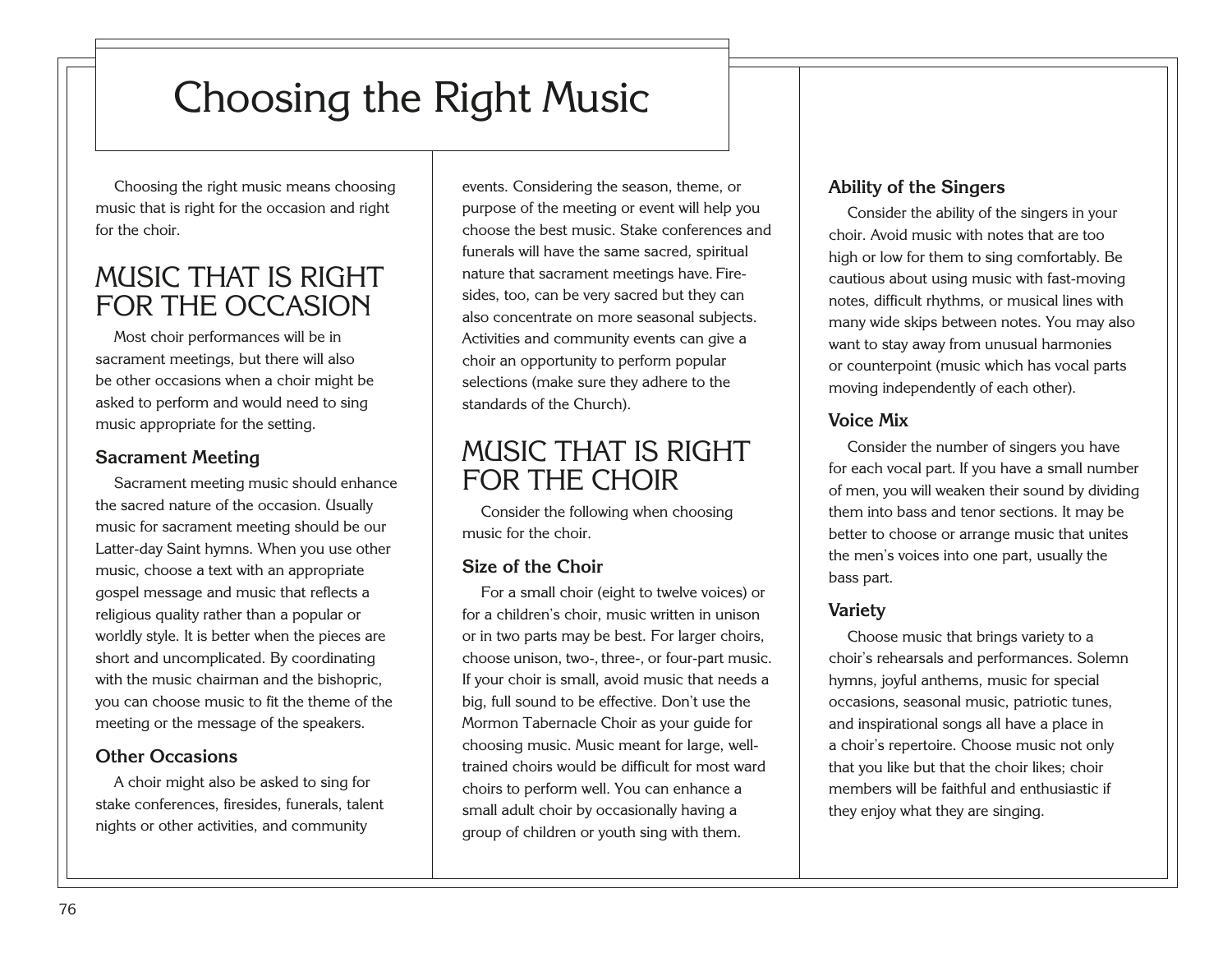# Choosing the Right Music

Choosing the right music means choosing music that is right for the occasion and right for the choir.

## MUSIC THAT IS RIGHT FOR THE OCCASION

Most choir performances will be in sacrament meetings, but there will also be other occasions when a choir might be asked to perform and would need to sing music appropriate for the setting.

### Sacrament Meeting

Sacrament meeting music should enhance the sacred nature of the occasion. Usually music for sacrament meeting should be our Latter-day Saint hymns. When you use other music, choose a text with an appropriate gospel message and music that reflects a religious quality rather than a popular or worldly style. It is better when the pieces are short and uncomplicated. By coordinating with the music chairman and the bishopric, you can choose music to fit the theme of the meeting or the message of the speakers.

### Other Occasions

A choir might also be asked to sing for stake conferences, firesides, funerals, talent nights or other activities, and community events. Considering the season, theme, or purpose of the meeting or event will help you choose the best music. Stake conferences and funerals will have the same sacred, spiritual nature that sacrament meetings have. Firesides, too, can be very sacred but they can also concentrate on more seasonal subjects. Activities and community events can give a choir an opportunity to perform popular selections (make sure they adhere to the standards of the Church).

## MUSIC THAT IS RIGHT FOR THE CHOIR

Consider the following when choosing music for the choir.

### Size of the Choir

For a small choir (eight to twelve voices) or for a children's choir, music written in unison or in two parts may be best. For larger choirs, choose unison, two-, three-, or four-part music. If your choir is small, avoid music that needs a big, full sound to be effective. Don't use the Mormon Tabernacle Choir as your guide for choosing music. Music meant for large, well-trained choirs would be difficult for most ward choirs to perform well. You can enhance a small adult choir by occasionally having a group of children or youth sing with them.

### Ability of the Singers

Consider the ability of the singers in your choir. Avoid music with notes that are too high or low for them to sing comfortably. Be cautious about using music with fast-moving notes, difficult rhythms, or musical lines with many wide skips between notes. You may also want to stay away from unusual harmonies or counterpoint (music which has vocal parts moving independently of each other).

### Voice Mix

Consider the number of singers you have for each vocal part. If you have a small number of men, you will weaken their sound by dividing them into bass and tenor sections. It may be better to choose or arrange music that unites the men's voices into one part, usually the bass part.

### Variety

Choose music that brings variety to a choir's rehearsals and performances. Solemn hymns, joyful anthems, music for special occasions, seasonal music, patriotic tunes, and inspirational songs all have a place in a choir's repertoire. Choose music not only that you like but that the choir likes; choir members will be faithful and enthusiastic if they enjoy what they are singing.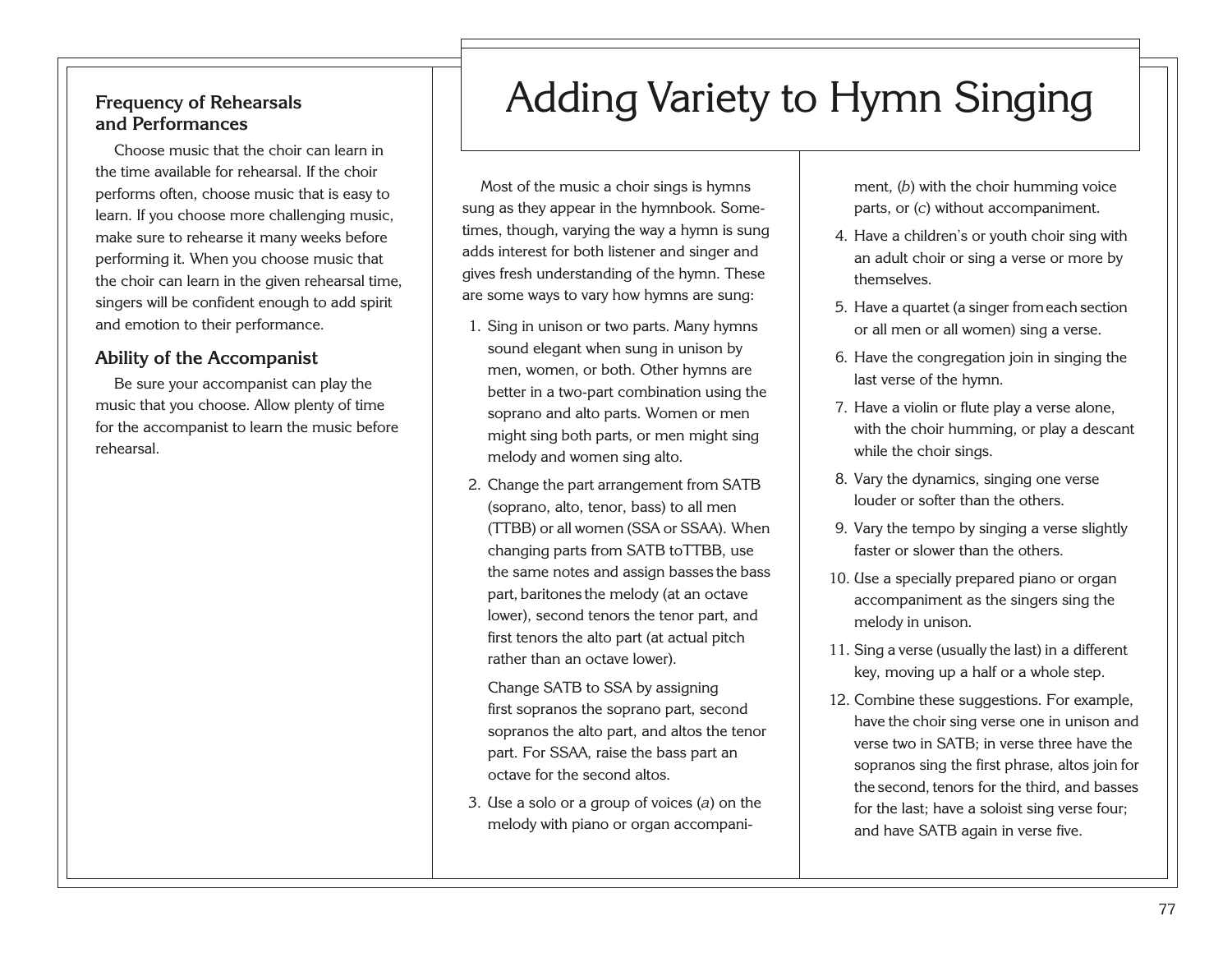### Frequency of Rehearsals and Performances

Choose music that the choir can learn in the time available for rehearsal. If the choir performs often, choose music that is easy to learn. If you choose more challenging music, make sure to rehearse it many weeks before performing it. When you choose music that the choir can learn in the given rehearsal time, singers will be confident enough to add spirit and emotion to their performance.

### Ability of the Accompanist

Be sure your accompanist can play the music that you choose. Allow plenty of time for the accompanist to learn the music before rehearsal.

# Adding Variety to Hymn Singing

Most of the music a choir sings is hymns sung as they appear in the hymnbook. Sometimes, though, varying the way a hymn is sung adds interest for both listener and singer and gives fresh understanding of the hymn. These are some ways to vary how hymns are sung:

1. Sing in unison or two parts. Many hymns sound elegant when sung in unison by men, women, or both. Other hymns are better in a two-part combination using the soprano and alto parts. Women or men might sing both parts, or men might sing melody and women sing alto.
2. Change the part arrangement from SATB (soprano, alto, tenor, bass) to all men (TTBB) or all women (SSA or SSAA). When changing parts from SATB to TTBB, use the same notes and assign basses the bass part, baritones the melody (at an octave lower), second tenors the tenor part, and first tenors the alto part (at actual pitch rather than an octave lower).

   Change SATB to SSA by assigning first sopranos the soprano part, second sopranos the alto part, and altos the tenor part. For SSAA, raise the bass part an octave for the second altos.
3. Use a solo or a group of voices (*a*) on the melody with piano or organ accompaniment, (*b*) with the choir humming voice parts, or (*c*) without accompaniment.
4. Have a children's or youth choir sing with an adult choir or sing a verse or more by themselves.
5. Have a quartet (a singer from each section or all men or all women) sing a verse.
6. Have the congregation join in singing the last verse of the hymn.
7. Have a violin or flute play a verse alone, with the choir humming, or play a descant while the choir sings.
8. Vary the dynamics, singing one verse louder or softer than the others.
9. Vary the tempo by singing a verse slightly faster or slower than the others.
10. Use a specially prepared piano or organ accompaniment as the singers sing the melody in unison.
11. Sing a verse (usually the last) in a different key, moving up a half or a whole step.
12. Combine these suggestions. For example, have the choir sing verse one in unison and verse two in SATB; in verse three have the sopranos sing the first phrase, altos join for the second, tenors for the third, and basses for the last; have a soloist sing verse four; and have SATB again in verse five.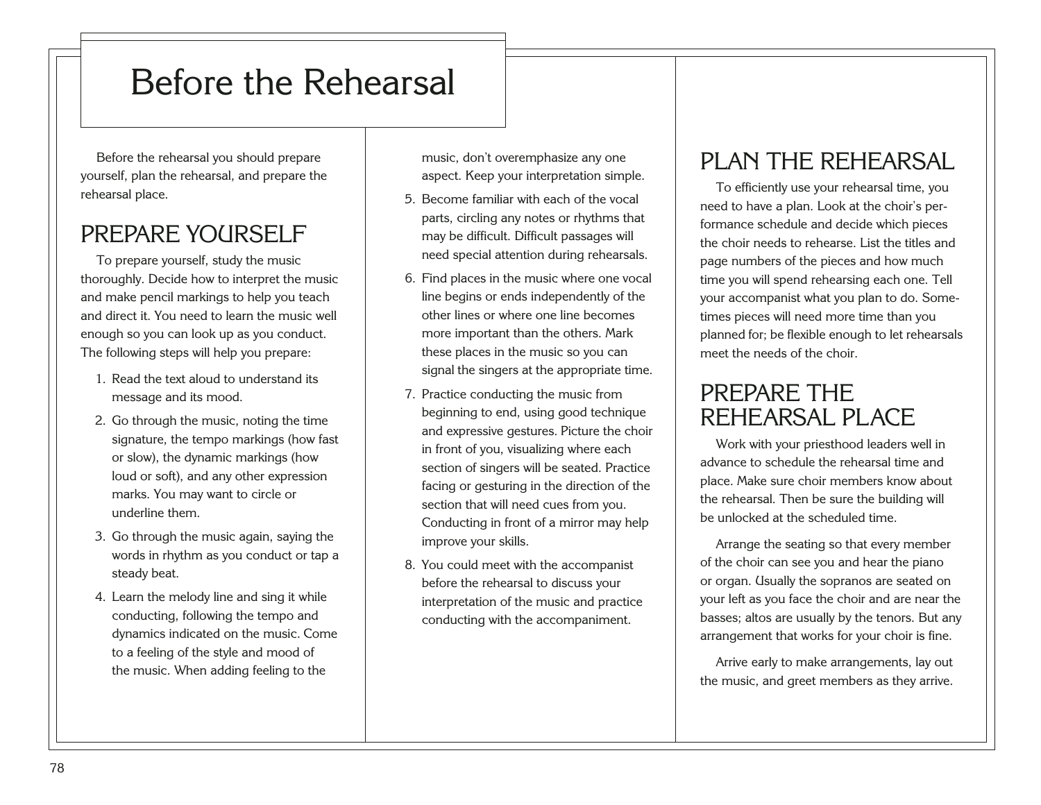# Before the Rehearsal

Before the rehearsal you should prepare yourself, plan the rehearsal, and prepare the rehearsal place.

## PREPARE YOURSELF

To prepare yourself, study the music thoroughly. Decide how to interpret the music and make pencil markings to help you teach and direct it. You need to learn the music well enough so you can look up as you conduct. The following steps will help you prepare:

1. Read the text aloud to understand its message and its mood.
2. Go through the music, noting the time signature, the tempo markings (how fast or slow), the dynamic markings (how loud or soft), and any other expression marks. You may want to circle or underline them.
3. Go through the music again, saying the words in rhythm as you conduct or tap a steady beat.
4. Learn the melody line and sing it while conducting, following the tempo and dynamics indicated on the music. Come to a feeling of the style and mood of the music. When adding feeling to the music, don't overemphasize any one aspect. Keep your interpretation simple.
5. Become familiar with each of the vocal parts, circling any notes or rhythms that may be difficult. Difficult passages will need special attention during rehearsals.
6. Find places in the music where one vocal line begins or ends independently of the other lines or where one line becomes more important than the others. Mark these places in the music so you can signal the singers at the appropriate time.
7. Practice conducting the music from beginning to end, using good technique and expressive gestures. Picture the choir in front of you, visualizing where each section of singers will be seated. Practice facing or gesturing in the direction of the section that will need cues from you. Conducting in front of a mirror may help improve your skills.
8. You could meet with the accompanist before the rehearsal to discuss your interpretation of the music and practice conducting with the accompaniment.

## PLAN THE REHEARSAL

To efficiently use your rehearsal time, you need to have a plan. Look at the choir's performance schedule and decide which pieces the choir needs to rehearse. List the titles and page numbers of the pieces and how much time you will spend rehearsing each one. Tell your accompanist what you plan to do. Sometimes pieces will need more time than you planned for; be flexible enough to let rehearsals meet the needs of the choir.

## PREPARE THE REHEARSAL PLACE

Work with your priesthood leaders well in advance to schedule the rehearsal time and place. Make sure choir members know about the rehearsal. Then be sure the building will be unlocked at the scheduled time.

Arrange the seating so that every member of the choir can see you and hear the piano or organ. Usually the sopranos are seated on your left as you face the choir and are near the basses; altos are usually by the tenors. But any arrangement that works for your choir is fine.

Arrive early to make arrangements, lay out the music, and greet members as they arrive.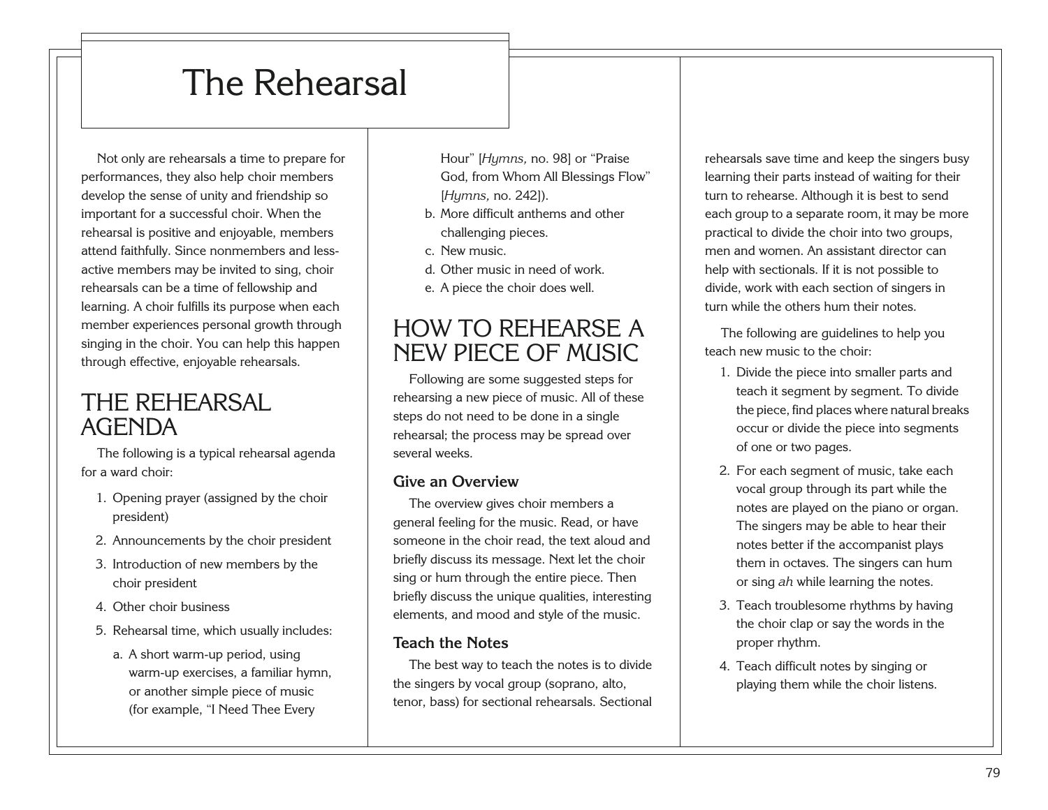# The Rehearsal

Not only are rehearsals a time to prepare for performances, they also help choir members develop the sense of unity and friendship so important for a successful choir. When the rehearsal is positive and enjoyable, members attend faithfully. Since nonmembers and less-active members may be invited to sing, choir rehearsals can be a time of fellowship and learning. A choir fulfills its purpose when each member experiences personal growth through singing in the choir. You can help this happen through effective, enjoyable rehearsals.

## THE REHEARSAL AGENDA

The following is a typical rehearsal agenda for a ward choir:

1. Opening prayer (assigned by the choir president)
2. Announcements by the choir president
3. Introduction of new members by the choir president
4. Other choir business
5. Rehearsal time, which usually includes:
   a. A short warm-up period, using warm-up exercises, a familiar hymn, or another simple piece of music (for example, "I Need Thee Every Hour" [*Hymns,* no. 98] or "Praise God, from Whom All Blessings Flow" [*Hymns,* no. 242]).
   b. More difficult anthems and other challenging pieces.
   c. New music.
   d. Other music in need of work.
   e. A piece the choir does well.

## HOW TO REHEARSE A NEW PIECE OF MUSIC

Following are some suggested steps for rehearsing a new piece of music. All of these steps do not need to be done in a single rehearsal; the process may be spread over several weeks.

### Give an Overview

The overview gives choir members a general feeling for the music. Read, or have someone in the choir read, the text aloud and briefly discuss its message. Next let the choir sing or hum through the entire piece. Then briefly discuss the unique qualities, interesting elements, and mood and style of the music.

### Teach the Notes

The best way to teach the notes is to divide the singers by vocal group (soprano, alto, tenor, bass) for sectional rehearsals. Sectional rehearsals save time and keep the singers busy learning their parts instead of waiting for their turn to rehearse. Although it is best to send each group to a separate room, it may be more practical to divide the choir into two groups, men and women. An assistant director can help with sectionals. If it is not possible to divide, work with each section of singers in turn while the others hum their notes.

The following are guidelines to help you teach new music to the choir:

1. Divide the piece into smaller parts and teach it segment by segment. To divide the piece, find places where natural breaks occur or divide the piece into segments of one or two pages.
2. For each segment of music, take each vocal group through its part while the notes are played on the piano or organ. The singers may be able to hear their notes better if the accompanist plays them in octaves. The singers can hum or sing *ah* while learning the notes.
3. Teach troublesome rhythms by having the choir clap or say the words in the proper rhythm.
4. Teach difficult notes by singing or playing them while the choir listens.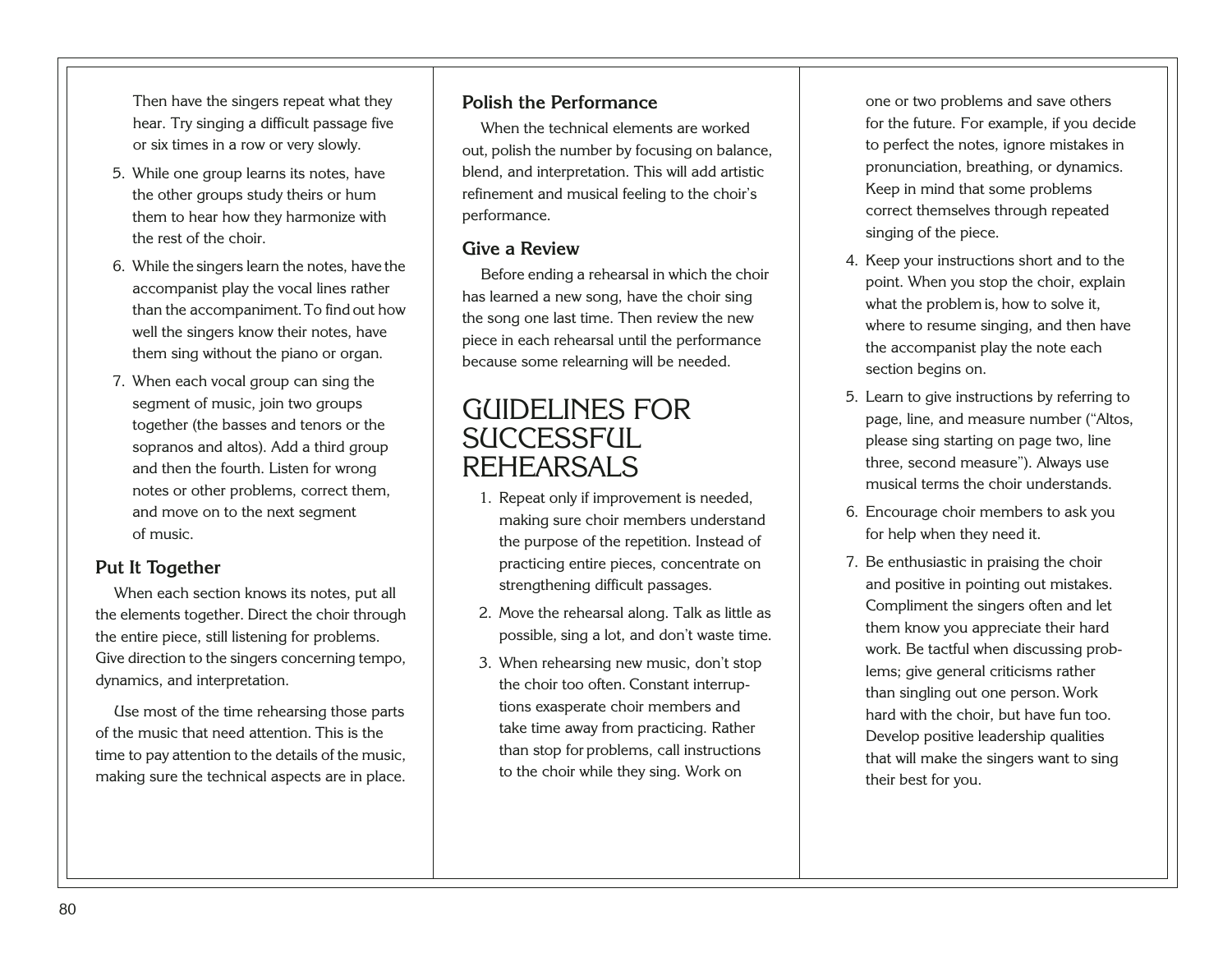Then have the singers repeat what they hear. Try singing a difficult passage five or six times in a row or very slowly.

5. While one group learns its notes, have the other groups study theirs or hum them to hear how they harmonize with the rest of the choir.
6. While the singers learn the notes, have the accompanist play the vocal lines rather than the accompaniment. To find out how well the singers know their notes, have them sing without the piano or organ.
7. When each vocal group can sing the segment of music, join two groups together (the basses and tenors or the sopranos and altos). Add a third group and then the fourth. Listen for wrong notes or other problems, correct them, and move on to the next segment of music.

### Put It Together

When each section knows its notes, put all the elements together. Direct the choir through the entire piece, still listening for problems. Give direction to the singers concerning tempo, dynamics, and interpretation.

Use most of the time rehearsing those parts of the music that need attention. This is the time to pay attention to the details of the music, making sure the technical aspects are in place.

### Polish the Performance

When the technical elements are worked out, polish the number by focusing on balance, blend, and interpretation. This will add artistic refinement and musical feeling to the choir's performance.

### Give a Review

Before ending a rehearsal in which the choir has learned a new song, have the choir sing the song one last time. Then review the new piece in each rehearsal until the performance because some relearning will be needed.

## GUIDELINES FOR SUCCESSFUL REHEARSALS

1. Repeat only if improvement is needed, making sure choir members understand the purpose of the repetition. Instead of practicing entire pieces, concentrate on strengthening difficult passages.
2. Move the rehearsal along. Talk as little as possible, sing a lot, and don't waste time.
3. When rehearsing new music, don't stop the choir too often. Constant interruptions exasperate choir members and take time away from practicing. Rather than stop for problems, call instructions to the choir while they sing. Work on one or two problems and save others for the future. For example, if you decide to perfect the notes, ignore mistakes in pronunciation, breathing, or dynamics. Keep in mind that some problems correct themselves through repeated singing of the piece.
4. Keep your instructions short and to the point. When you stop the choir, explain what the problem is, how to solve it, where to resume singing, and then have the accompanist play the note each section begins on.
5. Learn to give instructions by referring to page, line, and measure number ("Altos, please sing starting on page two, line three, second measure"). Always use musical terms the choir understands.
6. Encourage choir members to ask you for help when they need it.
7. Be enthusiastic in praising the choir and positive in pointing out mistakes. Compliment the singers often and let them know you appreciate their hard work. Be tactful when discussing problems; give general criticisms rather than singling out one person. Work hard with the choir, but have fun too. Develop positive leadership qualities that will make the singers want to sing their best for you.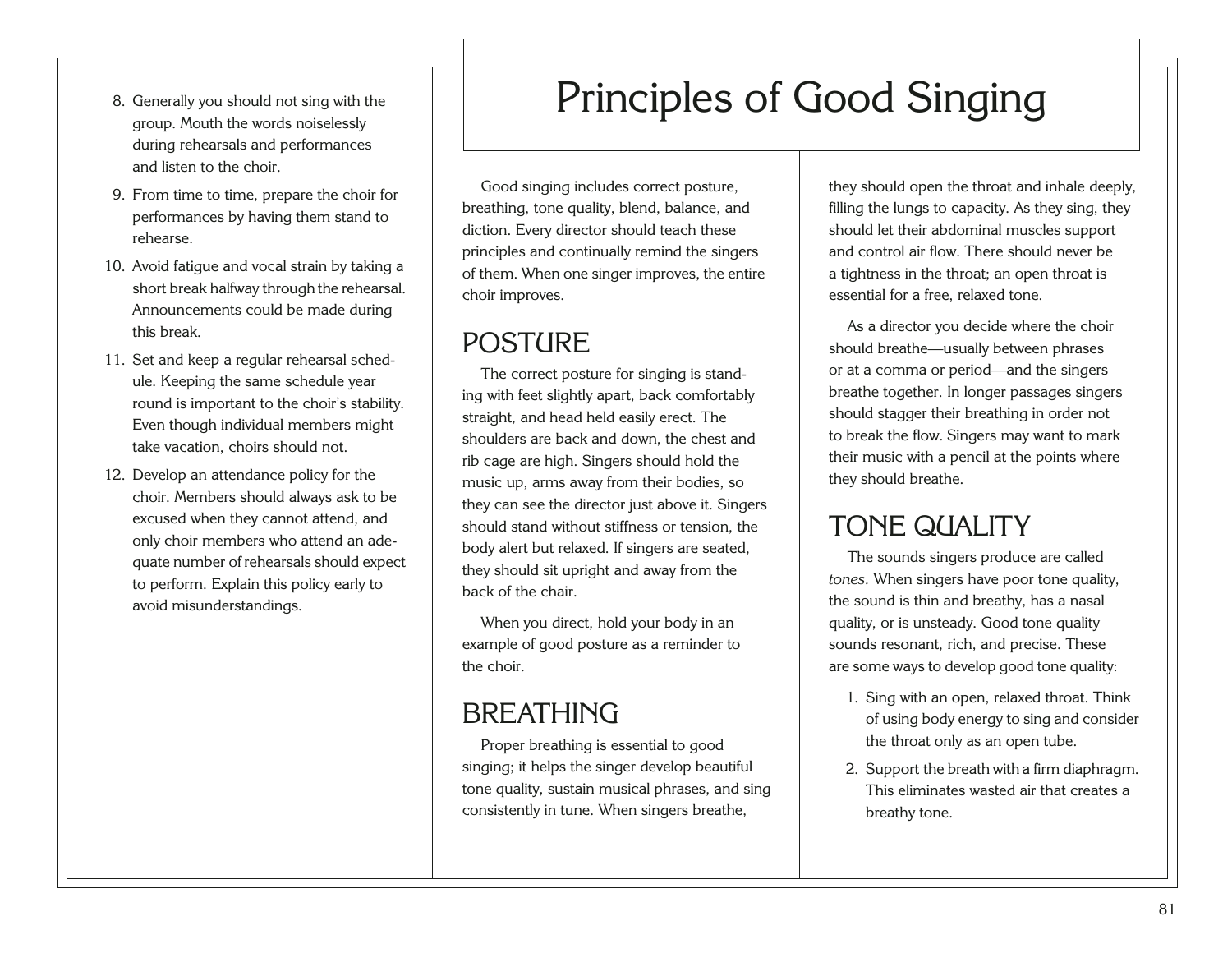8. Generally you should not sing with the group. Mouth the words noiselessly during rehearsals and performances and listen to the choir.
9. From time to time, prepare the choir for performances by having them stand to rehearse.
10. Avoid fatigue and vocal strain by taking a short break halfway through the rehearsal. Announcements could be made during this break.
11. Set and keep a regular rehearsal schedule. Keeping the same schedule year round is important to the choir's stability. Even though individual members might take vacation, choirs should not.
12. Develop an attendance policy for the choir. Members should always ask to be excused when they cannot attend, and only choir members who attend an adequate number of rehearsals should expect to perform. Explain this policy early to avoid misunderstandings.

# Principles of Good Singing

Good singing includes correct posture, breathing, tone quality, blend, balance, and diction. Every director should teach these principles and continually remind the singers of them. When one singer improves, the entire choir improves.

## POSTURE

The correct posture for singing is standing with feet slightly apart, back comfortably straight, and head held easily erect. The shoulders are back and down, the chest and rib cage are high. Singers should hold the music up, arms away from their bodies, so they can see the director just above it. Singers should stand without stiffness or tension, the body alert but relaxed. If singers are seated, they should sit upright and away from the back of the chair.

When you direct, hold your body in an example of good posture as a reminder to the choir.

## BREATHING

Proper breathing is essential to good singing; it helps the singer develop beautiful tone quality, sustain musical phrases, and sing consistently in tune. When singers breathe, they should open the throat and inhale deeply, filling the lungs to capacity. As they sing, they should let their abdominal muscles support and control air flow. There should never be a tightness in the throat; an open throat is essential for a free, relaxed tone.

As a director you decide where the choir should breathe—usually between phrases or at a comma or period—and the singers breathe together. In longer passages singers should stagger their breathing in order not to break the flow. Singers may want to mark their music with a pencil at the points where they should breathe.

## TONE QUALITY

The sounds singers produce are called *tones*. When singers have poor tone quality, the sound is thin and breathy, has a nasal quality, or is unsteady. Good tone quality sounds resonant, rich, and precise. These are some ways to develop good tone quality:

1. Sing with an open, relaxed throat. Think of using body energy to sing and consider the throat only as an open tube.
2. Support the breath with a firm diaphragm. This eliminates wasted air that creates a breathy tone.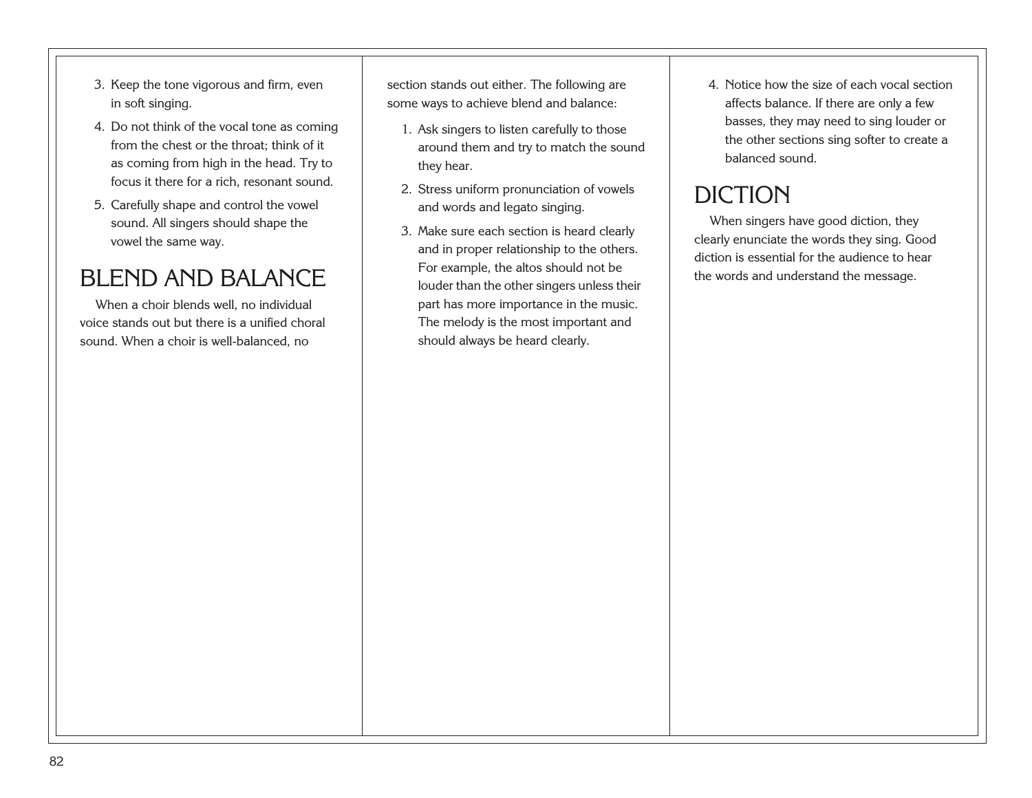3. Keep the tone vigorous and firm, even in soft singing.
4. Do not think of the vocal tone as coming from the chest or the throat; think of it as coming from high in the head. Try to focus it there for a rich, resonant sound.
5. Carefully shape and control the vowel sound. All singers should shape the vowel the same way.

## BLEND AND BALANCE

When a choir blends well, no individual voice stands out but there is a unified choral sound. When a choir is well-balanced, no section stands out either. The following are some ways to achieve blend and balance:

1. Ask singers to listen carefully to those around them and try to match the sound they hear.
2. Stress uniform pronunciation of vowels and words and legato singing.
3. Make sure each section is heard clearly and in proper relationship to the others. For example, the altos should not be louder than the other singers unless their part has more importance in the music. The melody is the most important and should always be heard clearly.
4. Notice how the size of each vocal section affects balance. If there are only a few basses, they may need to sing louder or the other sections sing softer to create a balanced sound.

## DICTION

When singers have good diction, they clearly enunciate the words they sing. Good diction is essential for the audience to hear the words and understand the message.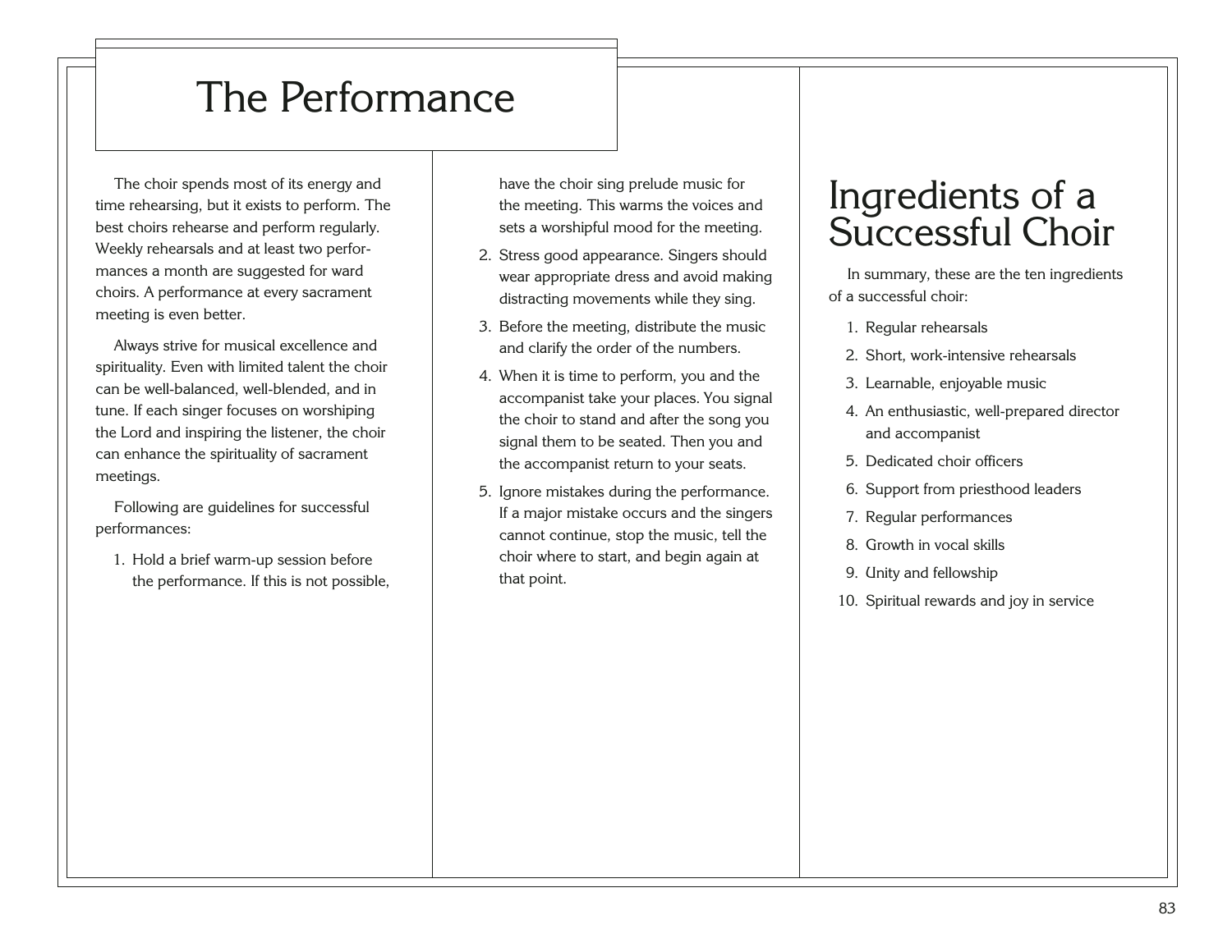# The Performance

The choir spends most of its energy and time rehearsing, but it exists to perform. The best choirs rehearse and perform regularly. Weekly rehearsals and at least two performances a month are suggested for ward choirs. A performance at every sacrament meeting is even better.

Always strive for musical excellence and spirituality. Even with limited talent the choir can be well-balanced, well-blended, and in tune. If each singer focuses on worshiping the Lord and inspiring the listener, the choir can enhance the spirituality of sacrament meetings.

Following are guidelines for successful performances:

1. Hold a brief warm-up session before the performance. If this is not possible, have the choir sing prelude music for the meeting. This warms the voices and sets a worshipful mood for the meeting.
2. Stress good appearance. Singers should wear appropriate dress and avoid making distracting movements while they sing.
3. Before the meeting, distribute the music and clarify the order of the numbers.
4. When it is time to perform, you and the accompanist take your places. You signal the choir to stand and after the song you signal them to be seated. Then you and the accompanist return to your seats.
5. Ignore mistakes during the performance. If a major mistake occurs and the singers cannot continue, stop the music, tell the choir where to start, and begin again at that point.

# Ingredients of a Successful Choir

In summary, these are the ten ingredients of a successful choir:

1. Regular rehearsals
2. Short, work-intensive rehearsals
3. Learnable, enjoyable music
4. An enthusiastic, well-prepared director and accompanist
5. Dedicated choir officers
6. Support from priesthood leaders
7. Regular performances
8. Growth in vocal skills
9. Unity and fellowship
10. Spiritual rewards and joy in service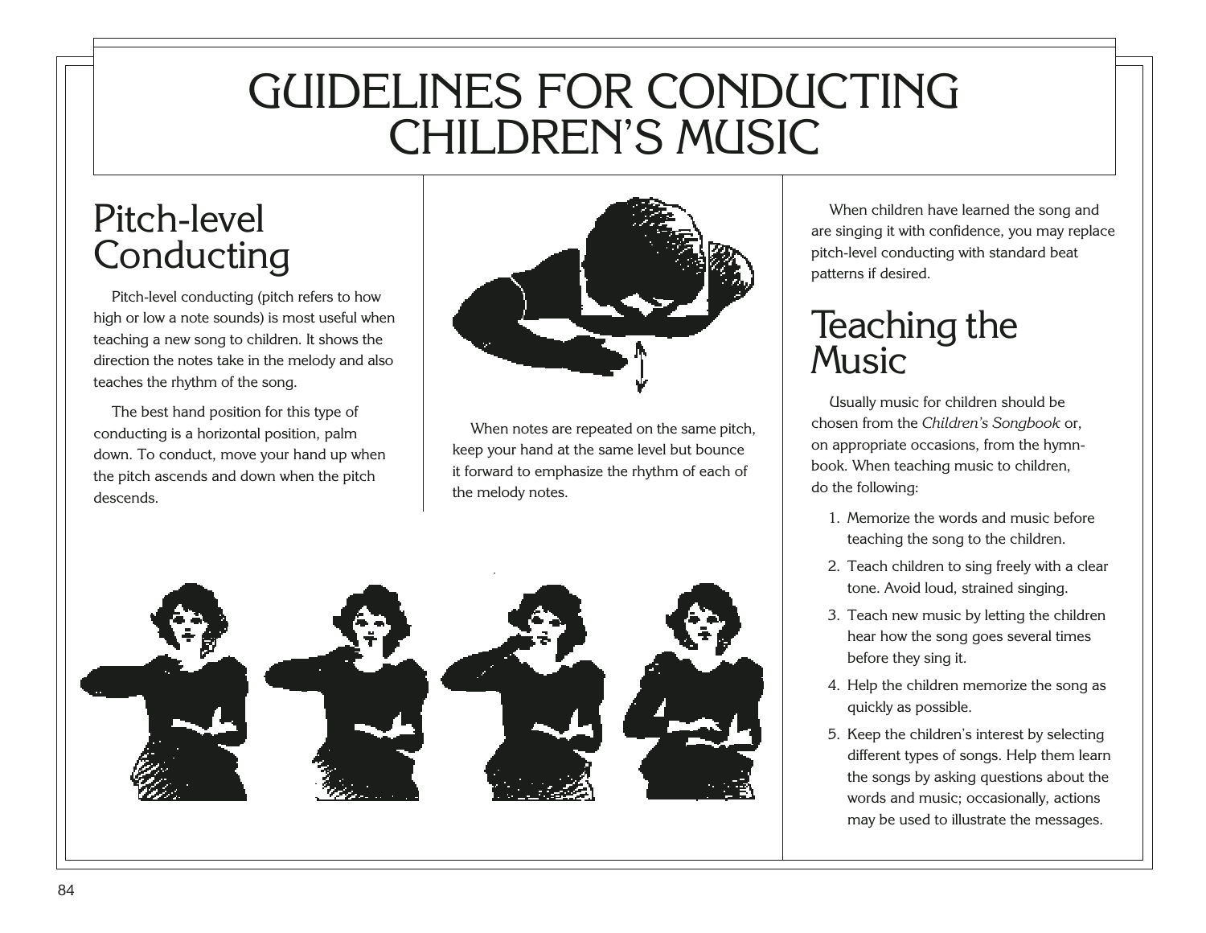# GUIDELINES FOR CONDUCTING CHILDREN'S MUSIC

## Pitch-level Conducting

Pitch-level conducting (pitch refers to how high or low a note sounds) is most useful when teaching a new song to children. It shows the direction the notes take in the melody and also teaches the rhythm of the song.

The best hand position for this type of conducting is a horizontal position, palm down. To conduct, move your hand up when the pitch ascends and down when the pitch descends.

When notes are repeated on the same pitch, keep your hand at the same level but bounce it forward to emphasize the rhythm of each of the melody notes.

When children have learned the song and are singing it with confidence, you may replace pitch-level conducting with standard beat patterns if desired.

## Teaching the Music

Usually music for children should be chosen from the *Children's Songbook* or, on appropriate occasions, from the hymnbook. When teaching music to children, do the following:

1. Memorize the words and music before teaching the song to the children.
2. Teach children to sing freely with a clear tone. Avoid loud, strained singing.
3. Teach new music by letting the children hear how the song goes several times before they sing it.
4. Help the children memorize the song as quickly as possible.
5. Keep the children's interest by selecting different types of songs. Help them learn the songs by asking questions about the words and music; occasionally, actions may be used to illustrate the messages.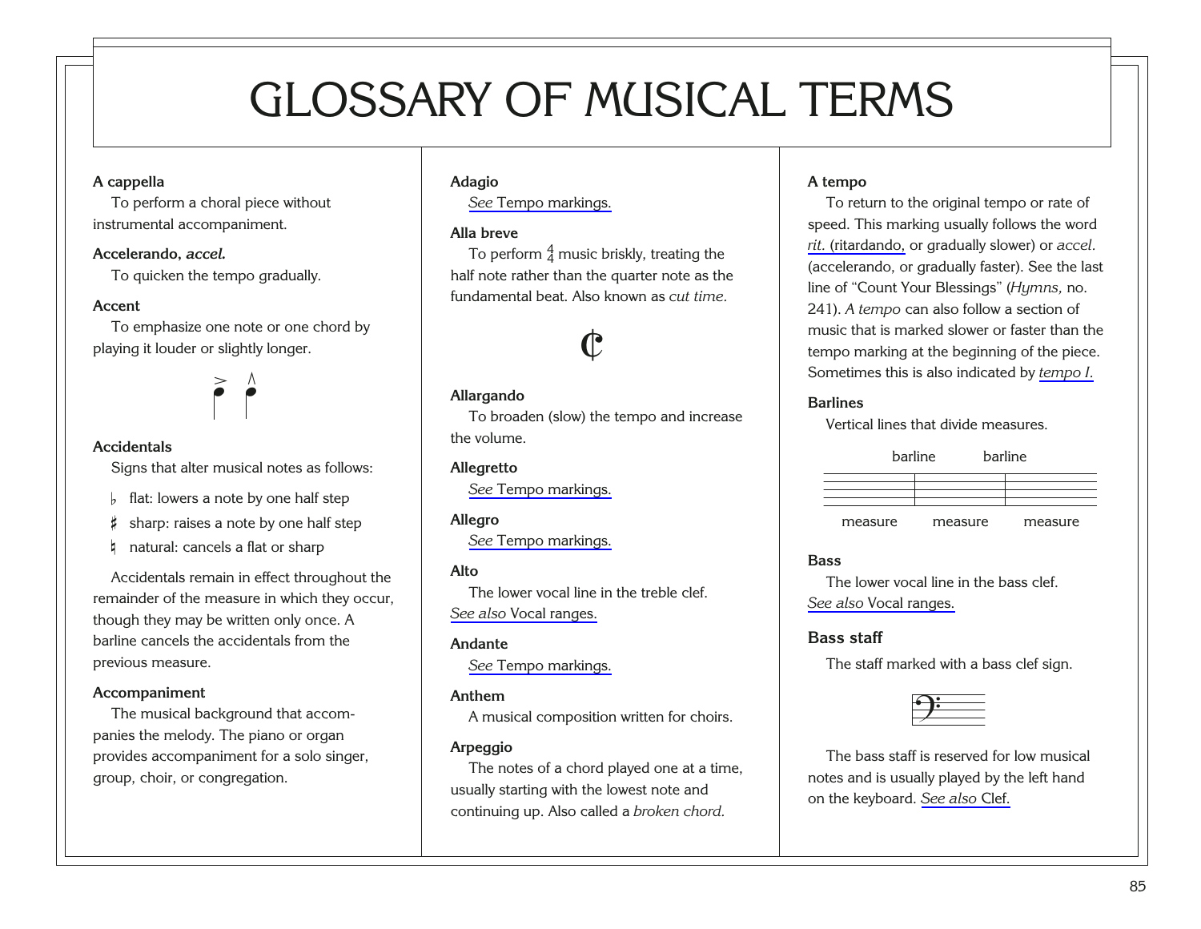# GLOSSARY OF MUSICAL TERMS

**A cappella**
To perform a choral piece without instrumental accompaniment.

**Accelerando, *accel.***
To quicken the tempo gradually.

**Accent**
To emphasize one note or one chord by playing it louder or slightly longer.

**Accidentals**
Signs that alter musical notes as follows:

- ♭ flat: lowers a note by one half step
- ♯ sharp: raises a note by one half step
- ♮ natural: cancels a flat or sharp

Accidentals remain in effect throughout the remainder of the measure in which they occur, though they may be written only once. A barline cancels the accidentals from the previous measure.

**Accompaniment**
The musical background that accompanies the melody. The piano or organ provides accompaniment for a solo singer, group, choir, or congregation.

**Adagio**
*See* Tempo markings.

**Alla breve**
To perform $\frac{4}{4}$ music briskly, treating the half note rather than the quarter note as the fundamental beat. Also known as *cut time.*

**Allargando**
To broaden (slow) the tempo and increase the volume.

**Allegretto**
*See* Tempo markings.

**Allegro**
*See* Tempo markings.

**Alto**
The lower vocal line in the treble clef. *See also* Vocal ranges.

**Andante**
*See* Tempo markings.

**Anthem**
A musical composition written for choirs.

**Arpeggio**
The notes of a chord played one at a time, usually starting with the lowest note and continuing up. Also called a *broken chord.*

**A tempo**
To return to the original tempo or rate of speed. This marking usually follows the word *rit.* (ritardando, or gradually slower) or *accel.* (accelerando, or gradually faster). See the last line of "Count Your Blessings" (*Hymns,* no. 241). *A tempo* can also follow a section of music that is marked slower or faster than the tempo marking at the beginning of the piece. Sometimes this is also indicated by *tempo I.*

**Barlines**
Vertical lines that divide measures.

barline barline

measure measure measure

**Bass**
The lower vocal line in the bass clef. *See also* Vocal ranges.

**Bass staff**
The staff marked with a bass clef sign.

The bass staff is reserved for low musical notes and is usually played by the left hand on the keyboard. *See also* Clef.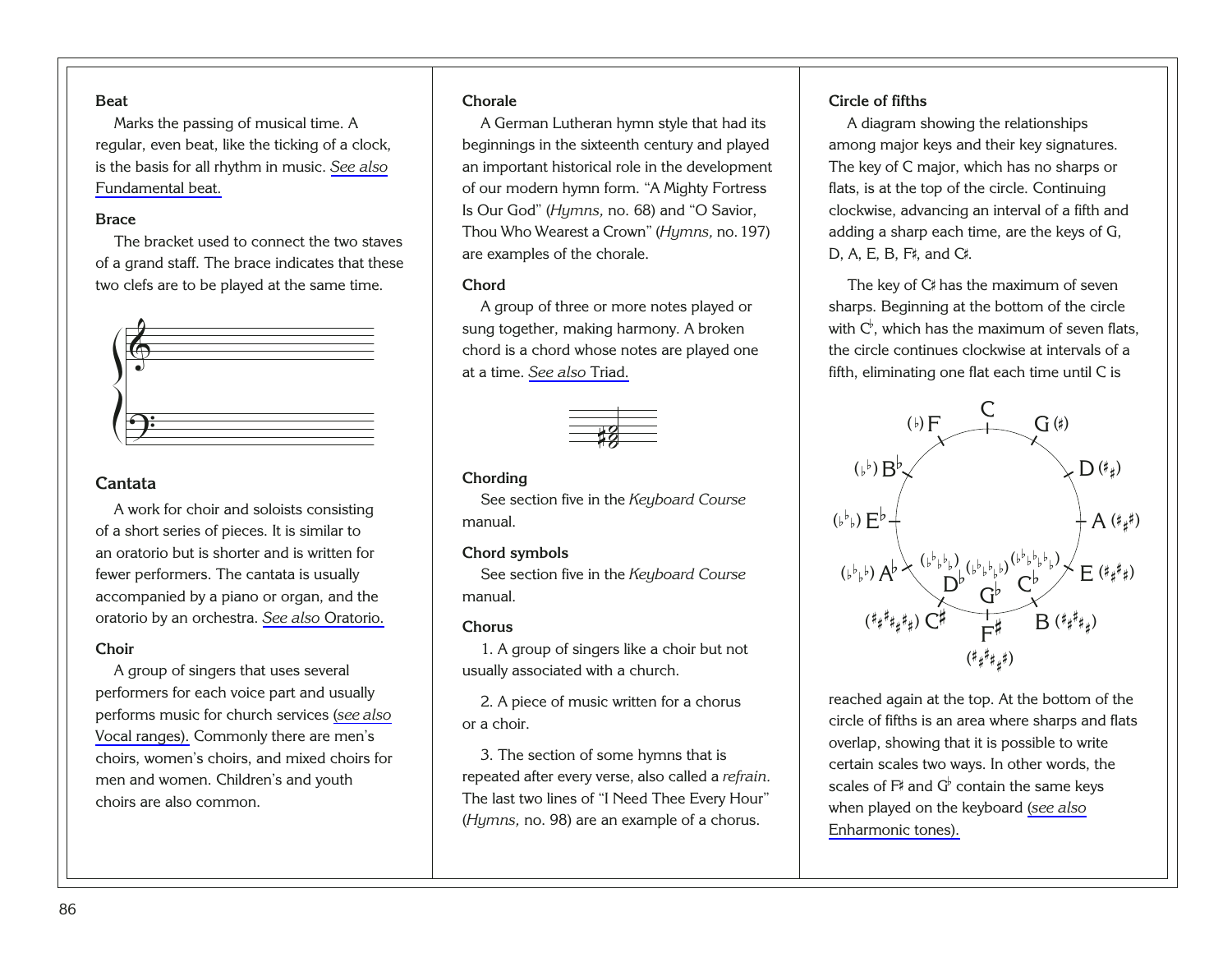**Beat**

Marks the passing of musical time. A regular, even beat, like the ticking of a clock, is the basis for all rhythm in music. *See also* Fundamental beat.

**Brace**

The bracket used to connect the two staves of a grand staff. The brace indicates that these two clefs are to be played at the same time.

**Cantata**

A work for choir and soloists consisting of a short series of pieces. It is similar to an oratorio but is shorter and is written for fewer performers. The cantata is usually accompanied by a piano or organ, and the oratorio by an orchestra. *See also* Oratorio.

**Choir**

A group of singers that uses several performers for each voice part and usually performs music for church services (*see also* Vocal ranges). Commonly there are men's choirs, women's choirs, and mixed choirs for men and women. Children's and youth choirs are also common.

**Chorale**

A German Lutheran hymn style that had its beginnings in the sixteenth century and played an important historical role in the development of our modern hymn form. "A Mighty Fortress Is Our God" (*Hymns,* no. 68) and "O Savior, Thou Who Wearest a Crown" (*Hymns,* no. 197) are examples of the chorale.

**Chord**

A group of three or more notes played or sung together, making harmony. A broken chord is a chord whose notes are played one at a time. *See also* Triad.

**Chording**

See section five in the *Keyboard Course* manual.

**Chord symbols**

See section five in the *Keyboard Course* manual.

**Chorus**

1. A group of singers like a choir but not usually associated with a church.

2. A piece of music written for a chorus or a choir.

3. The section of some hymns that is repeated after every verse, also called a *refrain.* The last two lines of "I Need Thee Every Hour" (*Hymns,* no. 98) are an example of a chorus.

**Circle of fifths**

A diagram showing the relationships among major keys and their key signatures. The key of C major, which has no sharps or flats, is at the top of the circle. Continuing clockwise, advancing an interval of a fifth and adding a sharp each time, are the keys of G, D, A, E, B, F♯, and C♯.

The key of C♯ has the maximum of seven sharps. Beginning at the bottom of the circle with C♭, which has the maximum of seven flats, the circle continues clockwise at intervals of a fifth, eliminating one flat each time until C is reached again at the top. At the bottom of the circle of fifths is an area where sharps and flats overlap, showing that it is possible to write certain scales two ways. In other words, the scales of F♯ and G♭ contain the same keys when played on the keyboard (*see also* Enharmonic tones).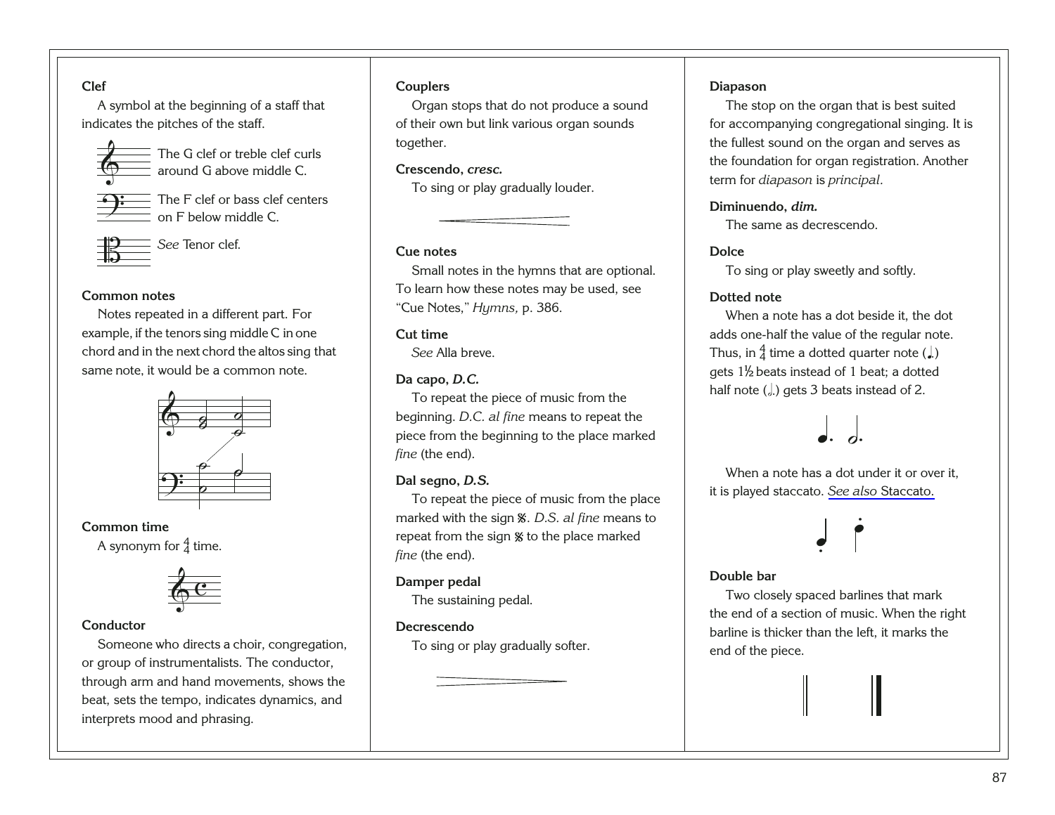**Clef**

A symbol at the beginning of a staff that indicates the pitches of the staff.

The G clef or treble clef curls around G above middle C.

The F clef or bass clef centers on F below middle C.

*See* Tenor clef.

**Common notes**

Notes repeated in a different part. For example, if the tenors sing middle C in one chord and in the next chord the altos sing that same note, it would be a common note.

**Common time**

A synonym for $\frac{4}{4}$ time.

**Conductor**

Someone who directs a choir, congregation, or group of instrumentalists. The conductor, through arm and hand movements, shows the beat, sets the tempo, indicates dynamics, and interprets mood and phrasing.

**Couplers**

Organ stops that do not produce a sound of their own but link various organ sounds together.

**Crescendo, *cresc.***

To sing or play gradually louder.

**Cue notes**

Small notes in the hymns that are optional. To learn how these notes may be used, see "Cue Notes," *Hymns,* p. 386.

**Cut time**

*See* Alla breve.

**Da capo, *D.C.***

To repeat the piece of music from the beginning. *D.C. al fine* means to repeat the piece from the beginning to the place marked *fine* (the end).

**Dal segno, *D.S.***

To repeat the piece of music from the place marked with the sign 𝄋. *D.S. al fine* means to repeat from the sign 𝄋 to the place marked *fine* (the end).

**Damper pedal**

The sustaining pedal.

**Decrescendo**

To sing or play gradually softer.

**Diapason**

The stop on the organ that is best suited for accompanying congregational singing. It is the fullest sound on the organ and serves as the foundation for organ registration. Another term for *diapason* is *principal.*

**Diminuendo, *dim.***

The same as decrescendo.

**Dolce**

To sing or play sweetly and softly.

**Dotted note**

When a note has a dot beside it, the dot adds one-half the value of the regular note. Thus, in $\frac{4}{4}$ time a dotted quarter note (♩.) gets 1½ beats instead of 1 beat; a dotted half note (𝅗𝅥.) gets 3 beats instead of 2.

When a note has a dot under it or over it, it is played staccato. *See also* Staccato.

**Double bar**

Two closely spaced barlines that mark the end of a section of music. When the right barline is thicker than the left, it marks the end of the piece.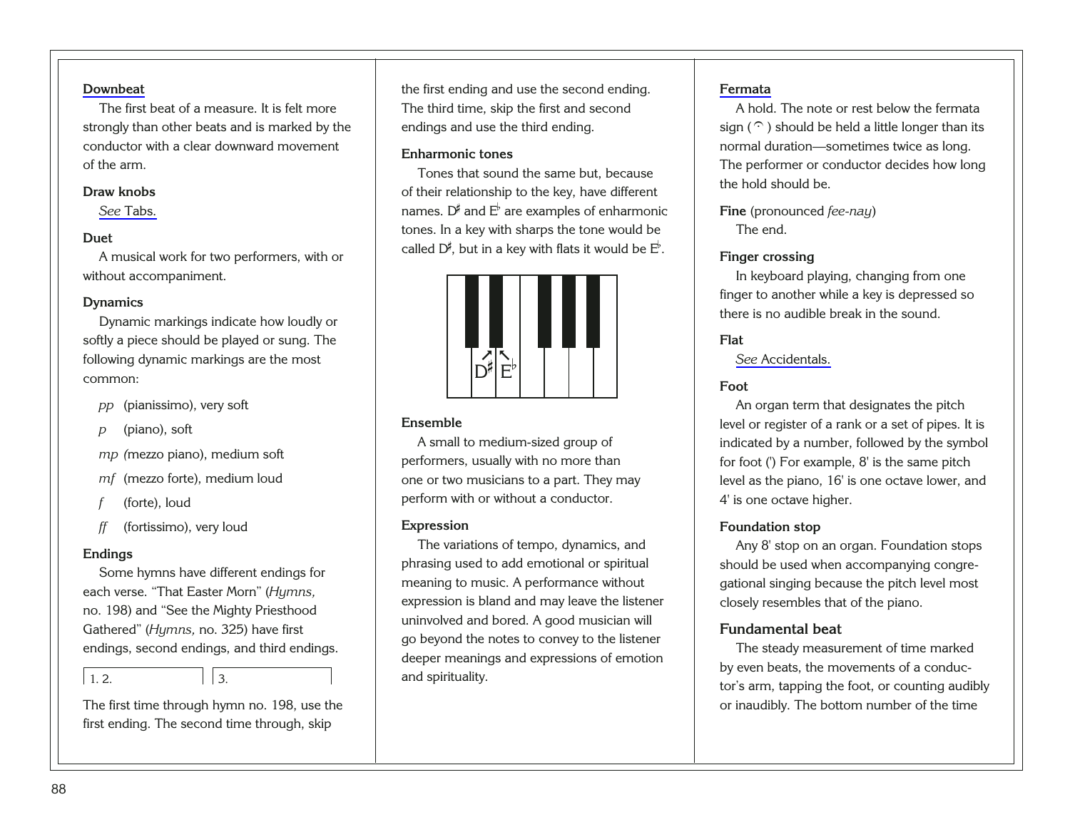**Downbeat**

The first beat of a measure. It is felt more strongly than other beats and is marked by the conductor with a clear downward movement of the arm.

**Draw knobs**

*See* Tabs.

**Duet**

A musical work for two performers, with or without accompaniment.

**Dynamics**

Dynamic markings indicate how loudly or softly a piece should be played or sung. The following dynamic markings are the most common:

- *pp* (pianissimo), very soft
- *p* (piano), soft
- *mp* (mezzo piano), medium soft
- *mf* (mezzo forte), medium loud
- *f* (forte), loud
- *ff* (fortissimo), very loud

**Endings**

Some hymns have different endings for each verse. “That Easter Morn” (*Hymns,* no. 198) and “See the Mighty Priesthood Gathered” (*Hymns,* no. 325) have first endings, second endings, and third endings.

1\. 2. | 3.

The first time through hymn no. 198, use the first ending. The second time through, skip the first ending and use the second ending. The third time, skip the first and second endings and use the third ending.

**Enharmonic tones**

Tones that sound the same but, because of their relationship to the key, have different names. D♯ and E♭ are examples of enharmonic tones. In a key with sharps the tone would be called D♯, but in a key with flats it would be E♭.

D♯ E♭

**Ensemble**

A small to medium-sized group of performers, usually with no more than one or two musicians to a part. They may perform with or without a conductor.

**Expression**

The variations of tempo, dynamics, and phrasing used to add emotional or spiritual meaning to music. A performance without expression is bland and may leave the listener uninvolved and bored. A good musician will go beyond the notes to convey to the listener deeper meanings and expressions of emotion and spirituality.

**Fermata**

A hold. The note or rest below the fermata sign (𝄐) should be held a little longer than its normal duration—sometimes twice as long. The performer or conductor decides how long the hold should be.

**Fine** (pronounced *fee-nay*)

The end.

**Finger crossing**

In keyboard playing, changing from one finger to another while a key is depressed so there is no audible break in the sound.

**Flat**

*See* Accidentals.

**Foot**

An organ term that designates the pitch level or register of a rank or a set of pipes. It is indicated by a number, followed by the symbol for foot (') For example, 8' is the same pitch level as the piano, 16' is one octave lower, and 4' is one octave higher.

**Foundation stop**

Any 8' stop on an organ. Foundation stops should be used when accompanying congregational singing because the pitch level most closely resembles that of the piano.

**Fundamental beat**

The steady measurement of time marked by even beats, the movements of a conductor’s arm, tapping the foot, or counting audibly or inaudibly. The bottom number of the time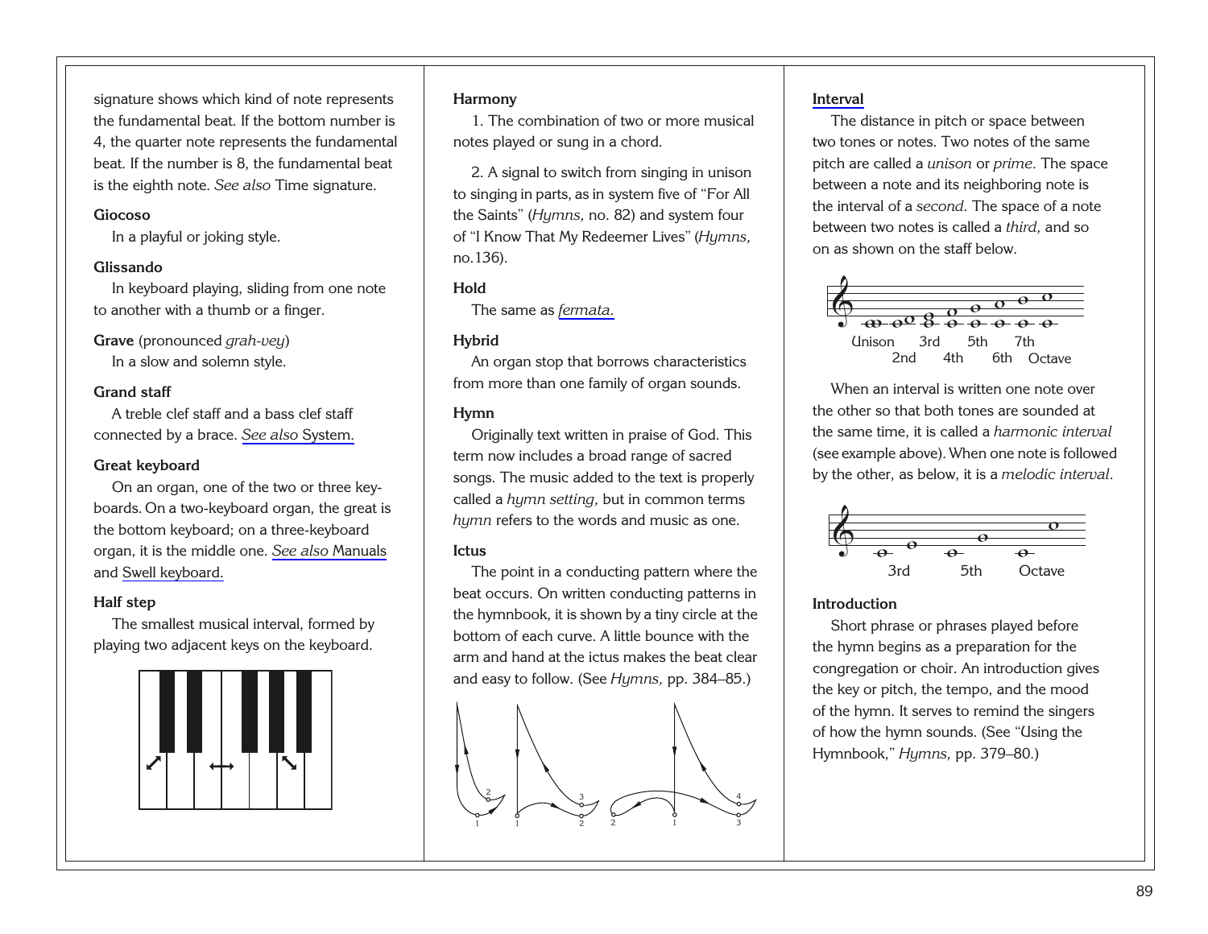signature shows which kind of note represents the fundamental beat. If the bottom number is 4, the quarter note represents the fundamental beat. If the number is 8, the fundamental beat is the eighth note. *See also* Time signature.

**Giocoso**

In a playful or joking style.

**Glissando**

In keyboard playing, sliding from one note to another with a thumb or a finger.

**Grave** (pronounced *grah-vey*)

In a slow and solemn style.

**Grand staff**

A treble clef staff and a bass clef staff connected by a brace. *See also* System.

**Great keyboard**

On an organ, one of the two or three keyboards. On a two-keyboard organ, the great is the bottom keyboard; on a three-keyboard organ, it is the middle one. *See also* Manuals and Swell keyboard.

**Half step**

The smallest musical interval, formed by playing two adjacent keys on the keyboard.

**Harmony**

1. The combination of two or more musical notes played or sung in a chord.

2. A signal to switch from singing in unison to singing in parts, as in system five of "For All the Saints" (*Hymns,* no. 82) and system four of "I Know That My Redeemer Lives" (*Hymns,* no.136).

**Hold**

The same as *fermata.*

**Hybrid**

An organ stop that borrows characteristics from more than one family of organ sounds.

**Hymn**

Originally text written in praise of God. This term now includes a broad range of sacred songs. The music added to the text is properly called a *hymn setting,* but in common terms *hymn* refers to the words and music as one.

**Ictus**

The point in a conducting pattern where the beat occurs. On written conducting patterns in the hymnbook, it is shown by a tiny circle at the bottom of each curve. A little bounce with the arm and hand at the ictus makes the beat clear and easy to follow. (See *Hymns,* pp. 384–85.)

**Interval**

The distance in pitch or space between two tones or notes. Two notes of the same pitch are called a *unison* or *prime.* The space between a note and its neighboring note is the interval of a *second.* The space of a note between two notes is called a *third,* and so on as shown on the staff below.

Unison 2nd 3rd 4th 5th 6th 7th Octave

When an interval is written one note over the other so that both tones are sounded at the same time, it is called a *harmonic interval* (see example above). When one note is followed by the other, as below, it is a *melodic interval.*

3rd 5th Octave

**Introduction**

Short phrase or phrases played before the hymn begins as a preparation for the congregation or choir. An introduction gives the key or pitch, the tempo, and the mood of the hymn. It serves to remind the singers of how the hymn sounds. (See "Using the Hymnbook," *Hymns,* pp. 379–80.)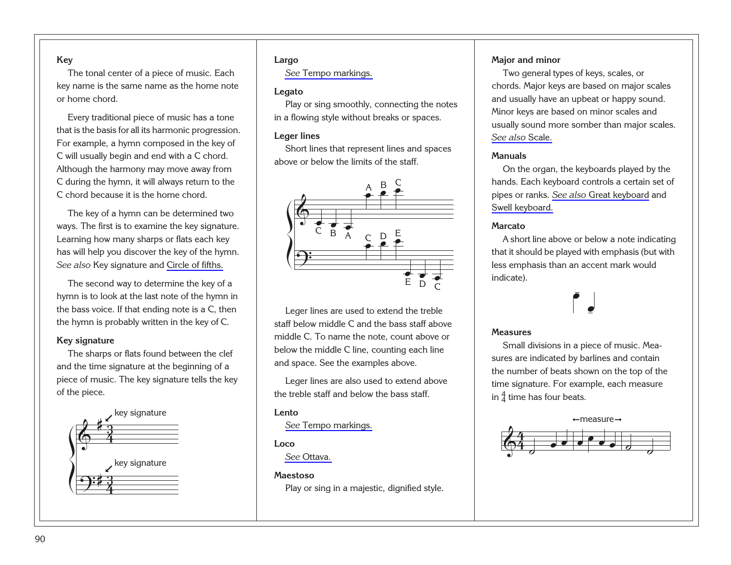**Key**

The tonal center of a piece of music. Each key name is the same name as the home note or home chord.

Every traditional piece of music has a tone that is the basis for all its harmonic progression. For example, a hymn composed in the key of C will usually begin and end with a C chord. Although the harmony may move away from C during the hymn, it will always return to the C chord because it is the home chord.

The key of a hymn can be determined two ways. The first is to examine the key signature. Learning how many sharps or flats each key has will help you discover the key of the hymn. *See also* Key signature and Circle of fifths.

The second way to determine the key of a hymn is to look at the last note of the hymn in the bass voice. If that ending note is a C, then the hymn is probably written in the key of C.

**Key signature**

The sharps or flats found between the clef and the time signature at the beginning of a piece of music. The key signature tells the key of the piece.

**Largo**

*See* Tempo markings.

**Legato**

Play or sing smoothly, connecting the notes in a flowing style without breaks or spaces.

**Leger lines**

Short lines that represent lines and spaces above or below the limits of the staff.

Leger lines are used to extend the treble staff below middle C and the bass staff above middle C. To name the note, count above or below the middle C line, counting each line and space. See the examples above.

Leger lines are also used to extend above the treble staff and below the bass staff.

**Lento**

*See* Tempo markings.

**Loco**

*See* Ottava.

**Maestoso**

Play or sing in a majestic, dignified style.

**Major and minor**

Two general types of keys, scales, or chords. Major keys are based on major scales and usually have an upbeat or happy sound. Minor keys are based on minor scales and usually sound more somber than major scales. *See also* Scale.

**Manuals**

On the organ, the keyboards played by the hands. Each keyboard controls a certain set of pipes or ranks. *See also* Great keyboard and Swell keyboard.

**Marcato**

A short line above or below a note indicating that it should be played with emphasis (but with less emphasis than an accent mark would indicate).

**Measures**

Small divisions in a piece of music. Measures are indicated by barlines and contain the number of beats shown on the top of the time signature. For example, each measure in $\frac{4}{4}$ time has four beats.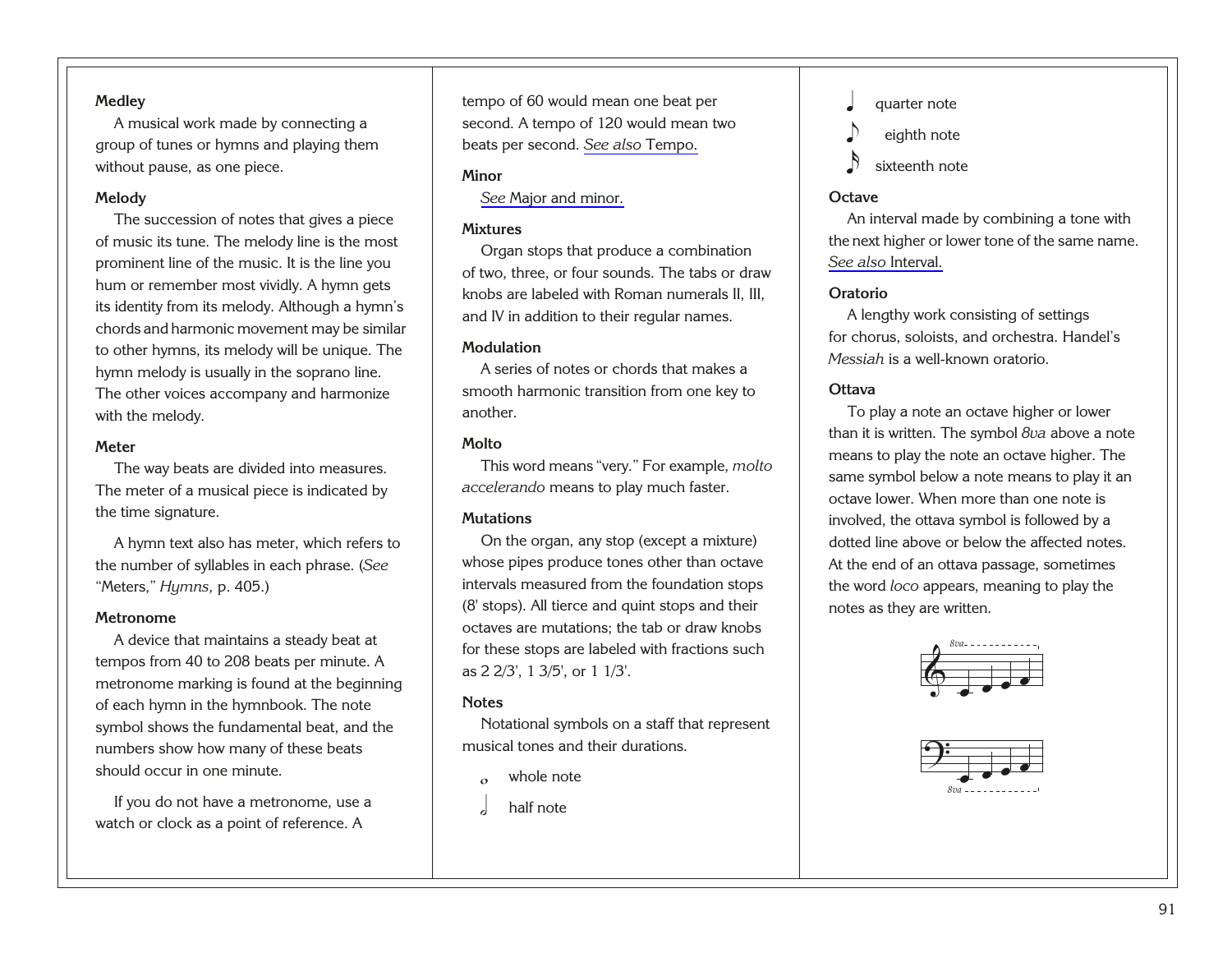**Medley**

A musical work made by connecting a group of tunes or hymns and playing them without pause, as one piece.

**Melody**

The succession of notes that gives a piece of music its tune. The melody line is the most prominent line of the music. It is the line you hum or remember most vividly. A hymn gets its identity from its melody. Although a hymn's chords and harmonic movement may be similar to other hymns, its melody will be unique. The hymn melody is usually in the soprano line. The other voices accompany and harmonize with the melody.

**Meter**

The way beats are divided into measures. The meter of a musical piece is indicated by the time signature.

A hymn text also has meter, which refers to the number of syllables in each phrase. (*See* "Meters," *Hymns,* p. 405.)

**Metronome**

A device that maintains a steady beat at tempos from 40 to 208 beats per minute. A metronome marking is found at the beginning of each hymn in the hymnbook. The note symbol shows the fundamental beat, and the numbers show how many of these beats should occur in one minute.

If you do not have a metronome, use a watch or clock as a point of reference. A tempo of 60 would mean one beat per second. A tempo of 120 would mean two beats per second. *See also* Tempo.

**Minor**

*See* Major and minor.

**Mixtures**

Organ stops that produce a combination of two, three, or four sounds. The tabs or draw knobs are labeled with Roman numerals II, III, and IV in addition to their regular names.

**Modulation**

A series of notes or chords that makes a smooth harmonic transition from one key to another.

**Molto**

This word means "very." For example, *molto accelerando* means to play much faster.

**Mutations**

On the organ, any stop (except a mixture) whose pipes produce tones other than octave intervals measured from the foundation stops (8' stops). All tierce and quint stops and their octaves are mutations; the tab or draw knobs for these stops are labeled with fractions such as 2 2/3', 1 3/5', or 1 1/3'.

**Notes**

Notational symbols on a staff that represent musical tones and their durations.

- 𝅝 whole note
- 𝅗𝅥 half note
- ♩ quarter note
- ♪ eighth note
- 𝅘𝅥𝅯 sixteenth note

**Octave**

An interval made by combining a tone with the next higher or lower tone of the same name. *See also* Interval.

**Oratorio**

A lengthy work consisting of settings for chorus, soloists, and orchestra. Handel's *Messiah* is a well-known oratorio.

**Ottava**

To play a note an octave higher or lower than it is written. The symbol *8va* above a note means to play the note an octave higher. The same symbol below a note means to play it an octave lower. When more than one note is involved, the ottava symbol is followed by a dotted line above or below the affected notes. At the end of an ottava passage, sometimes the word *loco* appears, meaning to play the notes as they are written.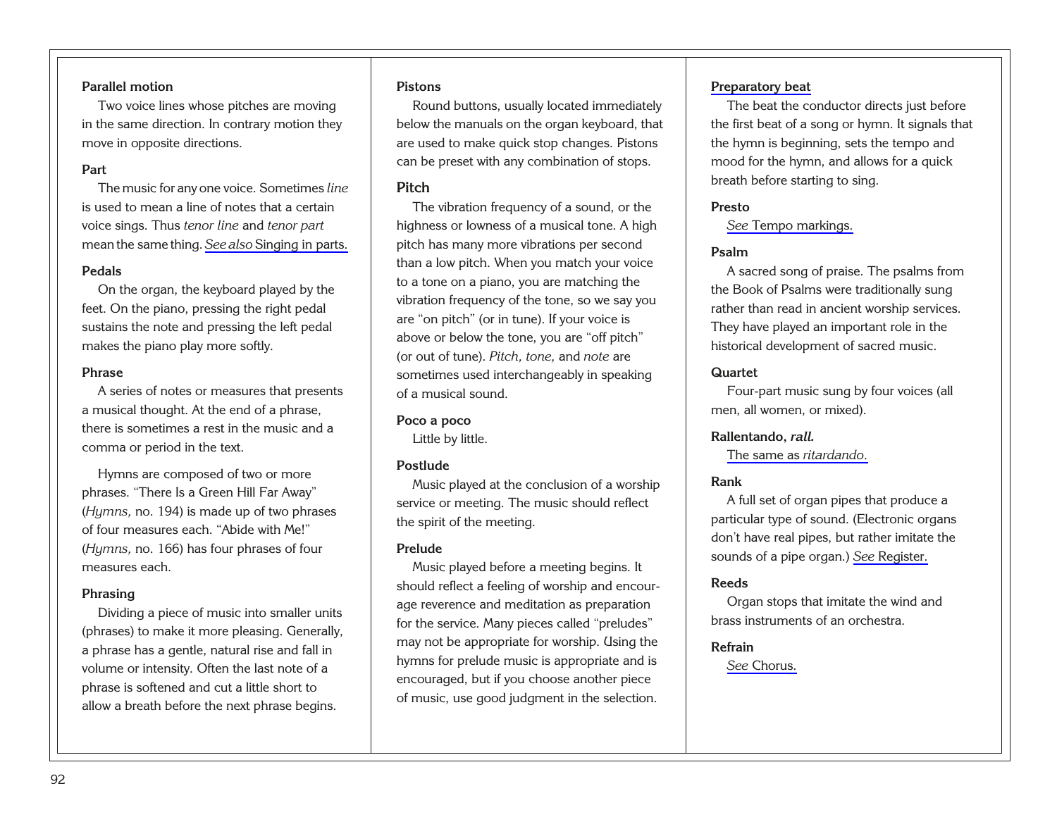**Parallel motion**

Two voice lines whose pitches are moving in the same direction. In contrary motion they move in opposite directions.

**Part**

The music for any one voice. Sometimes *line* is used to mean a line of notes that a certain voice sings. Thus *tenor line* and *tenor part* mean the same thing. *See also* Singing in parts.

**Pedals**

On the organ, the keyboard played by the feet. On the piano, pressing the right pedal sustains the note and pressing the left pedal makes the piano play more softly.

**Phrase**

A series of notes or measures that presents a musical thought. At the end of a phrase, there is sometimes a rest in the music and a comma or period in the text.

Hymns are composed of two or more phrases. "There Is a Green Hill Far Away" (*Hymns,* no. 194) is made up of two phrases of four measures each. "Abide with Me!" (*Hymns,* no. 166) has four phrases of four measures each.

**Phrasing**

Dividing a piece of music into smaller units (phrases) to make it more pleasing. Generally, a phrase has a gentle, natural rise and fall in volume or intensity. Often the last note of a phrase is softened and cut a little short to allow a breath before the next phrase begins.

**Pistons**

Round buttons, usually located immediately below the manuals on the organ keyboard, that are used to make quick stop changes. Pistons can be preset with any combination of stops.

**Pitch**

The vibration frequency of a sound, or the highness or lowness of a musical tone. A high pitch has many more vibrations per second than a low pitch. When you match your voice to a tone on a piano, you are matching the vibration frequency of the tone, so we say you are "on pitch" (or in tune). If your voice is above or below the tone, you are "off pitch" (or out of tune). *Pitch, tone,* and *note* are sometimes used interchangeably in speaking of a musical sound.

**Poco a poco**

Little by little.

**Postlude**

Music played at the conclusion of a worship service or meeting. The music should reflect the spirit of the meeting.

**Prelude**

Music played before a meeting begins. It should reflect a feeling of worship and encourage reverence and meditation as preparation for the service. Many pieces called "preludes" may not be appropriate for worship. Using the hymns for prelude music is appropriate and is encouraged, but if you choose another piece of music, use good judgment in the selection.

**Preparatory beat**

The beat the conductor directs just before the first beat of a song or hymn. It signals that the hymn is beginning, sets the tempo and mood for the hymn, and allows for a quick breath before starting to sing.

**Presto**

*See* Tempo markings.

**Psalm**

A sacred song of praise. The psalms from the Book of Psalms were traditionally sung rather than read in ancient worship services. They have played an important role in the historical development of sacred music.

**Quartet**

Four-part music sung by four voices (all men, all women, or mixed).

**Rallentando, *rall.***

The same as *ritardando.*

**Rank**

A full set of organ pipes that produce a particular type of sound. (Electronic organs don't have real pipes, but rather imitate the sounds of a pipe organ.) *See* Register.

**Reeds**

Organ stops that imitate the wind and brass instruments of an orchestra.

**Refrain**

*See* Chorus.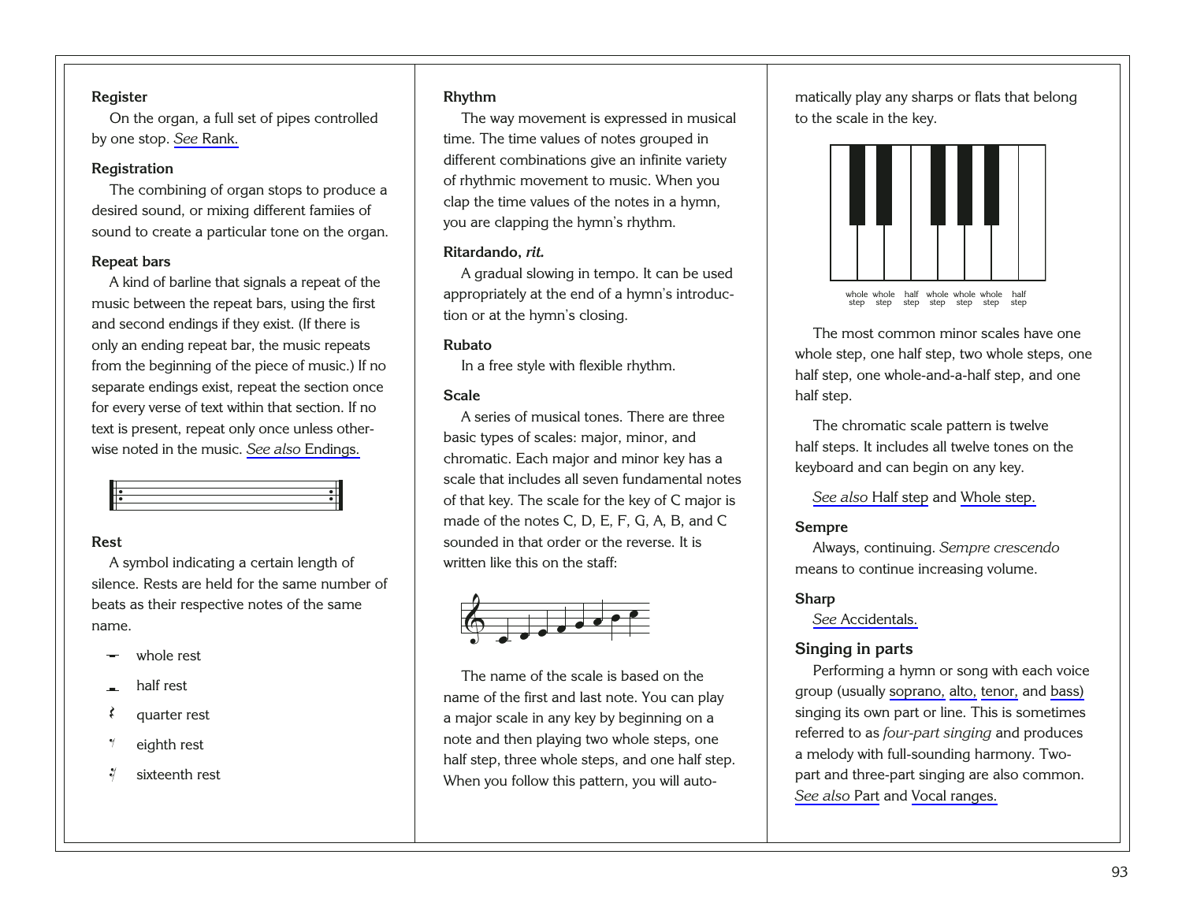**Register**

On the organ, a full set of pipes controlled by one stop. *See* Rank.

**Registration**

The combining of organ stops to produce a desired sound, or mixing different famiies of sound to create a particular tone on the organ.

**Repeat bars**

A kind of barline that signals a repeat of the music between the repeat bars, using the first and second endings if they exist. (If there is only an ending repeat bar, the music repeats from the beginning of the piece of music.) If no separate endings exist, repeat the section once for every verse of text within that section. If no text is present, repeat only once unless otherwise noted in the music. *See also* Endings.

**Rest**

A symbol indicating a certain length of silence. Rests are held for the same number of beats as their respective notes of the same name.

- whole rest
- half rest
- quarter rest
- eighth rest
- sixteenth rest

**Rhythm**

The way movement is expressed in musical time. The time values of notes grouped in different combinations give an infinite variety of rhythmic movement to music. When you clap the time values of the notes in a hymn, you are clapping the hymn's rhythm.

**Ritardando, *rit.***

A gradual slowing in tempo. It can be used appropriately at the end of a hymn's introduction or at the hymn's closing.

**Rubato**

In a free style with flexible rhythm.

**Scale**

A series of musical tones. There are three basic types of scales: major, minor, and chromatic. Each major and minor key has a scale that includes all seven fundamental notes of that key. The scale for the key of C major is made of the notes C, D, E, F, G, A, B, and C sounded in that order or the reverse. It is written like this on the staff:

The name of the scale is based on the name of the first and last note. You can play a major scale in any key by beginning on a note and then playing two whole steps, one half step, three whole steps, and one half step. When you follow this pattern, you will automatically play any sharps or flats that belong to the scale in the key.

whole step, whole step, half step, whole step, whole step, whole step, half step

The most common minor scales have one whole step, one half step, two whole steps, one half step, one whole-and-a-half step, and one half step.

The chromatic scale pattern is twelve half steps. It includes all twelve tones on the keyboard and can begin on any key.

*See also* Half step and Whole step.

**Sempre**

Always, continuing. *Sempre crescendo* means to continue increasing volume.

**Sharp**

*See* Accidentals.

**Singing in parts**

Performing a hymn or song with each voice group (usually soprano, alto, tenor, and bass) singing its own part or line. This is sometimes referred to as *four-part singing* and produces a melody with full-sounding harmony. Two-part and three-part singing are also common. *See also* Part and Vocal ranges.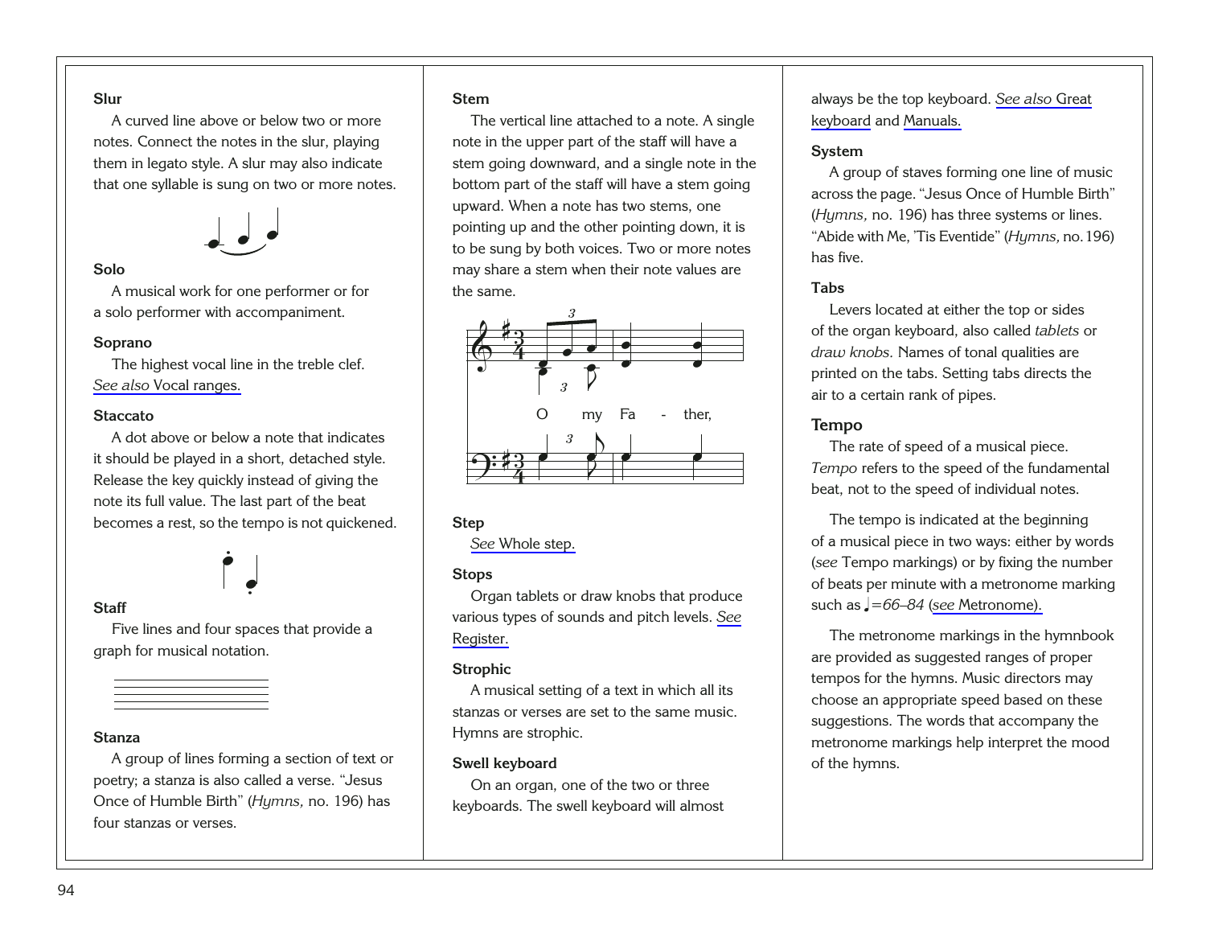**Slur**

A curved line above or below two or more notes. Connect the notes in the slur, playing them in legato style. A slur may also indicate that one syllable is sung on two or more notes.

**Solo**

A musical work for one performer or for a solo performer with accompaniment.

**Soprano**

The highest vocal line in the treble clef. *See also* Vocal ranges.

**Staccato**

A dot above or below a note that indicates it should be played in a short, detached style. Release the key quickly instead of giving the note its full value. The last part of the beat becomes a rest, so the tempo is not quickened.

**Staff**

Five lines and four spaces that provide a graph for musical notation.

**Stanza**

A group of lines forming a section of text or poetry; a stanza is also called a verse. "Jesus Once of Humble Birth" (*Hymns,* no. 196) has four stanzas or verses.

**Stem**

The vertical line attached to a note. A single note in the upper part of the staff will have a stem going downward, and a single note in the bottom part of the staff will have a stem going upward. When a note has two stems, one pointing up and the other pointing down, it is to be sung by both voices. Two or more notes may share a stem when their note values are the same.

O my Fa - ther,

**Step**

*See* Whole step.

**Stops**

Organ tablets or draw knobs that produce various types of sounds and pitch levels. *See* Register.

**Strophic**

A musical setting of a text in which all its stanzas or verses are set to the same music. Hymns are strophic.

**Swell keyboard**

On an organ, one of the two or three keyboards. The swell keyboard will almost always be the top keyboard. *See also* Great keyboard and Manuals.

**System**

A group of staves forming one line of music across the page. "Jesus Once of Humble Birth" (*Hymns,* no. 196) has three systems or lines. "Abide with Me, 'Tis Eventide" (*Hymns,* no. 196) has five.

**Tabs**

Levers located at either the top or sides of the organ keyboard, also called *tablets* or *draw knobs*. Names of tonal qualities are printed on the tabs. Setting tabs directs the air to a certain rank of pipes.

**Tempo**

The rate of speed of a musical piece. *Tempo* refers to the speed of the fundamental beat, not to the speed of individual notes.

The tempo is indicated at the beginning of a musical piece in two ways: either by words (*see* Tempo markings) or by fixing the number of beats per minute with a metronome marking such as ♩*=66–84* (*see* Metronome).

The metronome markings in the hymnbook are provided as suggested ranges of proper tempos for the hymns. Music directors may choose an appropriate speed based on these suggestions. The words that accompany the metronome markings help interpret the mood of the hymns.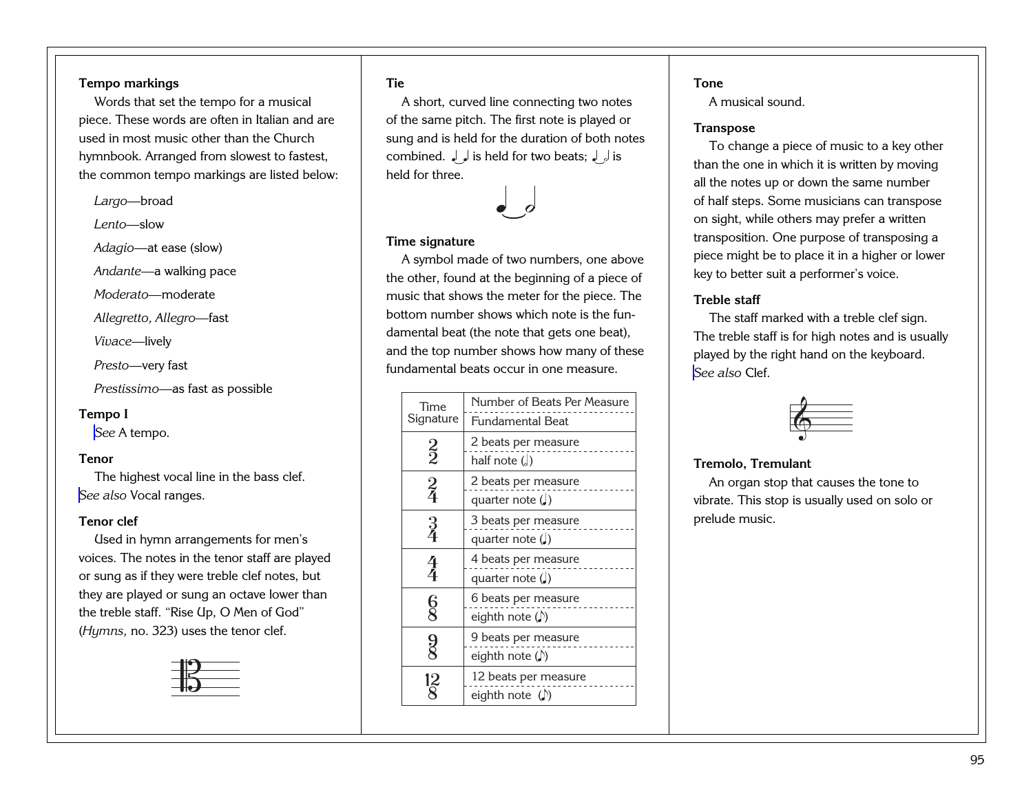**Tempo markings**

Words that set the tempo for a musical piece. These words are often in Italian and are used in most music other than the Church hymnbook. Arranged from slowest to fastest, the common tempo markings are listed below:

*Largo*—broad

*Lento*—slow

*Adagio*—at ease (slow)

*Andante*—a walking pace

*Moderato*—moderate

*Allegretto, Allegro*—fast

*Vivace*—lively

*Presto*—very fast

*Prestissimo*—as fast as possible

**Tempo I**

*See* A tempo.

**Tenor**

The highest vocal line in the bass clef. *See also* Vocal ranges.

**Tenor clef**

Used in hymn arrangements for men's voices. The notes in the tenor staff are played or sung as if they were treble clef notes, but they are played or sung an octave lower than the treble staff. "Rise Up, O Men of God" (*Hymns,* no. 323) uses the tenor clef.

**Tie**

A short, curved line connecting two notes of the same pitch. The first note is played or sung and is held for the duration of both notes combined. ♩‿♩ is held for two beats; ♩‿𝅗𝅥 is held for three.

**Time signature**

A symbol made of two numbers, one above the other, found at the beginning of a piece of music that shows the meter for the piece. The bottom number shows which note is the fundamental beat (the note that gets one beat), and the top number shows how many of these fundamental beats occur in one measure.

| Time Signature | Number of Beats Per Measure / Fundamental Beat |
|---|---|
| 2/2 | 2 beats per measure / half note (𝅗𝅥) |
| 2/4 | 2 beats per measure / quarter note (♩) |
| 3/4 | 3 beats per measure / quarter note (♩) |
| 4/4 | 4 beats per measure / quarter note (♩) |
| 6/8 | 6 beats per measure / eighth note (♪) |
| 9/8 | 9 beats per measure / eighth note (♪) |
| 12/8 | 12 beats per measure / eighth note (♪) |

**Tone**

A musical sound.

**Transpose**

To change a piece of music to a key other than the one in which it is written by moving all the notes up or down the same number of half steps. Some musicians can transpose on sight, while others may prefer a written transposition. One purpose of transposing a piece might be to place it in a higher or lower key to better suit a performer's voice.

**Treble staff**

The staff marked with a treble clef sign. The treble staff is for high notes and is usually played by the right hand on the keyboard. *See also* Clef.

**Tremolo, Tremulant**

An organ stop that causes the tone to vibrate. This stop is usually used on solo or prelude music.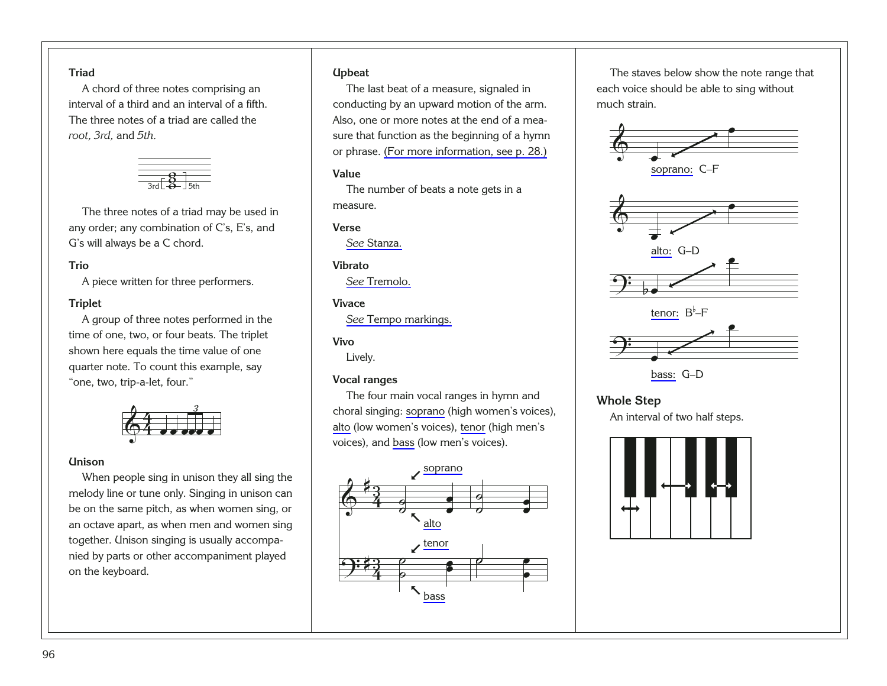**Triad**

A chord of three notes comprising an interval of a third and an interval of a fifth. The three notes of a triad are called the *root, 3rd,* and *5th.*

The three notes of a triad may be used in any order; any combination of C's, E's, and G's will always be a C chord.

**Trio**

A piece written for three performers.

**Triplet**

A group of three notes performed in the time of one, two, or four beats. The triplet shown here equals the time value of one quarter note. To count this example, say "one, two, trip-a-let, four."

**Unison**

When people sing in unison they all sing the melody line or tune only. Singing in unison can be on the same pitch, as when women sing, or an octave apart, as when men and women sing together. Unison singing is usually accompanied by parts or other accompaniment played on the keyboard.

**Upbeat**

The last beat of a measure, signaled in conducting by an upward motion of the arm. Also, one or more notes at the end of a measure that function as the beginning of a hymn or phrase. (For more information, see p. 28.)

**Value**

The number of beats a note gets in a measure.

**Verse**

*See* Stanza.

**Vibrato**

*See* Tremolo.

**Vivace**

*See* Tempo markings.

**Vivo**

Lively.

**Vocal ranges**

The four main vocal ranges in hymn and choral singing: soprano (high women's voices), alto (low women's voices), tenor (high men's voices), and bass (low men's voices).

The staves below show the note range that each voice should be able to sing without much strain.

soprano: C–F

alto: G–D

tenor: B♭–F

bass: G–D

**Whole Step**

An interval of two half steps.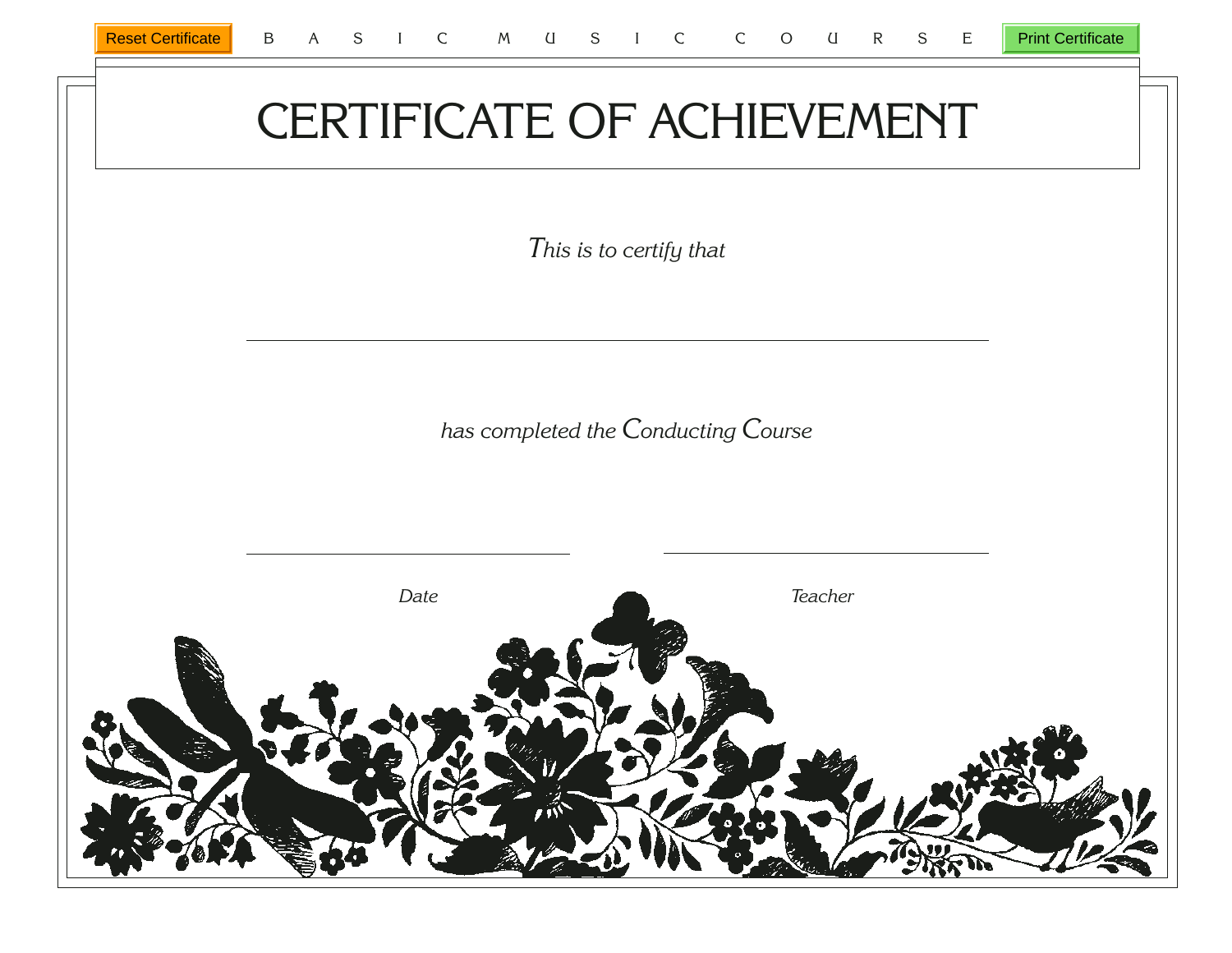Reset Certificate B A S I C M U S I C C O U R S E Print Certificate

# CERTIFICATE OF ACHIEVEMENT

*This is to certify that*

______________________________

*has completed the Conducting Course*

______________________ ______________________

*Date* *Teacher*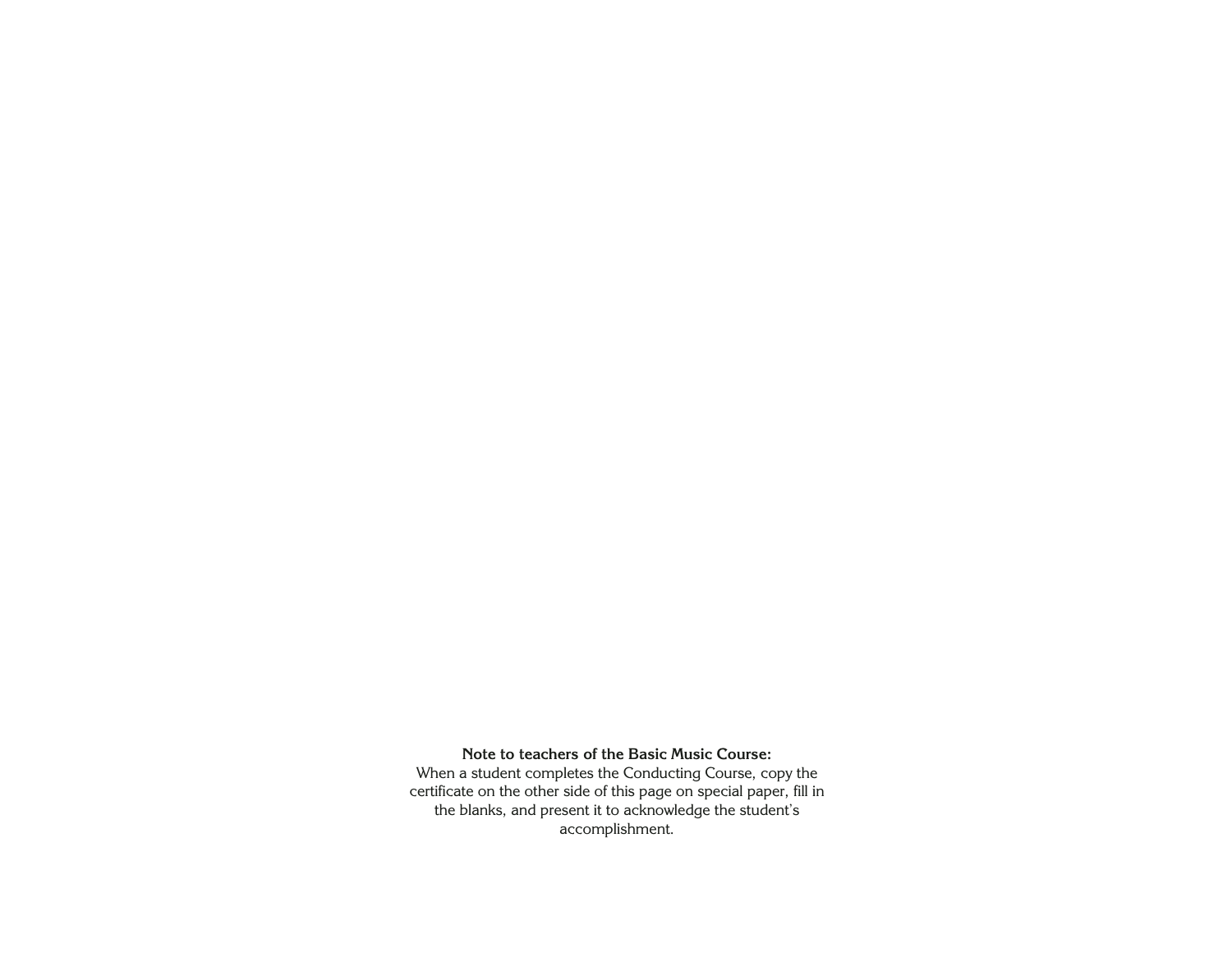**Note to teachers of the Basic Music Course:**
When a student completes the Conducting Course, copy the certificate on the other side of this page on special paper, fill in the blanks, and present it to acknowledge the student's accomplishment.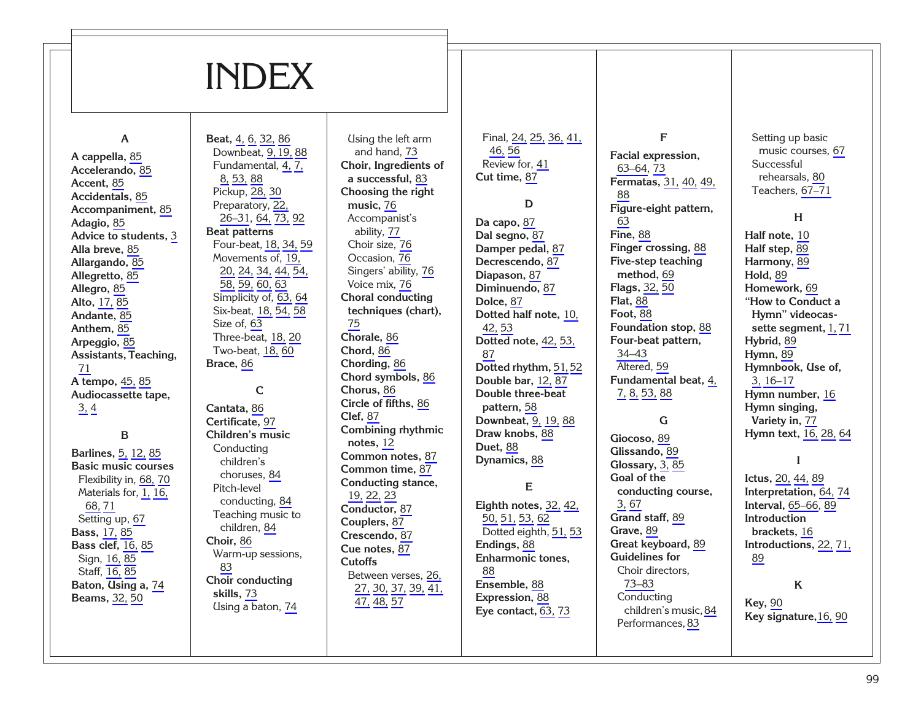# INDEX

## A

**A cappella,** 85
**Accelerando,** 85
**Accent,** 85
**Accidentals,** 85
**Accompaniment,** 85
**Adagio,** 85
**Advice to students,** 3
**Alla breve,** 85
**Allargando,** 85
**Allegretto,** 85
**Allegro,** 85
**Alto,** 17, 85
**Andante,** 85
**Anthem,** 85
**Arpeggio,** 85
**Assistants, Teaching,** 71
**A tempo,** 45, 85
**Audiocassette tape,** 3, 4

## B

**Barlines,** 5, 12, 85
**Basic music courses**
- Flexibility in, 68, 70
- Materials for, 1, 16, 68, 71
- Setting up, 67

**Bass,** 17, 85
**Bass clef,** 16, 85
- Sign, 16, 85
- Staff, 16, 85

**Baton, Using a,** 74
**Beams,** 32, 50
**Beat,** 4, 6, 32, 86
- Downbeat, 9, 19, 88
- Fundamental, 4, 7, 8, 53, 88
- Pickup, 28, 30
- Preparatory, 22, 26–31, 64, 73, 92

**Beat patterns**
- Four-beat, 18, 34, 59
- Movements of, 19, 20, 24, 34, 44, 54, 58, 59, 60, 63
- Simplicity of, 63, 64
- Six-beat, 18, 54, 58
- Size of, 63
- Three-beat, 18, 20
- Two-beat, 18, 60

**Brace,** 86

## C

**Cantata,** 86
**Certificate,** 97
**Children's music**
- Conducting children's choruses, 84
- Pitch-level conducting, 84
- Teaching music to children, 84

**Choir,** 86
- Warm-up sessions, 83

**Choir conducting skills,** 73
- Using a baton, 74
- Using the left arm and hand, 73

**Choir, Ingredients of a successful,** 83
**Choosing the right music,** 76
- Accompanist's ability, 77
- Choir size, 76
- Occasion, 76
- Singers' ability, 76
- Voice mix, 76

**Choral conducting techniques (chart),** 75
**Chorale,** 86
**Chord,** 86
**Chording,** 86
**Chord symbols,** 86
**Chorus,** 86
**Circle of fifths,** 86
**Clef,** 87
**Combining rhythmic notes,** 12
**Common notes,** 87
**Common time,** 87
**Conducting stance,** 19, 22, 23
**Conductor,** 87
**Couplers,** 87
**Crescendo,** 87
**Cue notes,** 87
**Cutoffs**
- Between verses, 26, 27, 30, 37, 39, 41, 47, 48, 57
- Final, 24, 25, 36, 41, 46, 56
- Review for, 41

**Cut time,** 87

## D

**Da capo,** 87
**Dal segno,** 87
**Damper pedal,** 87
**Decrescendo,** 87
**Diapason,** 87
**Diminuendo,** 87
**Dolce,** 87
**Dotted half note,** 10, 42, 53
**Dotted note,** 42, 53, 87
**Dotted rhythm,** 51, 52
**Double bar,** 12, 87
**Double three-beat pattern,** 58
**Downbeat,** 9, 19, 88
**Draw knobs,** 88
**Duet,** 88
**Dynamics,** 88

## E

**Eighth notes,** 32, 42, 50, 51, 53, 62
- Dotted eighth, 51, 53

**Endings,** 88
**Enharmonic tones,** 88
**Ensemble,** 88
**Expression,** 88
**Eye contact,** 63, 73

## F

**Facial expression,** 63–64, 73
**Fermatas,** 31, 40, 49, 88
**Figure-eight pattern,** 63
**Fine,** 88
**Finger crossing,** 88
**Five-step teaching method,** 69
**Flags,** 32, 50
**Flat,** 88
**Foot,** 88
**Foundation stop,** 88
**Four-beat pattern,** 34–43
- Altered, 59

**Fundamental beat,** 4, 7, 8, 53, 88

## G

**Giocoso,** 89
**Glissando,** 89
**Glossary,** 3, 85
**Goal of the conducting course,** 3, 67
**Grand staff,** 89
**Grave,** 89
**Great keyboard,** 89
**Guidelines for**
- Choir directors, 73–83
- Conducting children's music, 84
- Performances, 83
- Setting up basic music courses, 67
- Successful rehearsals, 80
- Teachers, 67–71

## H

**Half note,** 10
**Half step,** 89
**Harmony,** 89
**Hold,** 89
**Homework,** 69
**"How to Conduct a Hymn" videocassette segment,** 1, 71
**Hybrid,** 89
**Hymn,** 89
**Hymnbook, Use of,** 3, 16–17
**Hymn number,** 16
**Hymn singing, Variety in,** 77
**Hymn text,** 16, 28, 64

## I

**Ictus,** 20, 44, 89
**Interpretation,** 64, 74
**Interval,** 65–66, 89
**Introduction brackets,** 16
**Introductions,** 22, 71, 89

## K

**Key,** 90
**Key signature,** 16, 90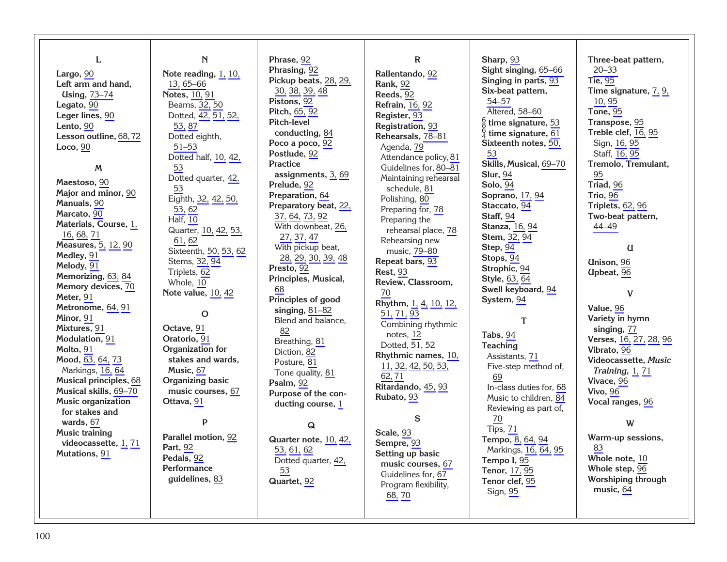### L

**Largo,** 90
**Left arm and hand, Using,** 73–74
**Legato,** 90
**Leger lines,** 90
**Lento,** 90
**Lesson outline,** 68, 72
**Loco,** 90

### M

**Maestoso,** 90
**Major and minor,** 90
**Manuals,** 90
**Marcato,** 90
**Materials, Course,** 1, 16, 68, 71
**Measures,** 5, 12, 90
**Medley,** 91
**Melody,** 91
**Memorizing,** 63, 84
**Memory devices,** 70
**Meter,** 91
**Metronome,** 64, 91
**Minor,** 91
**Mixtures,** 91
**Modulation,** 91
**Molto,** 91
**Mood,** 63, 64, 73
- Markings, 16, 64

**Musical principles,** 68
**Musical skills,** 69–70
**Music organization for stakes and wards,** 67
**Music training videocassette,** 1, 71
**Mutations,** 91

### N

**Note reading,** 1, 10, 13, 65–66
**Notes,** 10, 91
- Beams, 32, 50
- Dotted, 42, 51, 52, 53, 87
- Dotted eighth, 51–53
- Dotted half, 10, 42, 53
- Dotted quarter, 42, 53
- Eighth, 32, 42, 50, 53, 62
- Half, 10
- Quarter, 10, 42, 53, 61, 62
- Sixteenth, 50, 53, 62
- Stems, 32, 94
- Triplets, 62
- Whole, 10

**Note value,** 10, 42

### O

**Octave,** 91
**Oratorio,** 91
**Organization for stakes and wards, Music,** 67
**Organizing basic music courses,** 67
**Ottava,** 91

### P

**Parallel motion,** 92
**Part,** 92
**Pedals,** 92
**Performance guidelines,** 83
**Phrase,** 92
**Phrasing,** 92
**Pickup beats,** 28, 29, 30, 38, 39, 48
**Pistons,** 92
**Pitch,** 65, 92
**Pitch-level conducting,** 84
**Poco a poco,** 92
**Postlude,** 92
**Practice assignments,** 3, 69
**Prelude,** 92
**Preparation,** 64
**Preparatory beat,** 22, 37, 64, 73, 92
- With downbeat, 26, 27, 37, 47
- With pickup beat, 28, 29, 30, 39, 48

**Presto,** 92
**Principles, Musical,** 68
**Principles of good singing,** 81–82
- Blend and balance, 82
- Breathing, 81
- Diction, 82
- Posture, 81
- Tone quality, 81

**Psalm,** 92
**Purpose of the conducting course,** 1

### Q

**Quarter note,** 10, 42, 53, 61, 62
- Dotted quarter, 42, 53

**Quartet,** 92

### R

**Rallentando,** 92
**Rank,** 92
**Reeds,** 92
**Refrain,** 16, 92
**Register,** 93
**Registration,** 93
**Rehearsals,** 78–81
- Agenda, 79
- Attendance policy, 81
- Guidelines for, 80–81
- Maintaining rehearsal schedule, 81
- Polishing, 80
- Preparing for, 78
- Preparing the rehearsal place, 78
- Rehearsing new music, 79–80

**Repeat bars,** 93
**Rest,** 93
**Review, Classroom,** 70
**Rhythm,** 1, 4, 10, 12, 51, 71, 93
- Combining rhythmic notes, 12
- Dotted, 51, 52

**Rhythmic names,** 10, 11, 32, 42, 50, 53, 62, 71
**Ritardando,** 45, 93
**Rubato,** 93

### S

**Scale,** 93
**Sempre,** 93
**Setting up basic music courses,** 67
- Guidelines for, 67
- Program flexibility, 68, 70

**Sharp,** 93
**Sight singing,** 65–66
**Singing in parts,** 93
**Six-beat pattern,** 54–57
- Altered, 58–60

**$\frac{6}{8}$ time signature,** 53
**$\frac{6}{4}$ time signature,** 61
**Sixteenth notes,** 50, 53
**Skills, Musical,** 69–70
**Slur,** 94
**Solo,** 94
**Soprano,** 17, 94
**Staccato,** 94
**Staff,** 94
**Stanza,** 16, 94
**Stem,** 32, 94
**Step,** 94
**Stops,** 94
**Strophic,** 94
**Style,** 63, 64
**Swell keyboard,** 94
**System,** 94

### T

**Tabs,** 94
**Teaching**
- Assistants, 71
- Five-step method of, 69
- In-class duties for, 68
- Music to children, 84
- Reviewing as part of, 70
- Tips, 71

**Tempo,** 8, 64, 94
- Markings, 16, 64, 95

**Tempo I,** 95
**Tenor,** 17, 95
**Tenor clef,** 95
- Sign, 95

**Three-beat pattern,** 20–33
**Tie,** 95
**Time signature,** 7, 9, 10, 95
**Tone,** 95
**Transpose,** 95
**Treble clef,** 16, 95
- Sign, 16, 95
- Staff, 16, 95

**Tremolo, Tremulant,** 95
**Triad,** 96
**Trio,** 96
**Triplets,** 62, 96
**Two-beat pattern,** 44–49

### U

**Unison,** 96
**Upbeat,** 96

### V

**Value,** 96
**Variety in hymn singing,** 77
**Verses,** 16, 27, 28, 96
**Vibrato,** 96
**Videocassette, *Music Training,*** 1, 71
**Vivace,** 96
**Vivo,** 96
**Vocal ranges,** 96

### W

**Warm-up sessions,** 83
**Whole note,** 10
**Whole step,** 96
**Worshiping through music,** 64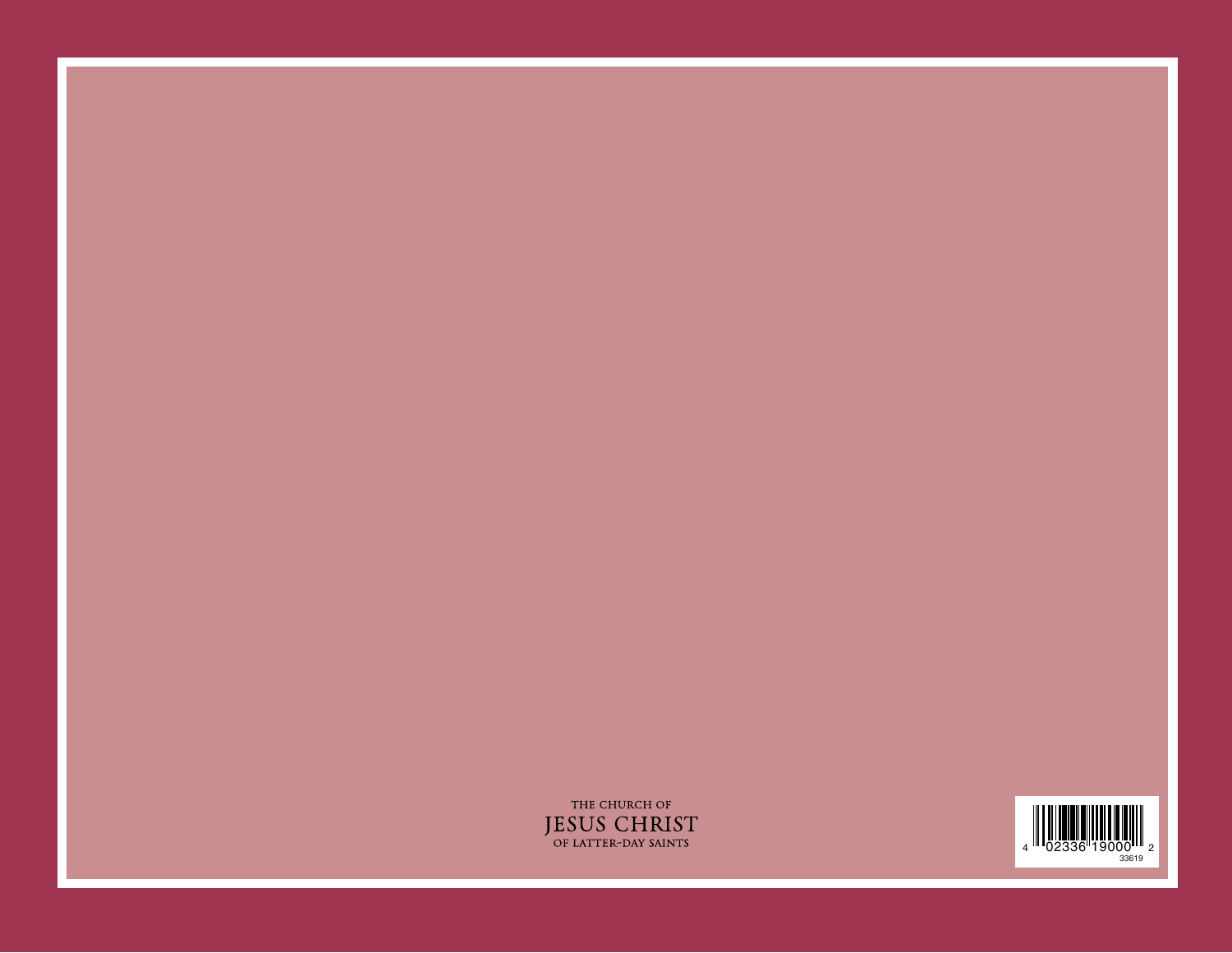THE CHURCH OF
JESUS CHRIST
OF LATTER-DAY SAINTS

4 02336 19000 2
33619